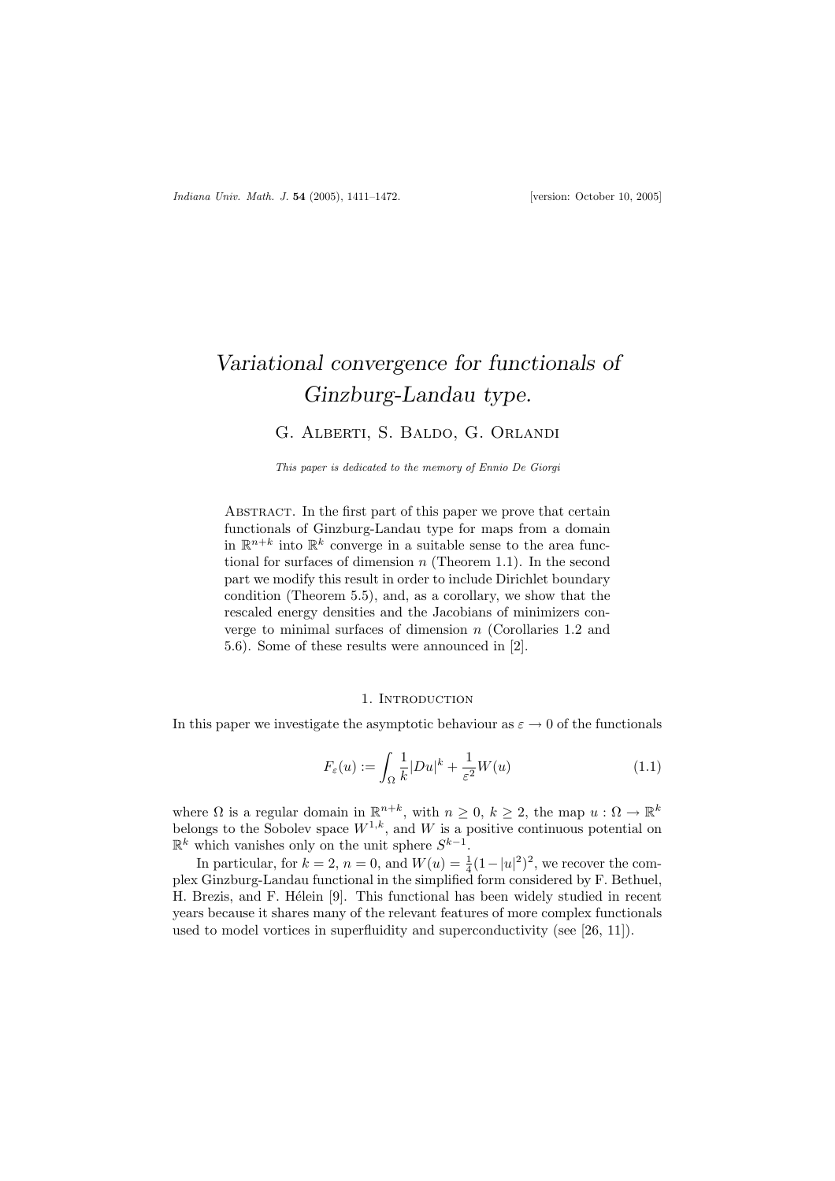# *Variational convergence for functionals of Ginzburg-Landau type.*

G. Alberti, S. Baldo, G. Orlandi

*This paper is dedicated to the memory of Ennio De Giorgi*

Abstract. In the first part of this paper we prove that certain functionals of Ginzburg-Landau type for maps from a domain in $\mathbb{R}^{n+k}$ into $\mathbb{R}^k$ converge in a suitable sense to the area functional for surfaces of dimension $n$ (Theorem 1.1). In the second part we modify this result in order to include Dirichlet boundary condition (Theorem 5.5), and, as a corollary, we show that the rescaled energy densities and the Jacobians of minimizers converge to minimal surfaces of dimension $n$ (Corollaries 1.2 and 5.6). Some of these results were announced in [2].

## 1. Introduction

In this paper we investigate the asymptotic behaviour as $\varepsilon \to 0$ of the functionals

$$F_\varepsilon(u) := \int_\Omega \frac{1}{k}|Du|^k + \frac{1}{\varepsilon^2}W(u) \tag{1.1}$$

where $\Omega$ is a regular domain in $\mathbb{R}^{n+k}$, with $n \geq 0$, $k \geq 2$, the map $u : \Omega \to \mathbb{R}^k$ belongs to the Sobolev space $W^{1,k}$, and $W$ is a positive continuous potential on $\mathbb{R}^k$ which vanishes only on the unit sphere $S^{k-1}$.

In particular, for $k = 2$, $n = 0$, and $W(u) = \frac{1}{4}(1-|u|^2)^2$, we recover the complex Ginzburg-Landau functional in the simplified form considered by F. Bethuel, H. Brezis, and F. Hélein [9]. This functional has been widely studied in recent years because it shares many of the relevant features of more complex functionals used to model vortices in superfluidity and superconductivity (see [26, 11]).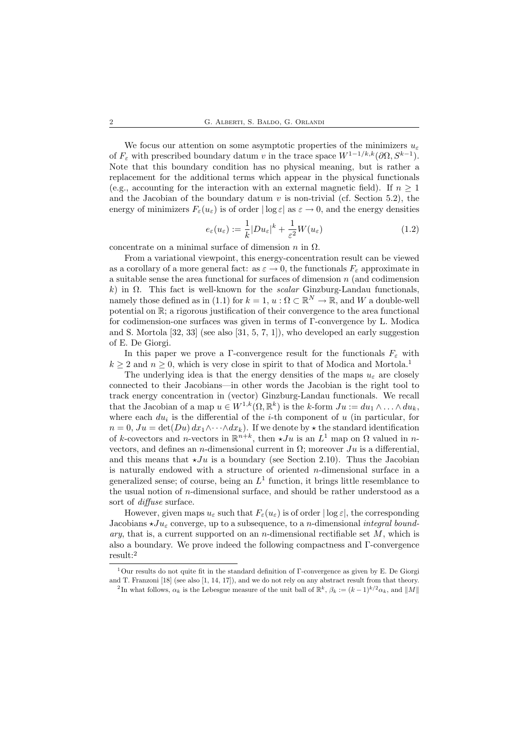We focus our attention on some asymptotic properties of the minimizers $u_\varepsilon$ of $F_\varepsilon$ with prescribed boundary datum $v$ in the trace space $W^{1-1/k,k}(\partial\Omega, S^{k-1})$. Note that this boundary condition has no physical meaning, but is rather a replacement for the additional terms which appear in the physical functionals (e.g., accounting for the interaction with an external magnetic field). If $n \geq 1$ and the Jacobian of the boundary datum $v$ is non-trivial (cf. Section 5.2), the energy of minimizers $F_\varepsilon(u_\varepsilon)$ is of order $|\log\varepsilon|$ as $\varepsilon \to 0$, and the energy densities

$$e_\varepsilon(u_\varepsilon) := \frac{1}{k}|Du_\varepsilon|^k + \frac{1}{\varepsilon^2}W(u_\varepsilon) \tag{1.2}$$

concentrate on a minimal surface of dimension $n$ in $\Omega$.

From a variational viewpoint, this energy-concentration result can be viewed as a corollary of a more general fact: as $\varepsilon \to 0$, the functionals $F_\varepsilon$ approximate in a suitable sense the area functional for surfaces of dimension $n$ (and codimension $k$) in $\Omega$. This fact is well-known for the *scalar* Ginzburg-Landau functionals, namely those defined as in (1.1) for $k = 1$, $u : \Omega \subset \mathbb{R}^N \to \mathbb{R}$, and $W$ a double-well potential on $\mathbb{R}$; a rigorous justification of their convergence to the area functional for codimension-one surfaces was given in terms of $\Gamma$-convergence by L. Modica and S. Mortola [32, 33] (see also [31, 5, 7, 1]), who developed an early suggestion of E. De Giorgi.

In this paper we prove a $\Gamma$-convergence result for the functionals $F_\varepsilon$ with $k \geq 2$ and $n \geq 0$, which is very close in spirit to that of Modica and Mortola.[1]

The underlying idea is that the energy densities of the maps $u_\varepsilon$ are closely connected to their Jacobians—in other words the Jacobian is the right tool to track energy concentration in (vector) Ginzburg-Landau functionals. We recall that the Jacobian of a map $u \in W^{1,k}(\Omega, \mathbb{R}^k)$ is the $k$-form $Ju := du_1 \wedge \ldots \wedge du_k$, where each $du_i$ is the differential of the $i$-th component of $u$ (in particular, for $n = 0$, $Ju = \det(Du)\, dx_1 \wedge \cdots \wedge dx_k$). If we denote by $\star$ the standard identification of $k$-covectors and $n$-vectors in $\mathbb{R}^{n+k}$, then $\star Ju$ is an $L^1$ map on $\Omega$ valued in $n$-vectors, and defines an $n$-dimensional current in $\Omega$; moreover $Ju$ is a differential, and this means that $\star Ju$ is a boundary (see Section 2.10). Thus the Jacobian is naturally endowed with a structure of oriented $n$-dimensional surface in a generalized sense; of course, being an $L^1$ function, it brings little resemblance to the usual notion of $n$-dimensional surface, and should be rather understood as a sort of *diffuse* surface.

However, given maps $u_\varepsilon$ such that $F_\varepsilon(u_\varepsilon)$ is of order $|\log\varepsilon|$, the corresponding Jacobians $\star Ju_\varepsilon$ converge, up to a subsequence, to a $n$-dimensional *integral boundary*, that is, a current supported on an $n$-dimensional rectifiable set $M$, which is also a boundary. We prove indeed the following compactness and $\Gamma$-convergence result:[2]

---

[1] Our results do not quite fit in the standard definition of $\Gamma$-convergence as given by E. De Giorgi and T. Franzoni [18] (see also [1, 14, 17]), and we do not rely on any abstract result from that theory.

[2] In what follows, $\alpha_k$ is the Lebesgue measure of the unit ball of $\mathbb{R}^k$, $\beta_k := (k-1)^{k/2}\alpha_k$, and $\|M\|$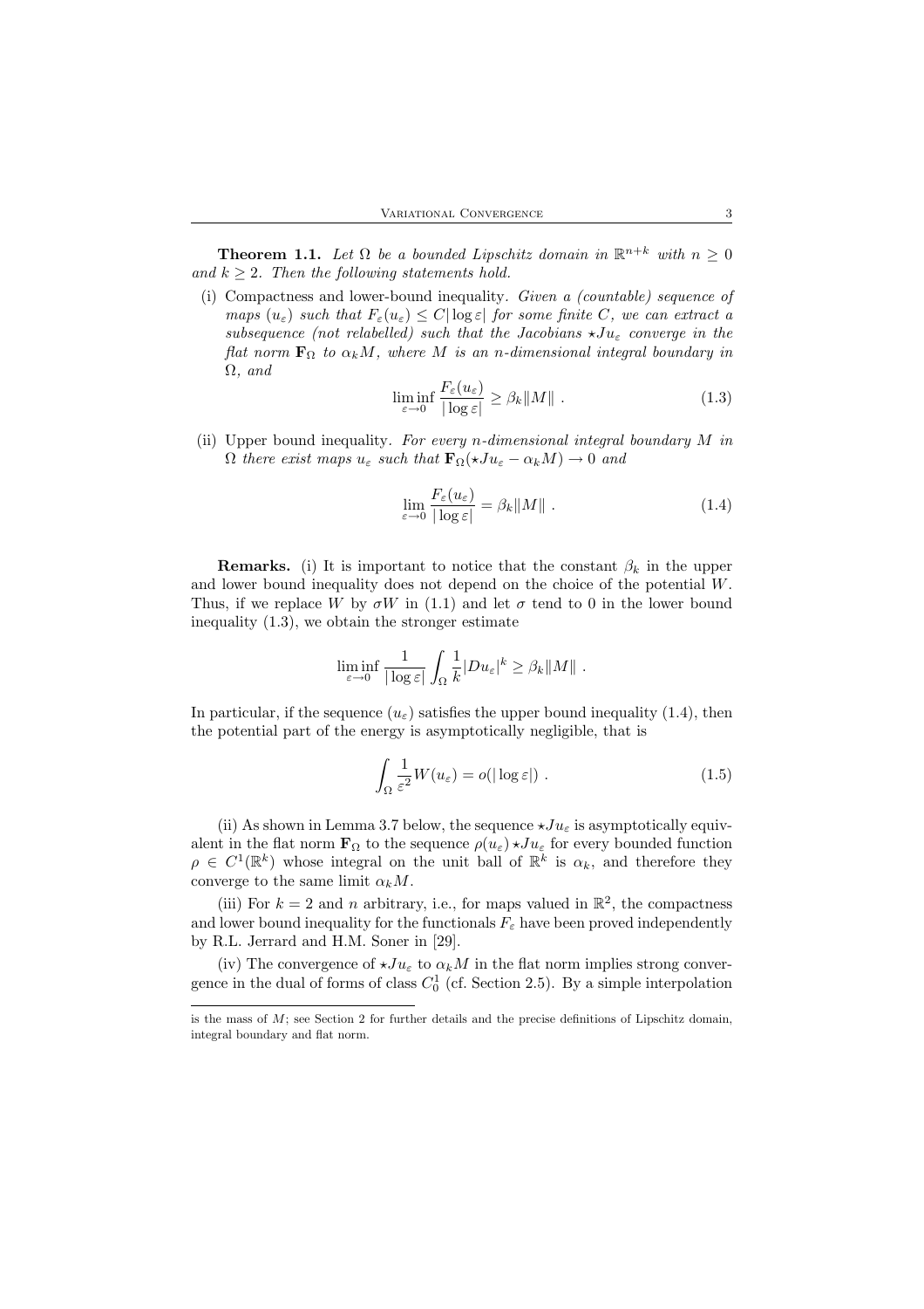**Theorem 1.1.** *Let $\Omega$ be a bounded Lipschitz domain in $\mathbb{R}^{n+k}$ with $n \geq 0$ and $k \geq 2$. Then the following statements hold.*

(i) Compactness and lower-bound inequality. *Given a (countable) sequence of maps $(u_\varepsilon)$ such that $F_\varepsilon(u_\varepsilon) \leq C|\log \varepsilon|$ for some finite $C$, we can extract a subsequence (not relabelled) such that the Jacobians $\star Ju_\varepsilon$ converge in the flat norm $\mathbf{F}_\Omega$ to $\alpha_k M$, where $M$ is an $n$-dimensional integral boundary in $\Omega$, and*

$$\liminf_{\varepsilon \to 0} \frac{F_\varepsilon(u_\varepsilon)}{|\log \varepsilon|} \geq \beta_k \|M\| \ . \tag{1.3}$$

(ii) Upper bound inequality. *For every $n$-dimensional integral boundary $M$ in $\Omega$ there exist maps $u_\varepsilon$ such that $\mathbf{F}_\Omega(\star Ju_\varepsilon - \alpha_k M) \to 0$ and*

$$\lim_{\varepsilon \to 0} \frac{F_\varepsilon(u_\varepsilon)}{|\log \varepsilon|} = \beta_k \|M\| \ . \tag{1.4}$$

**Remarks.** (i) It is important to notice that the constant $\beta_k$ in the upper and lower bound inequality does not depend on the choice of the potential $W$. Thus, if we replace $W$ by $\sigma W$ in (1.1) and let $\sigma$ tend to 0 in the lower bound inequality (1.3), we obtain the stronger estimate

$$\liminf_{\varepsilon \to 0} \frac{1}{|\log \varepsilon|} \int_\Omega \frac{1}{k} |Du_\varepsilon|^k \geq \beta_k \|M\| \ .$$

In particular, if the sequence $(u_\varepsilon)$ satisfies the upper bound inequality (1.4), then the potential part of the energy is asymptotically negligible, that is

$$\int_\Omega \frac{1}{\varepsilon^2} W(u_\varepsilon) = o(|\log \varepsilon|) \ . \tag{1.5}$$

(ii) As shown in Lemma 3.7 below, the sequence $\star Ju_\varepsilon$ is asymptotically equivalent in the flat norm $\mathbf{F}_\Omega$ to the sequence $\rho(u_\varepsilon) \star Ju_\varepsilon$ for every bounded function $\rho \in C^1(\mathbb{R}^k)$ whose integral on the unit ball of $\mathbb{R}^k$ is $\alpha_k$, and therefore they converge to the same limit $\alpha_k M$.

(iii) For $k = 2$ and $n$ arbitrary, i.e., for maps valued in $\mathbb{R}^2$, the compactness and lower bound inequality for the functionals $F_\varepsilon$ have been proved independently by R.L. Jerrard and H.M. Soner in [29].

(iv) The convergence of $\star Ju_\varepsilon$ to $\alpha_k M$ in the flat norm implies strong convergence in the dual of forms of class $C_0^1$ (cf. Section 2.5). By a simple interpolation

---

is the mass of $M$; see Section 2 for further details and the precise definitions of Lipschitz domain, integral boundary and flat norm.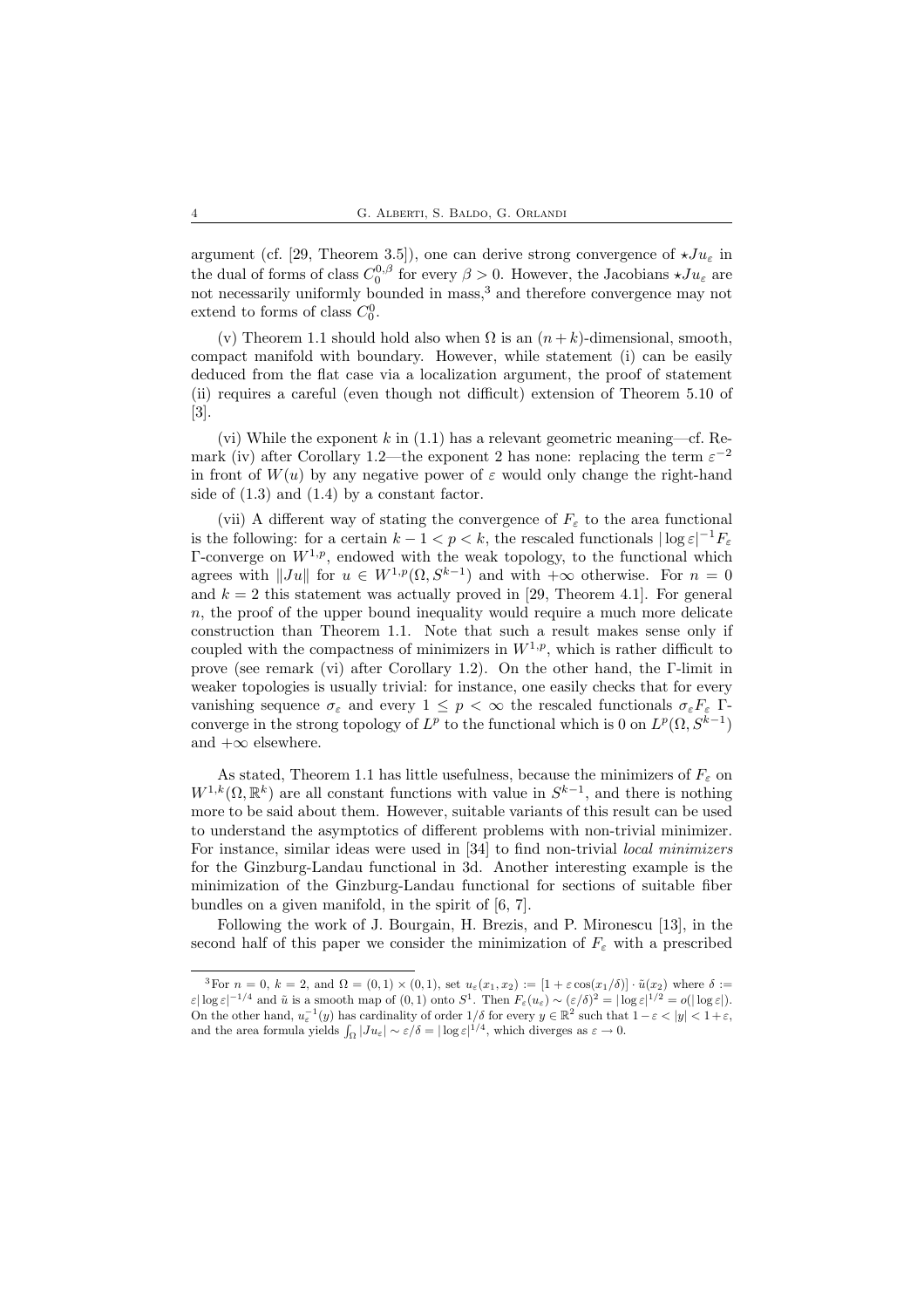argument (cf. [29, Theorem 3.5]), one can derive strong convergence of $\star Ju_\varepsilon$ in the dual of forms of class $C_0^{0,\beta}$ for every $\beta > 0$. However, the Jacobians $\star Ju_\varepsilon$ are not necessarily uniformly bounded in mass,[3] and therefore convergence may not extend to forms of class $C_0^0$.

(v) Theorem 1.1 should hold also when $\Omega$ is an $(n+k)$-dimensional, smooth, compact manifold with boundary. However, while statement (i) can be easily deduced from the flat case via a localization argument, the proof of statement (ii) requires a careful (even though not difficult) extension of Theorem 5.10 of [3].

(vi) While the exponent $k$ in (1.1) has a relevant geometric meaning—cf. Remark (iv) after Corollary 1.2—the exponent 2 has none: replacing the term $\varepsilon^{-2}$ in front of $W(u)$ by any negative power of $\varepsilon$ would only change the right-hand side of (1.3) and (1.4) by a constant factor.

(vii) A different way of stating the convergence of $F_\varepsilon$ to the area functional is the following: for a certain $k-1 < p < k$, the rescaled functionals $|\log\varepsilon|^{-1}F_\varepsilon$ $\Gamma$-converge on $W^{1,p}$, endowed with the weak topology, to the functional which agrees with $\|Ju\|$ for $u \in W^{1,p}(\Omega, S^{k-1})$ and with $+\infty$ otherwise. For $n=0$ and $k=2$ this statement was actually proved in [29, Theorem 4.1]. For general $n$, the proof of the upper bound inequality would require a much more delicate construction than Theorem 1.1. Note that such a result makes sense only if coupled with the compactness of minimizers in $W^{1,p}$, which is rather difficult to prove (see remark (vi) after Corollary 1.2). On the other hand, the $\Gamma$-limit in weaker topologies is usually trivial: for instance, one easily checks that for every vanishing sequence $\sigma_\varepsilon$ and every $1 \le p < \infty$ the rescaled functionals $\sigma_\varepsilon F_\varepsilon$ $\Gamma$-converge in the strong topology of $L^p$ to the functional which is 0 on $L^p(\Omega, S^{k-1})$ and $+\infty$ elsewhere.

As stated, Theorem 1.1 has little usefulness, because the minimizers of $F_\varepsilon$ on $W^{1,k}(\Omega, \mathbb{R}^k)$ are all constant functions with value in $S^{k-1}$, and there is nothing more to be said about them. However, suitable variants of this result can be used to understand the asymptotics of different problems with non-trivial minimizer. For instance, similar ideas were used in [34] to find non-trivial *local minimizers* for the Ginzburg-Landau functional in 3d. Another interesting example is the minimization of the Ginzburg-Landau functional for sections of suitable fiber bundles on a given manifold, in the spirit of [6, 7].

Following the work of J. Bourgain, H. Brezis, and P. Mironescu [13], in the second half of this paper we consider the minimization of $F_\varepsilon$ with a prescribed

---

[3] For $n=0$, $k=2$, and $\Omega = (0,1)\times(0,1)$, set $u_\varepsilon(x_1,x_2) := [1+\varepsilon\cos(x_1/\delta)]\cdot\tilde{u}(x_2)$ where $\delta := \varepsilon|\log\varepsilon|^{-1/4}$ and $\tilde{u}$ is a smooth map of $(0,1)$ onto $S^1$. Then $F_\varepsilon(u_\varepsilon) \sim (\varepsilon/\delta)^2 = |\log\varepsilon|^{1/2} = o(|\log\varepsilon|)$. On the other hand, $u_\varepsilon^{-1}(y)$ has cardinality of order $1/\delta$ for every $y \in \mathbb{R}^2$ such that $1-\varepsilon < |y| < 1+\varepsilon$, and the area formula yields $\int_\Omega |Ju_\varepsilon| \sim \varepsilon/\delta = |\log\varepsilon|^{1/4}$, which diverges as $\varepsilon \to 0$.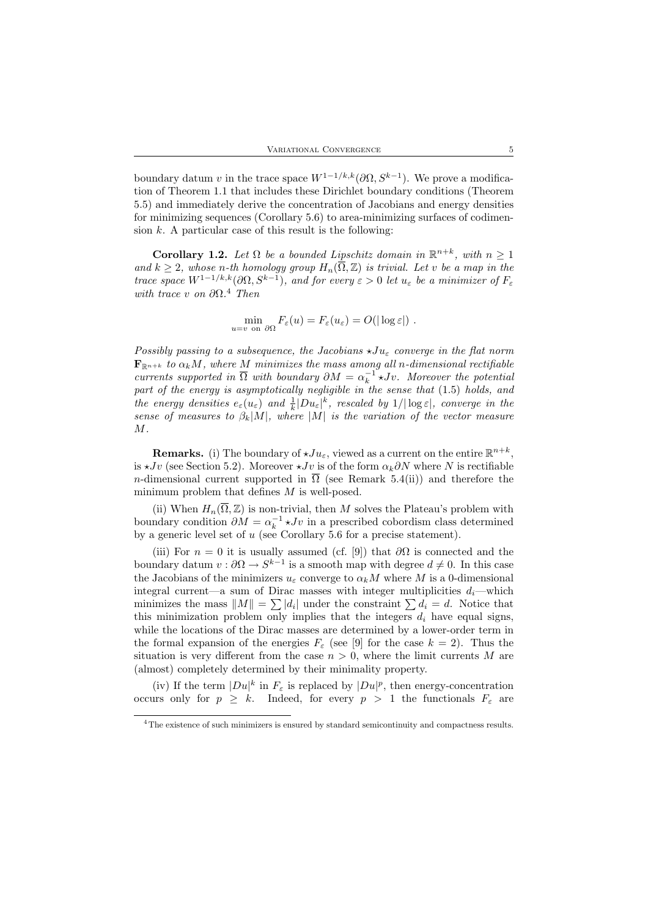boundary datum $v$ in the trace space $W^{1-1/k,k}(\partial\Omega, S^{k-1})$. We prove a modification of Theorem 1.1 that includes these Dirichlet boundary conditions (Theorem 5.5) and immediately derive the concentration of Jacobians and energy densities for minimizing sequences (Corollary 5.6) to area-minimizing surfaces of codimension $k$. A particular case of this result is the following:

**Corollary 1.2.** *Let $\Omega$ be a bounded Lipschitz domain in $\mathbb{R}^{n+k}$, with $n \geq 1$ and $k \geq 2$, whose $n$-th homology group $H_n(\overline{\Omega}, \mathbb{Z})$ is trivial. Let $v$ be a map in the trace space $W^{1-1/k,k}(\partial\Omega, S^{k-1})$, and for every $\varepsilon > 0$ let $u_\varepsilon$ be a minimizer of $F_\varepsilon$ with trace $v$ on $\partial\Omega$.*[4] *Then*

$$\min_{u=v \text{ on } \partial\Omega} F_\varepsilon(u) = F_\varepsilon(u_\varepsilon) = O(|\log \varepsilon|) \ .$$

*Possibly passing to a subsequence, the Jacobians $\star Ju_\varepsilon$ converge in the flat norm $\mathbf{F}_{\mathbb{R}^{n+k}}$ to $\alpha_k M$, where $M$ minimizes the mass among all $n$-dimensional rectifiable currents supported in $\overline{\Omega}$ with boundary $\partial M = \alpha_k^{-1} \star Jv$. Moreover the potential part of the energy is asymptotically negligible in the sense that* (1.5) *holds, and the energy densities $e_\varepsilon(u_\varepsilon)$ and $\frac{1}{k}|Du_\varepsilon|^k$, rescaled by $1/|\log \varepsilon|$, converge in the sense of measures to $\beta_k |M|$, where $|M|$ is the variation of the vector measure $M$.*

**Remarks.** (i) The boundary of $\star Ju_\varepsilon$, viewed as a current on the entire $\mathbb{R}^{n+k}$, is $\star Jv$ (see Section 5.2). Moreover $\star Jv$ is of the form $\alpha_k \partial N$ where $N$ is rectifiable $n$-dimensional current supported in $\overline{\Omega}$ (see Remark 5.4(ii)) and therefore the minimum problem that defines $M$ is well-posed.

(ii) When $H_n(\overline{\Omega}, \mathbb{Z})$ is non-trivial, then $M$ solves the Plateau's problem with boundary condition $\partial M = \alpha_k^{-1} \star Jv$ in a prescribed cobordism class determined by a generic level set of $u$ (see Corollary 5.6 for a precise statement).

(iii) For $n = 0$ it is usually assumed (cf. [9]) that $\partial\Omega$ is connected and the boundary datum $v : \partial\Omega \to S^{k-1}$ is a smooth map with degree $d \neq 0$. In this case the Jacobians of the minimizers $u_\varepsilon$ converge to $\alpha_k M$ where $M$ is a 0-dimensional integral current—a sum of Dirac masses with integer multiplicities $d_i$—which minimizes the mass $\|M\| = \sum |d_i|$ under the constraint $\sum d_i = d$. Notice that this minimization problem only implies that the integers $d_i$ have equal signs, while the locations of the Dirac masses are determined by a lower-order term in the formal expansion of the energies $F_\varepsilon$ (see [9] for the case $k = 2$). Thus the situation is very different from the case $n > 0$, where the limit currents $M$ are (almost) completely determined by their minimality property.

(iv) If the term $|Du|^k$ in $F_\varepsilon$ is replaced by $|Du|^p$, then energy-concentration occurs only for $p \geq k$. Indeed, for every $p > 1$ the functionals $F_\varepsilon$ are

[4] The existence of such minimizers is ensured by standard semicontinuity and compactness results.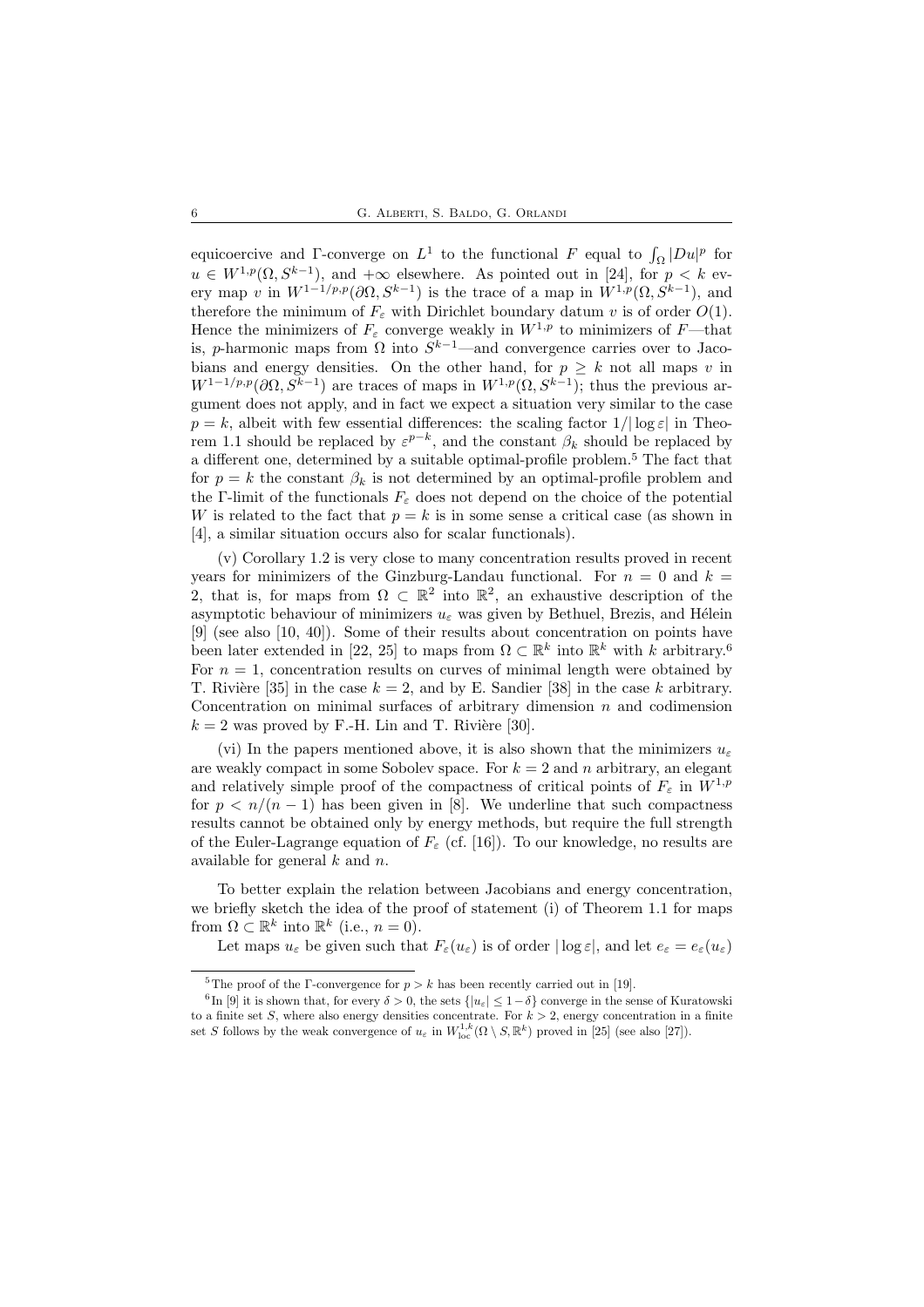equicoercive and Γ-converge on $L^1$ to the functional $F$ equal to $\int_\Omega |Du|^p$ for $u \in W^{1,p}(\Omega, S^{k-1})$, and $+\infty$ elsewhere. As pointed out in [24], for $p < k$ every map $v$ in $W^{1-1/p,p}(\partial\Omega, S^{k-1})$ is the trace of a map in $W^{1,p}(\Omega, S^{k-1})$, and therefore the minimum of $F_\varepsilon$ with Dirichlet boundary datum $v$ is of order $O(1)$. Hence the minimizers of $F_\varepsilon$ converge weakly in $W^{1,p}$ to minimizers of $F$—that is, $p$-harmonic maps from $\Omega$ into $S^{k-1}$—and convergence carries over to Jacobians and energy densities. On the other hand, for $p \geq k$ not all maps $v$ in $W^{1-1/p,p}(\partial\Omega, S^{k-1})$ are traces of maps in $W^{1,p}(\Omega, S^{k-1})$; thus the previous argument does not apply, and in fact we expect a situation very similar to the case $p = k$, albeit with few essential differences: the scaling factor $1/|\log \varepsilon|$ in Theorem 1.1 should be replaced by $\varepsilon^{p-k}$, and the constant $\beta_k$ should be replaced by a different one, determined by a suitable optimal-profile problem.[5] The fact that for $p = k$ the constant $\beta_k$ is not determined by an optimal-profile problem and the Γ-limit of the functionals $F_\varepsilon$ does not depend on the choice of the potential $W$ is related to the fact that $p = k$ is in some sense a critical case (as shown in [4], a similar situation occurs also for scalar functionals).

(v) Corollary 1.2 is very close to many concentration results proved in recent years for minimizers of the Ginzburg-Landau functional. For $n = 0$ and $k = 2$, that is, for maps from $\Omega \subset \mathbb{R}^2$ into $\mathbb{R}^2$, an exhaustive description of the asymptotic behaviour of minimizers $u_\varepsilon$ was given by Bethuel, Brezis, and Hélein [9] (see also [10, 40]). Some of their results about concentration on points have been later extended in [22, 25] to maps from $\Omega \subset \mathbb{R}^k$ into $\mathbb{R}^k$ with $k$ arbitrary.[6] For $n = 1$, concentration results on curves of minimal length were obtained by T. Rivière [35] in the case $k = 2$, and by E. Sandier [38] in the case $k$ arbitrary. Concentration on minimal surfaces of arbitrary dimension $n$ and codimension $k = 2$ was proved by F.-H. Lin and T. Rivière [30].

(vi) In the papers mentioned above, it is also shown that the minimizers $u_\varepsilon$ are weakly compact in some Sobolev space. For $k = 2$ and $n$ arbitrary, an elegant and relatively simple proof of the compactness of critical points of $F_\varepsilon$ in $W^{1,p}$ for $p < n/(n-1)$ has been given in [8]. We underline that such compactness results cannot be obtained only by energy methods, but require the full strength of the Euler-Lagrange equation of $F_\varepsilon$ (cf. [16]). To our knowledge, no results are available for general $k$ and $n$.

To better explain the relation between Jacobians and energy concentration, we briefly sketch the idea of the proof of statement (i) of Theorem 1.1 for maps from $\Omega \subset \mathbb{R}^k$ into $\mathbb{R}^k$ (i.e., $n = 0$).

Let maps $u_\varepsilon$ be given such that $F_\varepsilon(u_\varepsilon)$ is of order $|\log \varepsilon|$, and let $e_\varepsilon = e_\varepsilon(u_\varepsilon)$

---

[5] The proof of the Γ-convergence for $p > k$ has been recently carried out in [19].

[6] In [9] it is shown that, for every $\delta > 0$, the sets $\{|u_\varepsilon| \leq 1 - \delta\}$ converge in the sense of Kuratowski to a finite set $S$, where also energy densities concentrate. For $k > 2$, energy concentration in a finite set $S$ follows by the weak convergence of $u_\varepsilon$ in $W^{1,k}_{\text{loc}}(\Omega \setminus S, \mathbb{R}^k)$ proved in [25] (see also [27]).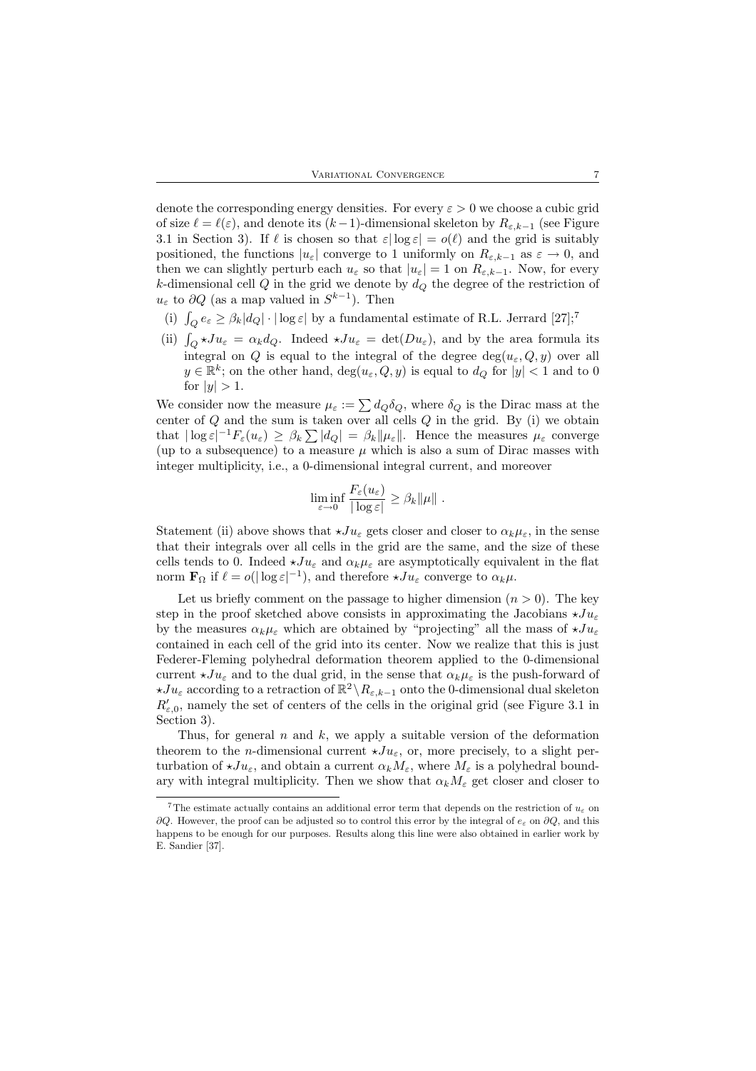denote the corresponding energy densities. For every $\varepsilon > 0$ we choose a cubic grid of size $\ell = \ell(\varepsilon)$, and denote its $(k-1)$-dimensional skeleton by $R_{\varepsilon,k-1}$ (see Figure 3.1 in Section 3). If $\ell$ is chosen so that $\varepsilon|\log\varepsilon| = o(\ell)$ and the grid is suitably positioned, the functions $|u_\varepsilon|$ converge to 1 uniformly on $R_{\varepsilon,k-1}$ as $\varepsilon \to 0$, and then we can slightly perturb each $u_\varepsilon$ so that $|u_\varepsilon| = 1$ on $R_{\varepsilon,k-1}$. Now, for every $k$-dimensional cell $Q$ in the grid we denote by $d_Q$ the degree of the restriction of $u_\varepsilon$ to $\partial Q$ (as a map valued in $S^{k-1}$). Then

(i) $\int_Q e_\varepsilon \geq \beta_k |d_Q| \cdot |\log\varepsilon|$ by a fundamental estimate of R.L. Jerrard [27];[7]

(ii) $\int_Q \star Ju_\varepsilon = \alpha_k d_Q$. Indeed $\star Ju_\varepsilon = \det(Du_\varepsilon)$, and by the area formula its integral on $Q$ is equal to the integral of the degree $\deg(u_\varepsilon, Q, y)$ over all $y \in \mathbb{R}^k$; on the other hand, $\deg(u_\varepsilon, Q, y)$ is equal to $d_Q$ for $|y| < 1$ and to 0 for $|y| > 1$.

We consider now the measure $\mu_\varepsilon := \sum d_Q \delta_Q$, where $\delta_Q$ is the Dirac mass at the center of $Q$ and the sum is taken over all cells $Q$ in the grid. By (i) we obtain that $|\log\varepsilon|^{-1} F_\varepsilon(u_\varepsilon) \geq \beta_k \sum |d_Q| = \beta_k \|\mu_\varepsilon\|$. Hence the measures $\mu_\varepsilon$ converge (up to a subsequence) to a measure $\mu$ which is also a sum of Dirac masses with integer multiplicity, i.e., a 0-dimensional integral current, and moreover

$$\liminf_{\varepsilon \to 0} \frac{F_\varepsilon(u_\varepsilon)}{|\log\varepsilon|} \geq \beta_k \|\mu\| \ .$$

Statement (ii) above shows that $\star Ju_\varepsilon$ gets closer and closer to $\alpha_k \mu_\varepsilon$, in the sense that their integrals over all cells in the grid are the same, and the size of these cells tends to 0. Indeed $\star Ju_\varepsilon$ and $\alpha_k \mu_\varepsilon$ are asymptotically equivalent in the flat norm $\mathbf{F}_\Omega$ if $\ell = o(|\log\varepsilon|^{-1})$, and therefore $\star Ju_\varepsilon$ converge to $\alpha_k \mu$.

Let us briefly comment on the passage to higher dimension ($n > 0$). The key step in the proof sketched above consists in approximating the Jacobians $\star Ju_\varepsilon$ by the measures $\alpha_k \mu_\varepsilon$ which are obtained by "projecting" all the mass of $\star Ju_\varepsilon$ contained in each cell of the grid into its center. Now we realize that this is just Federer-Fleming polyhedral deformation theorem applied to the 0-dimensional current $\star Ju_\varepsilon$ and to the dual grid, in the sense that $\alpha_k \mu_\varepsilon$ is the push-forward of $\star Ju_\varepsilon$ according to a retraction of $\mathbb{R}^2 \setminus R_{\varepsilon,k-1}$ onto the 0-dimensional dual skeleton $R'_{\varepsilon,0}$, namely the set of centers of the cells in the original grid (see Figure 3.1 in Section 3).

Thus, for general $n$ and $k$, we apply a suitable version of the deformation theorem to the $n$-dimensional current $\star Ju_\varepsilon$, or, more precisely, to a slight perturbation of $\star Ju_\varepsilon$, and obtain a current $\alpha_k M_\varepsilon$, where $M_\varepsilon$ is a polyhedral boundary with integral multiplicity. Then we show that $\alpha_k M_\varepsilon$ get closer and closer to

---

[7] The estimate actually contains an additional error term that depends on the restriction of $u_\varepsilon$ on $\partial Q$. However, the proof can be adjusted so to control this error by the integral of $e_\varepsilon$ on $\partial Q$, and this happens to be enough for our purposes. Results along this line were also obtained in earlier work by E. Sandier [37].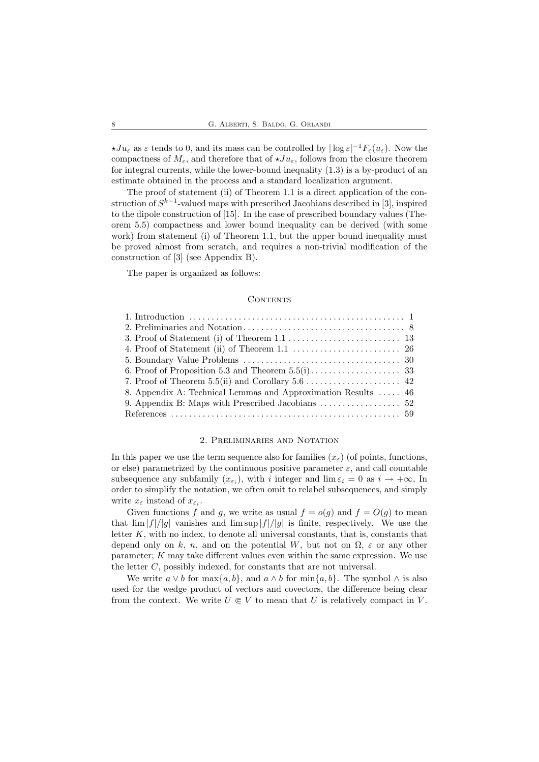$\star Ju_\varepsilon$ as $\varepsilon$ tends to 0, and its mass can be controlled by $|\log\varepsilon|^{-1}F_\varepsilon(u_\varepsilon)$. Now the compactness of $M_\varepsilon$, and therefore that of $\star Ju_\varepsilon$, follows from the closure theorem for integral currents, while the lower-bound inequality (1.3) is a by-product of an estimate obtained in the process and a standard localization argument.

The proof of statement (ii) of Theorem 1.1 is a direct application of the construction of $S^{k-1}$-valued maps with prescribed Jacobians described in [3], inspired to the dipole construction of [15]. In the case of prescribed boundary values (Theorem 5.5) compactness and lower bound inequality can be derived (with some work) from statement (i) of Theorem 1.1, but the upper bound inequality must be proved almost from scratch, and requires a non-trivial modification of the construction of [3] (see Appendix B).

The paper is organized as follows:

### Contents

1. Introduction .......... 1
2. Preliminaries and Notation .......... 8
3. Proof of Statement (i) of Theorem 1.1 .......... 13
4. Proof of Statement (ii) of Theorem 1.1 .......... 26
5. Boundary Value Problems .......... 30
6. Proof of Proposition 5.3 and Theorem 5.5(i) .......... 33
7. Proof of Theorem 5.5(ii) and Corollary 5.6 .......... 42
8. Appendix A: Technical Lemmas and Approximation Results .......... 46
9. Appendix B: Maps with Prescribed Jacobians .......... 52

References .......... 59

## 2. Preliminaries and Notation

In this paper we use the term sequence also for families $(x_\varepsilon)$ (of points, functions, or else) parametrized by the continuous positive parameter $\varepsilon$, and call countable subsequence any subfamily $(x_{\varepsilon_i})$, with $i$ integer and $\lim \varepsilon_i = 0$ as $i \to +\infty$, In order to simplify the notation, we often omit to relabel subsequences, and simply write $x_\varepsilon$ instead of $x_{\varepsilon_i}$.

Given functions $f$ and $g$, we write as usual $f = o(g)$ and $f = O(g)$ to mean that $\lim |f|/|g|$ vanishes and $\limsup |f|/|g|$ is finite, respectively. We use the letter $K$, with no index, to denote all universal constants, that is, constants that depend only on $k$, $n$, and on the potential $W$, but not on $\Omega$, $\varepsilon$ or any other parameter; $K$ may take different values even within the same expression. We use the letter $C$, possibly indexed, for constants that are not universal.

We write $a \vee b$ for $\max\{a, b\}$, and $a \wedge b$ for $\min\{a, b\}$. The symbol $\wedge$ is also used for the wedge product of vectors and covectors, the difference being clear from the context. We write $U \Subset V$ to mean that $U$ is relatively compact in $V$.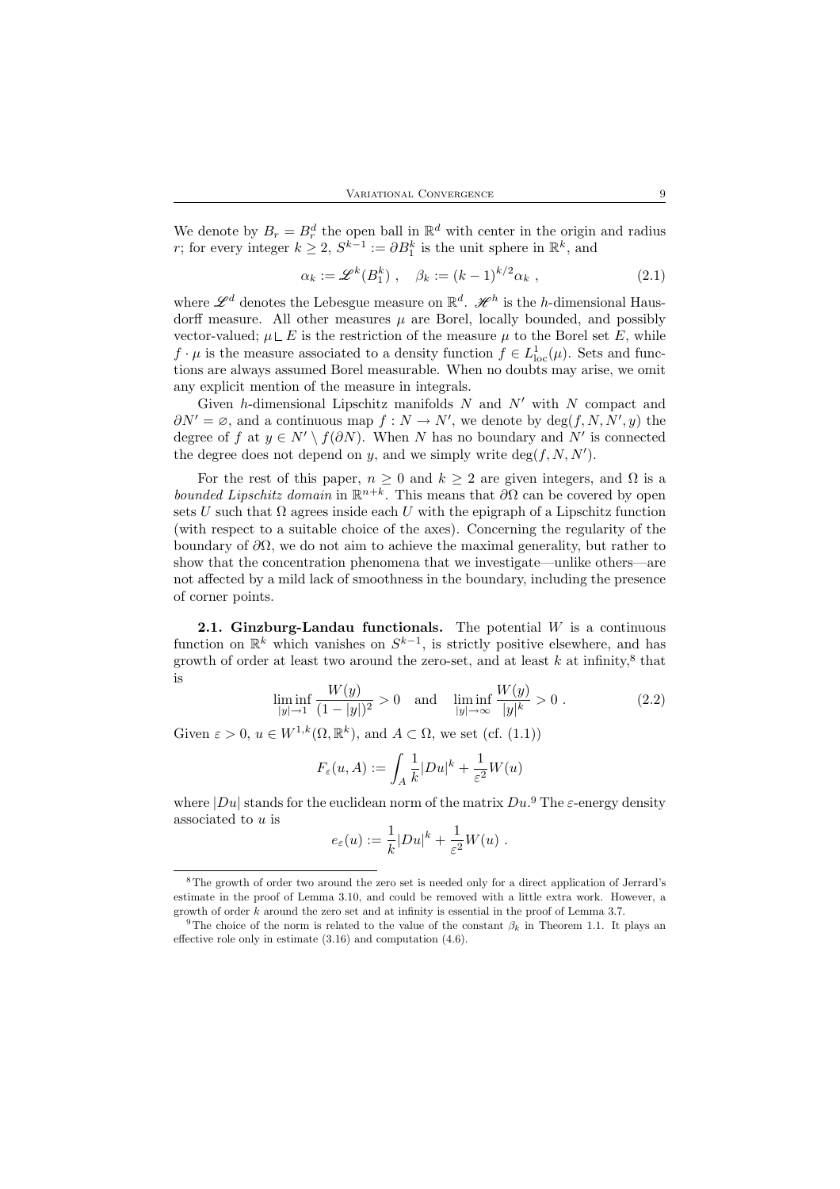We denote by $B_r = B_r^d$ the open ball in $\mathbb{R}^d$ with center in the origin and radius $r$; for every integer $k \geq 2$, $S^{k-1} := \partial B_1^k$ is the unit sphere in $\mathbb{R}^k$, and

$$\alpha_k := \mathscr{L}^k(B_1^k) \ , \quad \beta_k := (k-1)^{k/2}\alpha_k \ , \tag{2.1}$$

where $\mathscr{L}^d$ denotes the Lebesgue measure on $\mathbb{R}^d$. $\mathscr{H}^h$ is the $h$-dimensional Hausdorff measure. All other measures $\mu$ are Borel, locally bounded, and possibly vector-valued; $\mu \llcorner E$ is the restriction of the measure $\mu$ to the Borel set $E$, while $f \cdot \mu$ is the measure associated to a density function $f \in L^1_{\text{loc}}(\mu)$. Sets and functions are always assumed Borel measurable. When no doubts may arise, we omit any explicit mention of the measure in integrals.

Given $h$-dimensional Lipschitz manifolds $N$ and $N'$ with $N$ compact and $\partial N' = \varnothing$, and a continuous map $f : N \to N'$, we denote by $\deg(f, N, N', y)$ the degree of $f$ at $y \in N' \setminus f(\partial N)$. When $N$ has no boundary and $N'$ is connected the degree does not depend on $y$, and we simply write $\deg(f, N, N')$.

For the rest of this paper, $n \geq 0$ and $k \geq 2$ are given integers, and $\Omega$ is a *bounded Lipschitz domain* in $\mathbb{R}^{n+k}$. This means that $\partial\Omega$ can be covered by open sets $U$ such that $\Omega$ agrees inside each $U$ with the epigraph of a Lipschitz function (with respect to a suitable choice of the axes). Concerning the regularity of the boundary of $\partial\Omega$, we do not aim to achieve the maximal generality, but rather to show that the concentration phenomena that we investigate—unlike others—are not affected by a mild lack of smoothness in the boundary, including the presence of corner points.

**2.1. Ginzburg-Landau functionals.** The potential $W$ is a continuous function on $\mathbb{R}^k$ which vanishes on $S^{k-1}$, is strictly positive elsewhere, and has growth of order at least two around the zero-set, and at least $k$ at infinity,[8] that is

$$\liminf_{|y|\to 1} \frac{W(y)}{(1-|y|)^2} > 0 \quad \text{and} \quad \liminf_{|y|\to\infty} \frac{W(y)}{|y|^k} > 0 \ . \tag{2.2}$$

Given $\varepsilon > 0$, $u \in W^{1,k}(\Omega, \mathbb{R}^k)$, and $A \subset \Omega$, we set (cf. (1.1))

$$F_\varepsilon(u, A) := \int_A \frac{1}{k}|Du|^k + \frac{1}{\varepsilon^2}W(u)$$

where $|Du|$ stands for the euclidean norm of the matrix $Du$.[9] The $\varepsilon$-energy density associated to $u$ is

$$e_\varepsilon(u) := \frac{1}{k}|Du|^k + \frac{1}{\varepsilon^2}W(u) \ .$$

---

[8] The growth of order two around the zero set is needed only for a direct application of Jerrard's estimate in the proof of Lemma 3.10, and could be removed with a little extra work. However, a growth of order $k$ around the zero set and at infinity is essential in the proof of Lemma 3.7.

[9] The choice of the norm is related to the value of the constant $\beta_k$ in Theorem 1.1. It plays an effective role only in estimate (3.16) and computation (4.6).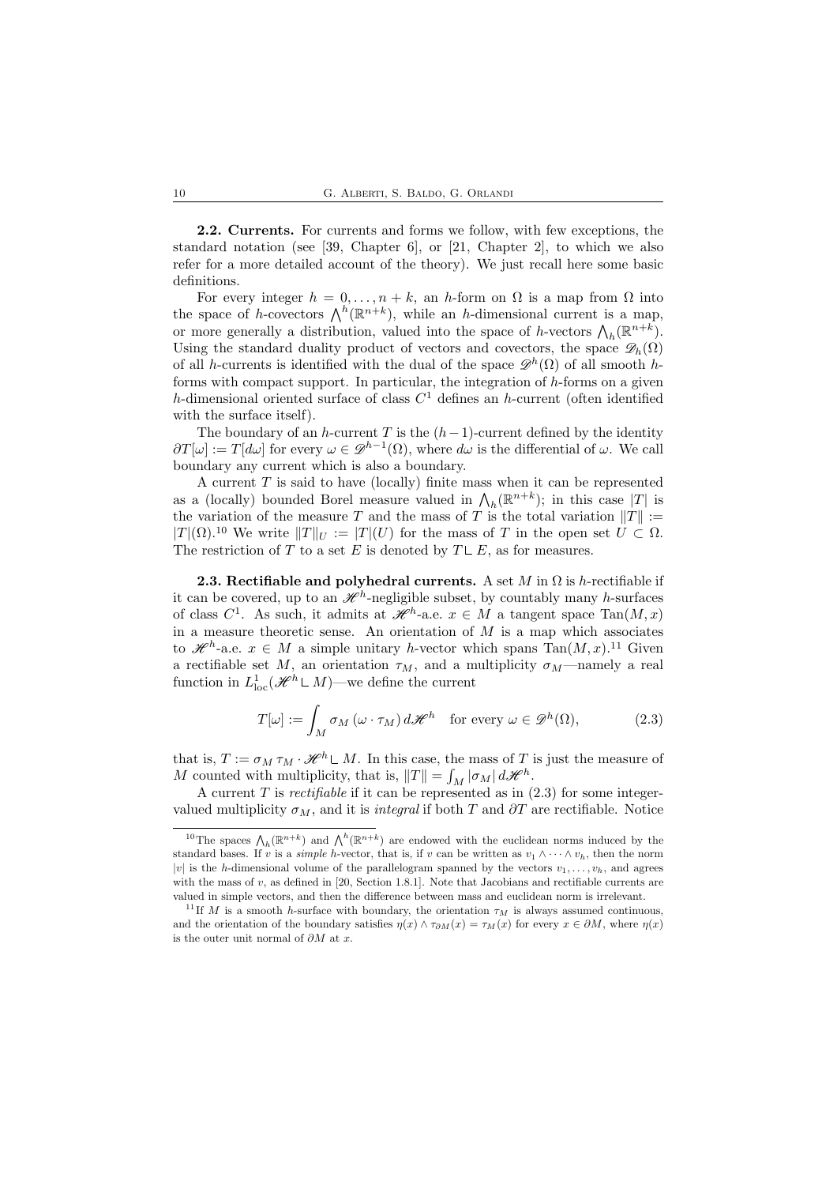**2.2. Currents.** For currents and forms we follow, with few exceptions, the standard notation (see [39, Chapter 6], or [21, Chapter 2], to which we also refer for a more detailed account of the theory). We just recall here some basic definitions.

For every integer $h = 0, \dots, n+k$, an $h$-form on $\Omega$ is a map from $\Omega$ into the space of $h$-covectors $\bigwedge^h(\mathbb{R}^{n+k})$, while an $h$-dimensional current is a map, or more generally a distribution, valued into the space of $h$-vectors $\bigwedge_h(\mathbb{R}^{n+k})$. Using the standard duality product of vectors and covectors, the space $\mathscr{D}_h(\Omega)$ of all $h$-currents is identified with the dual of the space $\mathscr{D}^h(\Omega)$ of all smooth $h$-forms with compact support. In particular, the integration of $h$-forms on a given $h$-dimensional oriented surface of class $C^1$ defines an $h$-current (often identified with the surface itself).

The boundary of an $h$-current $T$ is the $(h-1)$-current defined by the identity $\partial T[\omega] := T[d\omega]$ for every $\omega \in \mathscr{D}^{h-1}(\Omega)$, where $d\omega$ is the differential of $\omega$. We call boundary any current which is also a boundary.

A current $T$ is said to have (locally) finite mass when it can be represented as a (locally) bounded Borel measure valued in $\bigwedge_h(\mathbb{R}^{n+k})$; in this case $|T|$ is the variation of the measure $T$ and the mass of $T$ is the total variation $\|T\| := |T|(\Omega)$.[10] We write $\|T\|_U := |T|(U)$ for the mass of $T$ in the open set $U \subset \Omega$. The restriction of $T$ to a set $E$ is denoted by $T \llcorner E$, as for measures.

**2.3. Rectifiable and polyhedral currents.** A set $M$ in $\Omega$ is $h$-rectifiable if it can be covered, up to an $\mathscr{H}^h$-negligible subset, by countably many $h$-surfaces of class $C^1$. As such, it admits at $\mathscr{H}^h$-a.e. $x \in M$ a tangent space $\mathrm{Tan}(M, x)$ in a measure theoretic sense. An orientation of $M$ is a map which associates to $\mathscr{H}^h$-a.e. $x \in M$ a simple unitary $h$-vector which spans $\mathrm{Tan}(M, x)$.[11] Given a rectifiable set $M$, an orientation $\tau_M$, and a multiplicity $\sigma_M$—namely a real function in $L^1_{\mathrm{loc}}(\mathscr{H}^h \llcorner M)$—we define the current

$$T[\omega] := \int_M \sigma_M \, (\omega \cdot \tau_M) \, d\mathscr{H}^h \quad \text{for every } \omega \in \mathscr{D}^h(\Omega), \tag{2.3}$$

that is, $T := \sigma_M \, \tau_M \cdot \mathscr{H}^h \llcorner M$. In this case, the mass of $T$ is just the measure of $M$ counted with multiplicity, that is, $\|T\| = \int_M |\sigma_M| \, d\mathscr{H}^h$.

A current $T$ is *rectifiable* if it can be represented as in (2.3) for some integer-valued multiplicity $\sigma_M$, and it is *integral* if both $T$ and $\partial T$ are rectifiable. Notice

---

[10] The spaces $\bigwedge_h(\mathbb{R}^{n+k})$ and $\bigwedge^h(\mathbb{R}^{n+k})$ are endowed with the euclidean norms induced by the standard bases. If $v$ is a *simple* $h$-vector, that is, if $v$ can be written as $v_1 \wedge \cdots \wedge v_h$, then the norm $|v|$ is the $h$-dimensional volume of the parallelogram spanned by the vectors $v_1, \dots, v_h$, and agrees with the mass of $v$, as defined in [20, Section 1.8.1]. Note that Jacobians and rectifiable currents are valued in simple vectors, and then the difference between mass and euclidean norm is irrelevant.

[11] If $M$ is a smooth $h$-surface with boundary, the orientation $\tau_M$ is always assumed continuous, and the orientation of the boundary satisfies $\eta(x) \wedge \tau_{\partial M}(x) = \tau_M(x)$ for every $x \in \partial M$, where $\eta(x)$ is the outer unit normal of $\partial M$ at $x$.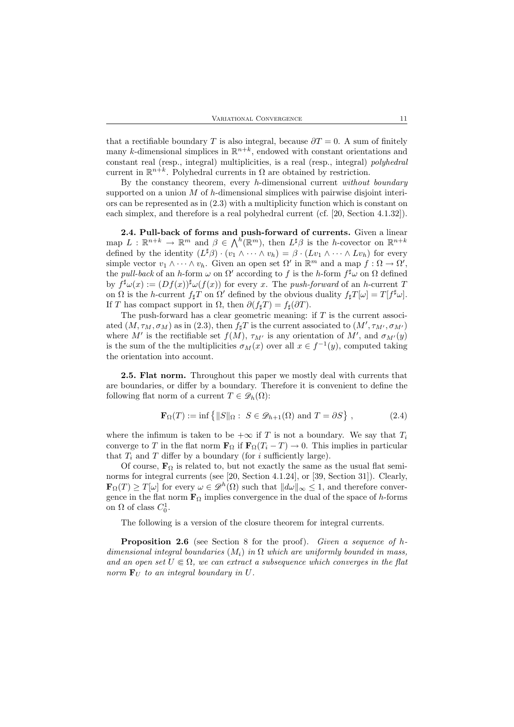that a rectifiable boundary $T$ is also integral, because $\partial T = 0$. A sum of finitely many $k$-dimensional simplices in $\mathbb{R}^{n+k}$, endowed with constant orientations and constant real (resp., integral) multiplicities, is a real (resp., integral) *polyhedral* current in $\mathbb{R}^{n+k}$. Polyhedral currents in $\Omega$ are obtained by restriction.

By the constancy theorem, every $h$-dimensional current *without boundary* supported on a union $M$ of $h$-dimensional simplices with pairwise disjoint interiors can be represented as in (2.3) with a multiplicity function which is constant on each simplex, and therefore is a real polyhedral current (cf. [20, Section 4.1.32]).

**2.4. Pull-back of forms and push-forward of currents.** Given a linear map $L : \mathbb{R}^{n+k} \to \mathbb{R}^m$ and $\beta \in \bigwedge^h(\mathbb{R}^m)$, then $L^\sharp \beta$ is the $h$-covector on $\mathbb{R}^{n+k}$ defined by the identity $(L^\sharp \beta) \cdot (v_1 \wedge \cdots \wedge v_h) = \beta \cdot (Lv_1 \wedge \cdots \wedge Lv_h)$ for every simple vector $v_1 \wedge \cdots \wedge v_h$. Given an open set $\Omega'$ in $\mathbb{R}^m$ and a map $f : \Omega \to \Omega'$, the *pull-back* of an $h$-form $\omega$ on $\Omega'$ according to $f$ is the $h$-form $f^\sharp \omega$ on $\Omega$ defined by $f^\sharp \omega(x) := (Df(x))^\sharp \omega(f(x))$ for every $x$. The *push-forward* of an $h$-current $T$ on $\Omega$ is the $h$-current $f_\sharp T$ on $\Omega'$ defined by the obvious duality $f_\sharp T[\omega] = T[f^\sharp \omega]$. If $T$ has compact support in $\Omega$, then $\partial(f_\sharp T) = f_\sharp(\partial T)$.

The push-forward has a clear geometric meaning: if $T$ is the current associated $(M, \tau_M, \sigma_M)$ as in (2.3), then $f_\sharp T$ is the current associated to $(M', \tau_{M'}, \sigma_{M'})$ where $M'$ is the rectifiable set $f(M)$, $\tau_{M'}$ is any orientation of $M'$, and $\sigma_{M'}(y)$ is the sum of the the multiplicities $\sigma_M(x)$ over all $x \in f^{-1}(y)$, computed taking the orientation into account.

**2.5. Flat norm.** Throughout this paper we mostly deal with currents that are boundaries, or differ by a boundary. Therefore it is convenient to define the following flat norm of a current $T \in \mathscr{D}_h(\Omega)$:

$$\mathbf{F}_\Omega(T) := \inf \big\{ \|S\|_\Omega : \; S \in \mathscr{D}_{h+1}(\Omega) \text{ and } T = \partial S \big\} \,, \tag{2.4}$$

where the infimum is taken to be $+\infty$ if $T$ is not a boundary. We say that $T_i$ converge to $T$ in the flat norm $\mathbf{F}_\Omega$ if $\mathbf{F}_\Omega(T_i - T) \to 0$. This implies in particular that $T_i$ and $T$ differ by a boundary (for $i$ sufficiently large).

Of course, $\mathbf{F}_\Omega$ is related to, but not exactly the same as the usual flat seminorms for integral currents (see [20, Section 4.1.24], or [39, Section 31]). Clearly, $\mathbf{F}_\Omega(T) \geq T[\omega]$ for every $\omega \in \mathscr{D}^h(\Omega)$ such that $\|d\omega\|_\infty \leq 1$, and therefore convergence in the flat norm $\mathbf{F}_\Omega$ implies convergence in the dual of the space of $h$-forms on $\Omega$ of class $C^1_0$.

The following is a version of the closure theorem for integral currents.

**Proposition 2.6** (see Section 8 for the proof). *Given a sequence of $h$-dimensional integral boundaries $(M_i)$ in $\Omega$ which are uniformly bounded in mass, and an open set $U \Subset \Omega$, we can extract a subsequence which converges in the flat norm $\mathbf{F}_U$ to an integral boundary in $U$.*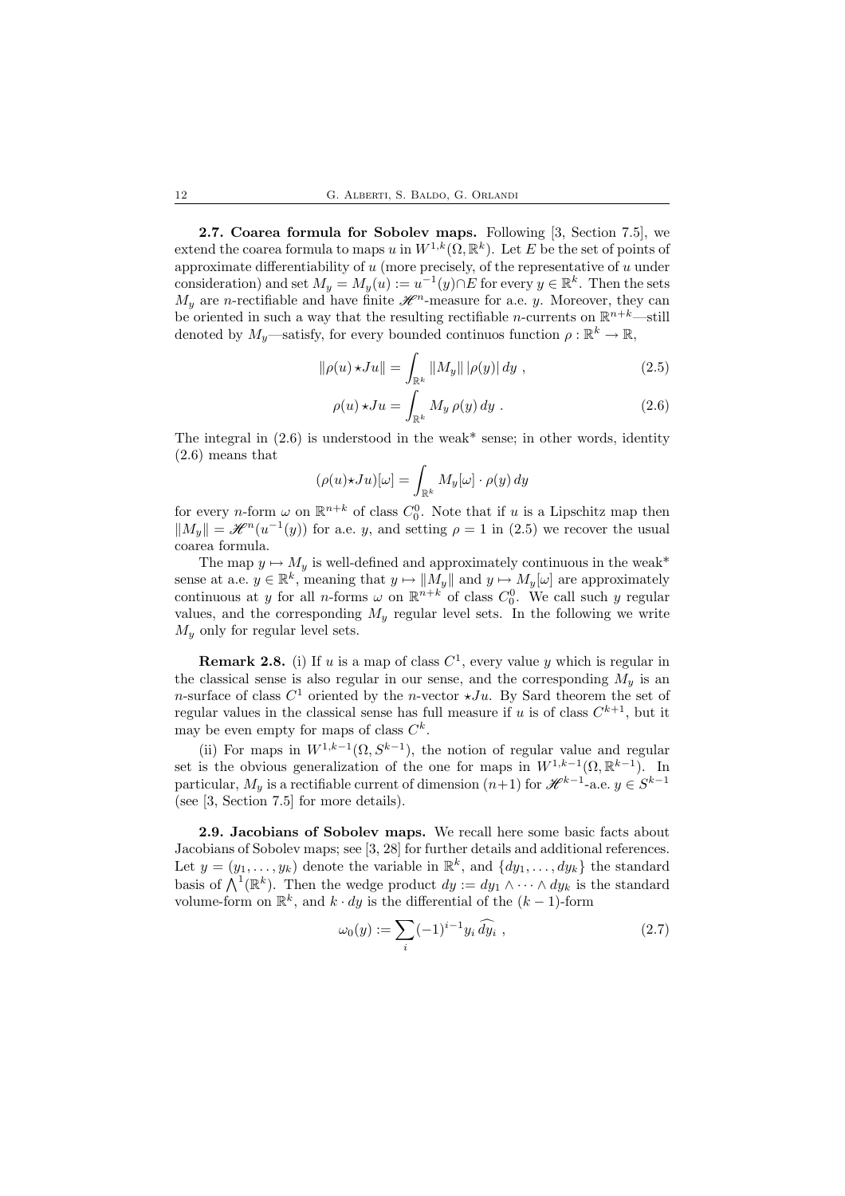**2.7. Coarea formula for Sobolev maps.** Following [3, Section 7.5], we extend the coarea formula to maps $u$ in $W^{1,k}(\Omega, \mathbb{R}^k)$. Let $E$ be the set of points of approximate differentiability of $u$ (more precisely, of the representative of $u$ under consideration) and set $M_y = M_y(u) := u^{-1}(y) \cap E$ for every $y \in \mathbb{R}^k$. Then the sets $M_y$ are $n$-rectifiable and have finite $\mathscr{H}^n$-measure for a.e. $y$. Moreover, they can be oriented in such a way that the resulting rectifiable $n$-currents on $\mathbb{R}^{n+k}$—still denoted by $M_y$—satisfy, for every bounded continuos function $\rho : \mathbb{R}^k \to \mathbb{R}$,

$$\| \rho(u) \star Ju \| = \int_{\mathbb{R}^k} \|M_y\| \, |\rho(y)| \, dy \ , \tag{2.5}$$

$$\rho(u) \star Ju = \int_{\mathbb{R}^k} M_y \, \rho(y) \, dy \ . \tag{2.6}$$

The integral in (2.6) is understood in the weak* sense; in other words, identity (2.6) means that

$$(\rho(u) \star Ju)[\omega] = \int_{\mathbb{R}^k} M_y[\omega] \cdot \rho(y) \, dy$$

for every $n$-form $\omega$ on $\mathbb{R}^{n+k}$ of class $C^0_0$. Note that if $u$ is a Lipschitz map then $\|M_y\| = \mathscr{H}^n(u^{-1}(y))$ for a.e. $y$, and setting $\rho = 1$ in (2.5) we recover the usual coarea formula.

The map $y \mapsto M_y$ is well-defined and approximately continuous in the weak* sense at a.e. $y \in \mathbb{R}^k$, meaning that $y \mapsto \|M_y\|$ and $y \mapsto M_y[\omega]$ are approximately continuous at $y$ for all $n$-forms $\omega$ on $\mathbb{R}^{n+k}$ of class $C^0_0$. We call such $y$ regular values, and the corresponding $M_y$ regular level sets. In the following we write $M_y$ only for regular level sets.

**Remark 2.8.** (i) If $u$ is a map of class $C^1$, every value $y$ which is regular in the classical sense is also regular in our sense, and the corresponding $M_y$ is an $n$-surface of class $C^1$ oriented by the $n$-vector $\star Ju$. By Sard theorem the set of regular values in the classical sense has full measure if $u$ is of class $C^{k+1}$, but it may be even empty for maps of class $C^k$.

(ii) For maps in $W^{1,k-1}(\Omega, S^{k-1})$, the notion of regular value and regular set is the obvious generalization of the one for maps in $W^{1,k-1}(\Omega, \mathbb{R}^{k-1})$. In particular, $M_y$ is a rectifiable current of dimension $(n+1)$ for $\mathscr{H}^{k-1}$-a.e. $y \in S^{k-1}$ (see [3, Section 7.5] for more details).

**2.9. Jacobians of Sobolev maps.** We recall here some basic facts about Jacobians of Sobolev maps; see [3, 28] for further details and additional references. Let $y = (y_1, \dots, y_k)$ denote the variable in $\mathbb{R}^k$, and $\{dy_1, \dots, dy_k\}$ the standard basis of $\bigwedge^1(\mathbb{R}^k)$. Then the wedge product $dy := dy_1 \wedge \cdots \wedge dy_k$ is the standard volume-form on $\mathbb{R}^k$, and $k \cdot dy$ is the differential of the $(k-1)$-form

$$\omega_0(y) := \sum_i (-1)^{i-1} y_i \, \widehat{dy_i} \ , \tag{2.7}$$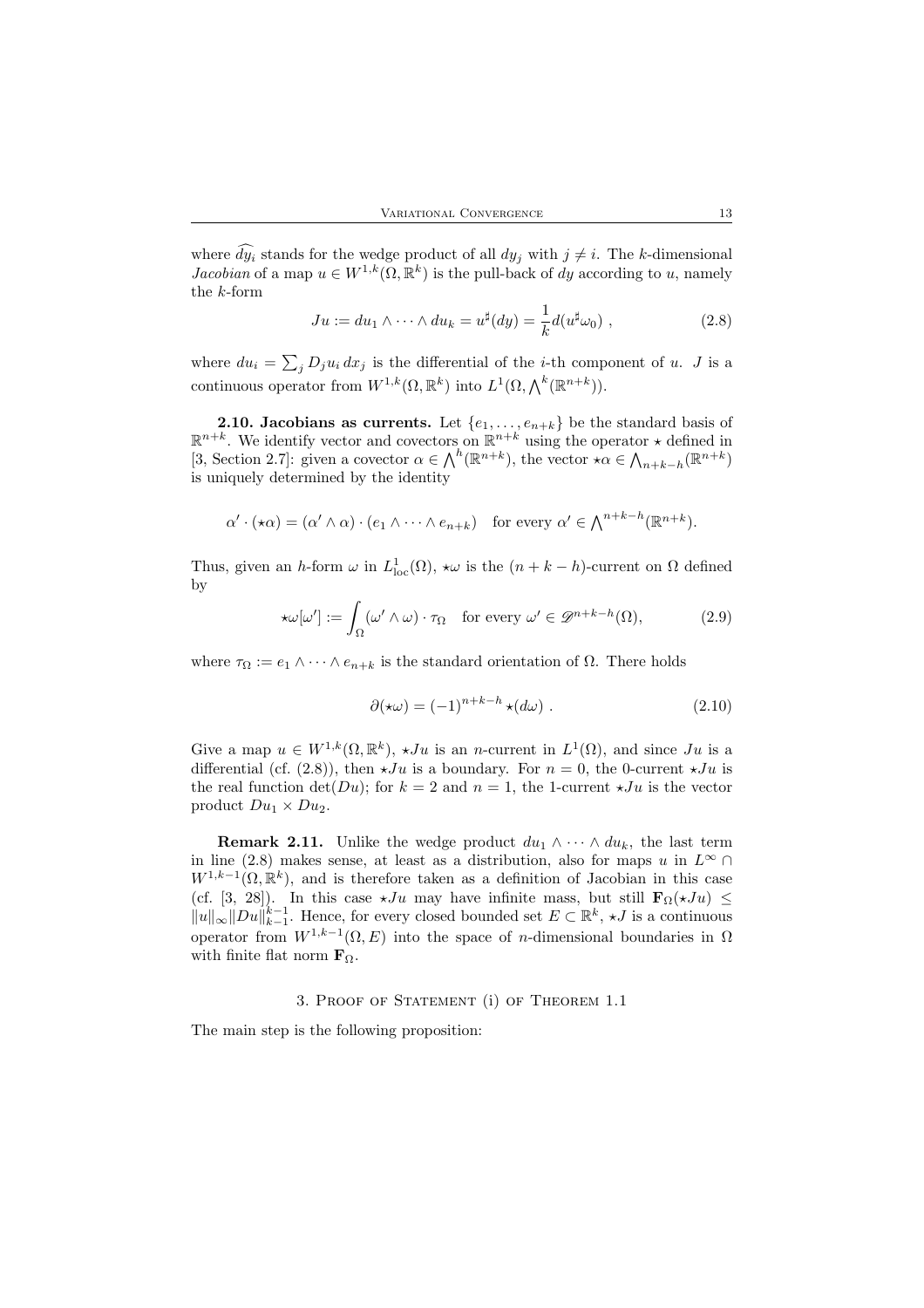where $\widehat{dy_i}$ stands for the wedge product of all $dy_j$ with $j \neq i$. The $k$-dimensional *Jacobian* of a map $u \in W^{1,k}(\Omega, \mathbb{R}^k)$ is the pull-back of $dy$ according to $u$, namely the $k$-form

$$Ju := du_1 \wedge \cdots \wedge du_k = u^\sharp(dy) = \frac{1}{k} d(u^\sharp \omega_0) \ , \tag{2.8}$$

where $du_i = \sum_j D_j u_i \, dx_j$ is the differential of the $i$-th component of $u$. $J$ is a continuous operator from $W^{1,k}(\Omega, \mathbb{R}^k)$ into $L^1(\Omega, \bigwedge^k(\mathbb{R}^{n+k}))$.

**2.10. Jacobians as currents.** Let $\{e_1, \ldots, e_{n+k}\}$ be the standard basis of $\mathbb{R}^{n+k}$. We identify vector and covectors on $\mathbb{R}^{n+k}$ using the operator $\star$ defined in [3, Section 2.7]: given a covector $\alpha \in \bigwedge^h(\mathbb{R}^{n+k})$, the vector $\star\alpha \in \bigwedge_{n+k-h}(\mathbb{R}^{n+k})$ is uniquely determined by the identity

$$\alpha' \cdot (\star\alpha) = (\alpha' \wedge \alpha) \cdot (e_1 \wedge \cdots \wedge e_{n+k}) \quad \text{for every } \alpha' \in \textstyle\bigwedge^{n+k-h}(\mathbb{R}^{n+k}).$$

Thus, given an $h$-form $\omega$ in $L^1_{\rm loc}(\Omega)$, $\star\omega$ is the $(n+k-h)$-current on $\Omega$ defined by

$$\star\omega[\omega'] := \int_\Omega (\omega' \wedge \omega) \cdot \tau_\Omega \quad \text{for every } \omega' \in \mathscr{D}^{n+k-h}(\Omega), \tag{2.9}$$

where $\tau_\Omega := e_1 \wedge \cdots \wedge e_{n+k}$ is the standard orientation of $\Omega$. There holds

$$\partial(\star\omega) = (-1)^{n+k-h} \star(d\omega) \ . \tag{2.10}$$

Give a map $u \in W^{1,k}(\Omega, \mathbb{R}^k)$, $\star Ju$ is an $n$-current in $L^1(\Omega)$, and since $Ju$ is a differential (cf. (2.8)), then $\star Ju$ is a boundary. For $n = 0$, the 0-current $\star Ju$ is the real function $\det(Du)$; for $k = 2$ and $n = 1$, the 1-current $\star Ju$ is the vector product $Du_1 \times Du_2$.

**Remark 2.11.** Unlike the wedge product $du_1 \wedge \cdots \wedge du_k$, the last term in line (2.8) makes sense, at least as a distribution, also for maps $u$ in $L^\infty \cap W^{1,k-1}(\Omega, \mathbb{R}^k)$, and is therefore taken as a definition of Jacobian in this case (cf. [3, 28]). In this case $\star Ju$ may have infinite mass, but still $\mathbf{F}_\Omega(\star Ju) \leq \|u\|_\infty \|Du\|_{k-1}^{k-1}$. Hence, for every closed bounded set $E \subset \mathbb{R}^k$, $\star J$ is a continuous operator from $W^{1,k-1}(\Omega, E)$ into the space of $n$-dimensional boundaries in $\Omega$ with finite flat norm $\mathbf{F}_\Omega$.

## 3. Proof of Statement (i) of Theorem 1.1

The main step is the following proposition: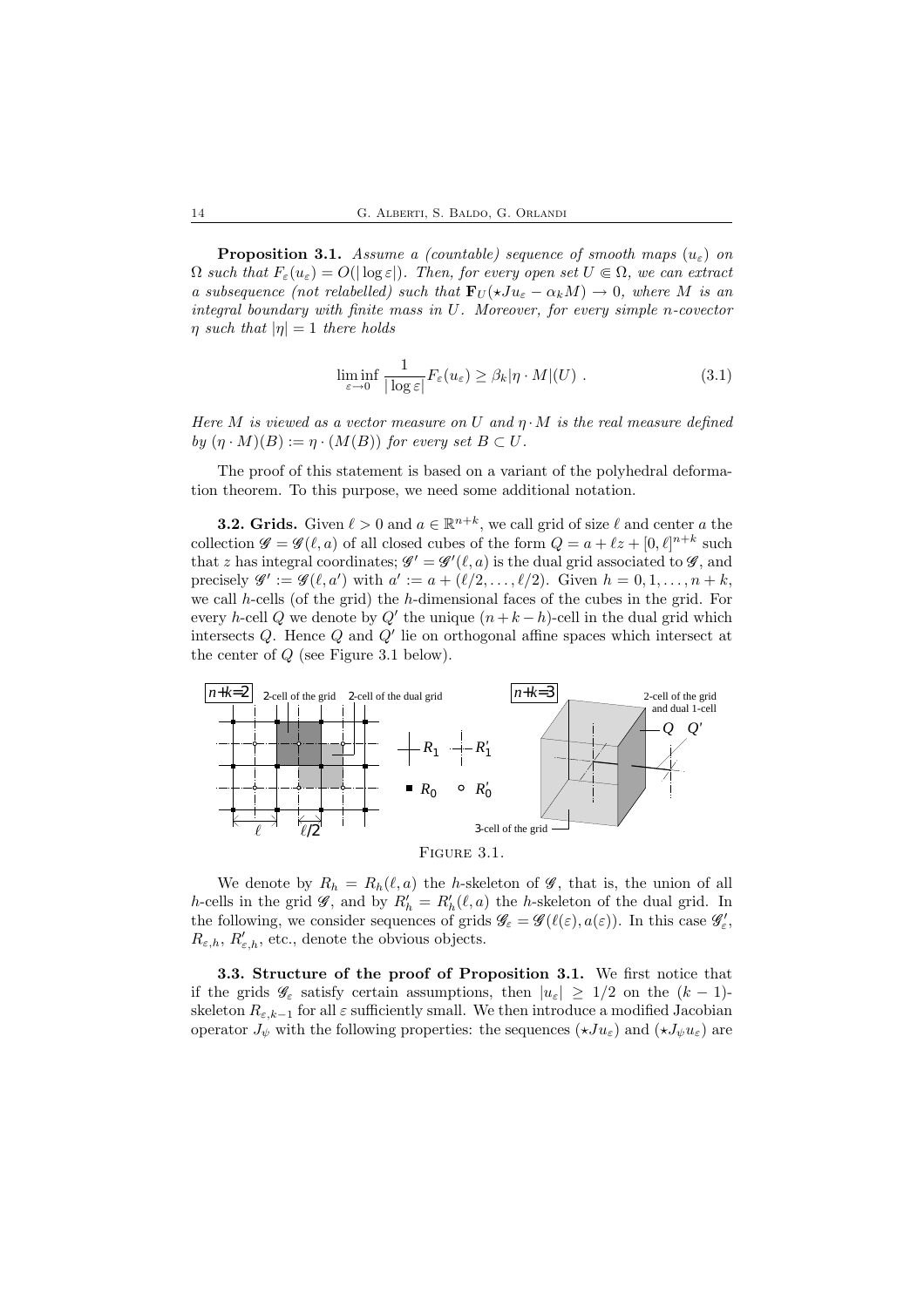**Proposition 3.1.** *Assume a (countable) sequence of smooth maps $(u_\varepsilon)$ on $\Omega$ such that $F_\varepsilon(u_\varepsilon) = O(|\log\varepsilon|)$. Then, for every open set $U \Subset \Omega$, we can extract a subsequence (not relabelled) such that $\mathbf{F}_U(\star Ju_\varepsilon - \alpha_k M) \to 0$, where $M$ is an integral boundary with finite mass in $U$. Moreover, for every simple $n$-covector $\eta$ such that $|\eta| = 1$ there holds*

$$\liminf_{\varepsilon\to 0} \frac{1}{|\log\varepsilon|} F_\varepsilon(u_\varepsilon) \geq \beta_k |\eta \cdot M|(U) \ . \tag{3.1}$$

*Here $M$ is viewed as a vector measure on $U$ and $\eta \cdot M$ is the real measure defined by $(\eta \cdot M)(B) := \eta \cdot (M(B))$ for every set $B \subset U$.*

The proof of this statement is based on a variant of the polyhedral deformation theorem. To this purpose, we need some additional notation.

**3.2. Grids.** Given $\ell > 0$ and $a \in \mathbb{R}^{n+k}$, we call grid of size $\ell$ and center $a$ the collection $\mathscr{G} = \mathscr{G}(\ell, a)$ of all closed cubes of the form $Q = a + \ell z + [0, \ell]^{n+k}$ such that $z$ has integral coordinates; $\mathscr{G}' = \mathscr{G}'(\ell, a)$ is the dual grid associated to $\mathscr{G}$, and precisely $\mathscr{G}' := \mathscr{G}(\ell, a')$ with $a' := a + (\ell/2, \ldots, \ell/2)$. Given $h = 0, 1, \ldots, n+k$, we call $h$-cells (of the grid) the $h$-dimensional faces of the cubes in the grid. For every $h$-cell $Q$ we denote by $Q'$ the unique $(n+k-h)$-cell in the dual grid which intersects $Q$. Hence $Q$ and $Q'$ lie on orthogonal affine spaces which intersect at the center of $Q$ (see Figure 3.1 below).

Figure 3.1.

We denote by $R_h = R_h(\ell, a)$ the $h$-skeleton of $\mathscr{G}$, that is, the union of all $h$-cells in the grid $\mathscr{G}$, and by $R'_h = R'_h(\ell, a)$ the $h$-skeleton of the dual grid. In the following, we consider sequences of grids $\mathscr{G}_\varepsilon = \mathscr{G}(\ell(\varepsilon), a(\varepsilon))$. In this case $\mathscr{G}'_\varepsilon$, $R_{\varepsilon,h}$, $R'_{\varepsilon,h}$, etc., denote the obvious objects.

**3.3. Structure of the proof of Proposition 3.1.** We first notice that if the grids $\mathscr{G}_\varepsilon$ satisfy certain assumptions, then $|u_\varepsilon| \geq 1/2$ on the $(k-1)$-skeleton $R_{\varepsilon,k-1}$ for all $\varepsilon$ sufficiently small. We then introduce a modified Jacobian operator $J_\psi$ with the following properties: the sequences $(\star Ju_\varepsilon)$ and $(\star J_\psi u_\varepsilon)$ are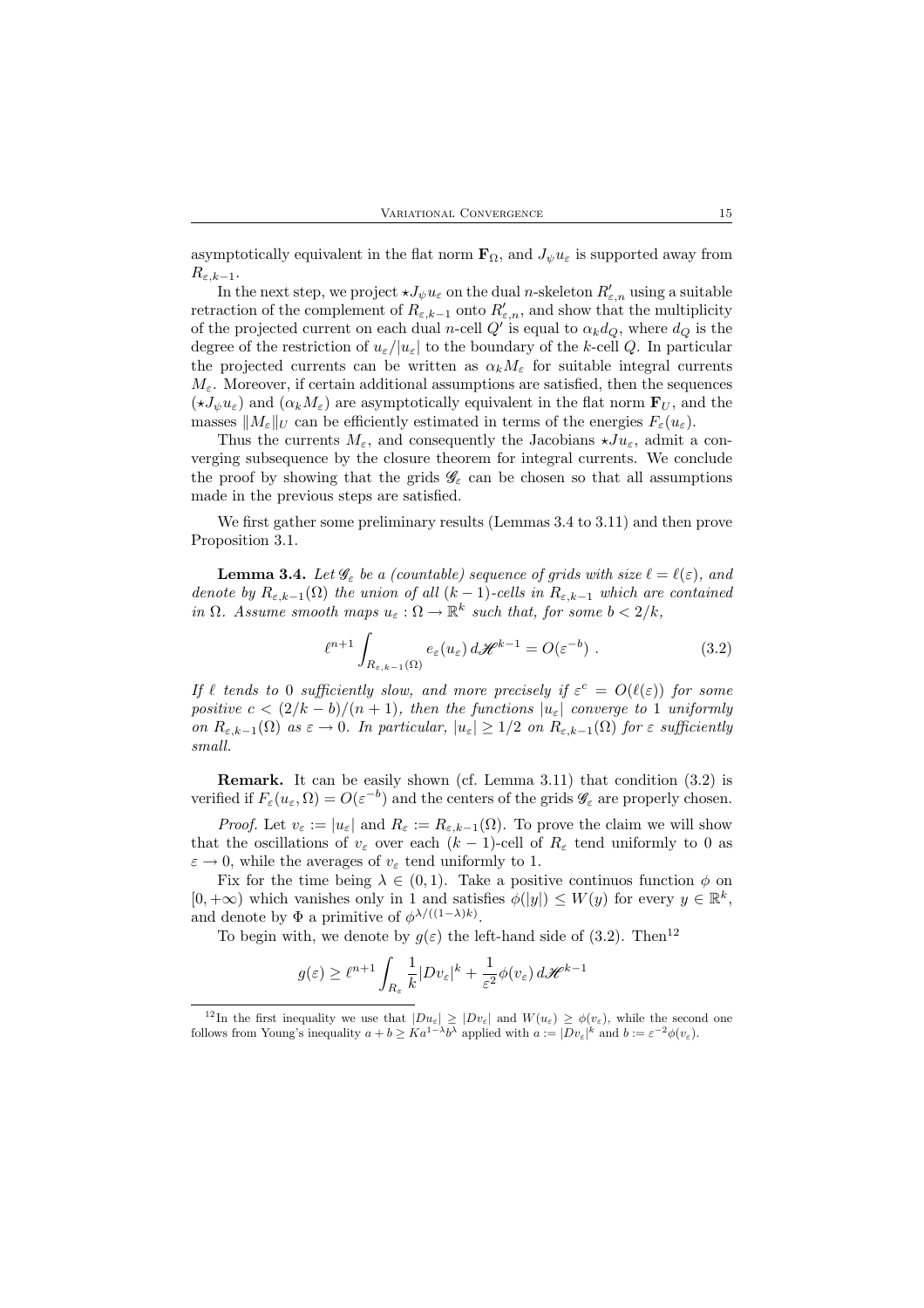asymptotically equivalent in the flat norm $\mathbf{F}_\Omega$, and $J_\psi u_\varepsilon$ is supported away from $R_{\varepsilon,k-1}$.

In the next step, we project $\star J_\psi u_\varepsilon$ on the dual $n$-skeleton $R'_{\varepsilon,n}$ using a suitable retraction of the complement of $R_{\varepsilon,k-1}$ onto $R'_{\varepsilon,n}$, and show that the multiplicity of the projected current on each dual $n$-cell $Q'$ is equal to $\alpha_k d_Q$, where $d_Q$ is the degree of the restriction of $u_\varepsilon/|u_\varepsilon|$ to the boundary of the $k$-cell $Q$. In particular the projected currents can be written as $\alpha_k M_\varepsilon$ for suitable integral currents $M_\varepsilon$. Moreover, if certain additional assumptions are satisfied, then the sequences $(\star J_\psi u_\varepsilon)$ and $(\alpha_k M_\varepsilon)$ are asymptotically equivalent in the flat norm $\mathbf{F}_U$, and the masses $\|M_\varepsilon\|_U$ can be efficiently estimated in terms of the energies $F_\varepsilon(u_\varepsilon)$.

Thus the currents $M_\varepsilon$, and consequently the Jacobians $\star Ju_\varepsilon$, admit a converging subsequence by the closure theorem for integral currents. We conclude the proof by showing that the grids $\mathscr{G}_\varepsilon$ can be chosen so that all assumptions made in the previous steps are satisfied.

We first gather some preliminary results (Lemmas 3.4 to 3.11) and then prove Proposition 3.1.

**Lemma 3.4.** *Let $\mathscr{G}_\varepsilon$ be a (countable) sequence of grids with size $\ell = \ell(\varepsilon)$, and denote by $R_{\varepsilon,k-1}(\Omega)$ the union of all $(k-1)$-cells in $R_{\varepsilon,k-1}$ which are contained in $\Omega$. Assume smooth maps $u_\varepsilon : \Omega \to \mathbb{R}^k$ such that, for some $b < 2/k$,*

$$\ell^{n+1} \int_{R_{\varepsilon,k-1}(\Omega)} e_\varepsilon(u_\varepsilon)\, d\mathscr{H}^{k-1} = O(\varepsilon^{-b}) \; . \tag{3.2}$$

*If $\ell$ tends to 0 sufficiently slow, and more precisely if $\varepsilon^c = O(\ell(\varepsilon))$ for some positive $c < (2/k - b)/(n+1)$, then the functions $|u_\varepsilon|$ converge to 1 uniformly on $R_{\varepsilon,k-1}(\Omega)$ as $\varepsilon \to 0$. In particular, $|u_\varepsilon| \geq 1/2$ on $R_{\varepsilon,k-1}(\Omega)$ for $\varepsilon$ sufficiently small.*

**Remark.** It can be easily shown (cf. Lemma 3.11) that condition (3.2) is verified if $F_\varepsilon(u_\varepsilon, \Omega) = O(\varepsilon^{-b})$ and the centers of the grids $\mathscr{G}_\varepsilon$ are properly chosen.

*Proof.* Let $v_\varepsilon := |u_\varepsilon|$ and $R_\varepsilon := R_{\varepsilon,k-1}(\Omega)$. To prove the claim we will show that the oscillations of $v_\varepsilon$ over each $(k-1)$-cell of $R_\varepsilon$ tend uniformly to 0 as $\varepsilon \to 0$, while the averages of $v_\varepsilon$ tend uniformly to 1.

Fix for the time being $\lambda \in (0,1)$. Take a positive continuos function $\phi$ on $[0, +\infty)$ which vanishes only in 1 and satisfies $\phi(|y|) \leq W(y)$ for every $y \in \mathbb{R}^k$, and denote by $\Phi$ a primitive of $\phi^{\lambda/((1-\lambda)k)}$.

To begin with, we denote by $g(\varepsilon)$ the left-hand side of (3.2). Then[12]

$$g(\varepsilon) \geq \ell^{n+1} \int_{R_\varepsilon} \frac{1}{k} |Dv_\varepsilon|^k + \frac{1}{\varepsilon^2} \phi(v_\varepsilon)\, d\mathscr{H}^{k-1}$$

[12] In the first inequality we use that $|Du_\varepsilon| \geq |Dv_\varepsilon|$ and $W(u_\varepsilon) \geq \phi(v_\varepsilon)$, while the second one follows from Young's inequality $a + b \geq K a^{1-\lambda} b^\lambda$ applied with $a := |Dv_\varepsilon|^k$ and $b := \varepsilon^{-2} \phi(v_\varepsilon)$.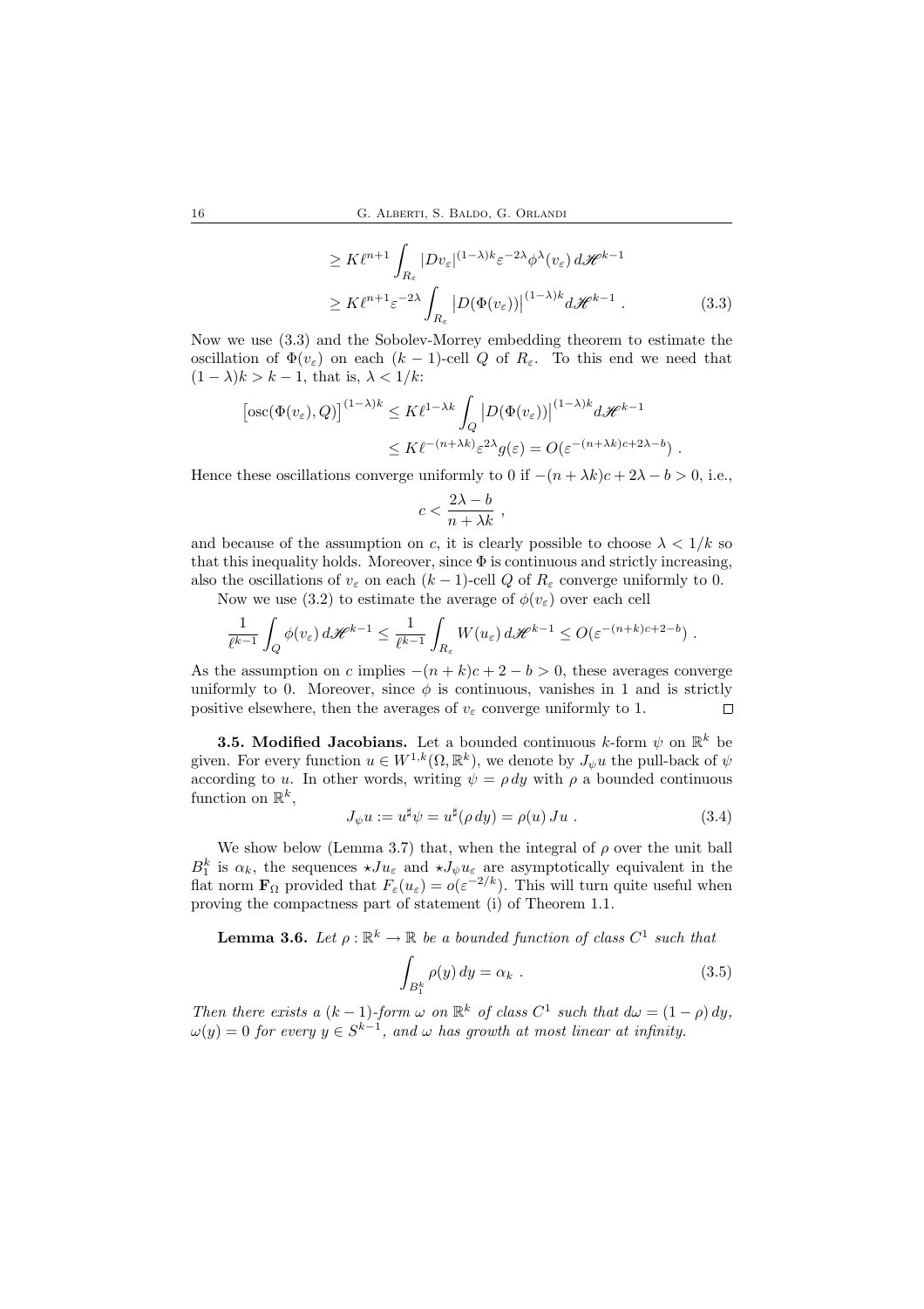$$\geq K\ell^{n+1}\int_{R_\varepsilon}|Dv_\varepsilon|^{(1-\lambda)k}\varepsilon^{-2\lambda}\phi^{\lambda}(v_\varepsilon)\,d\mathscr{H}^{k-1}$$

$$\geq K\ell^{n+1}\varepsilon^{-2\lambda}\int_{R_\varepsilon}\big|D(\Phi(v_\varepsilon))\big|^{(1-\lambda)k}d\mathscr{H}^{k-1}\,. \tag{3.3}$$

Now we use (3.3) and the Sobolev-Morrey embedding theorem to estimate the oscillation of $\Phi(v_\varepsilon)$ on each $(k-1)$-cell $Q$ of $R_\varepsilon$. To this end we need that $(1-\lambda)k > k-1$, that is, $\lambda < 1/k$:

$$\big[\mathrm{osc}(\Phi(v_\varepsilon),Q)\big]^{(1-\lambda)k} \leq K\ell^{1-\lambda k}\int_Q\big|D(\Phi(v_\varepsilon))\big|^{(1-\lambda)k}d\mathscr{H}^{k-1}$$

$$\leq K\ell^{-(n+\lambda k)}\varepsilon^{2\lambda}g(\varepsilon) = O(\varepsilon^{-(n+\lambda k)c+2\lambda-b})\,.$$

Hence these oscillations converge uniformly to 0 if $-(n+\lambda k)c+2\lambda-b>0$, i.e.,

$$c < \frac{2\lambda - b}{n+\lambda k}\,,$$

and because of the assumption on $c$, it is clearly possible to choose $\lambda < 1/k$ so that this inequality holds. Moreover, since $\Phi$ is continuous and strictly increasing, also the oscillations of $v_\varepsilon$ on each $(k-1)$-cell $Q$ of $R_\varepsilon$ converge uniformly to 0.

Now we use (3.2) to estimate the average of $\phi(v_\varepsilon)$ over each cell

$$\frac{1}{\ell^{k-1}}\int_Q\phi(v_\varepsilon)\,d\mathscr{H}^{k-1} \leq \frac{1}{\ell^{k-1}}\int_{R_\varepsilon}W(u_\varepsilon)\,d\mathscr{H}^{k-1} \leq O(\varepsilon^{-(n+k)c+2-b})\,.$$

As the assumption on $c$ implies $-(n+k)c+2-b>0$, these averages converge uniformly to 0. Moreover, since $\phi$ is continuous, vanishes in 1 and is strictly positive elsewhere, then the averages of $v_\varepsilon$ converge uniformly to 1. $\square$

**3.5. Modified Jacobians.** Let a bounded continuous $k$-form $\psi$ on $\mathbb{R}^k$ be given. For every function $u \in W^{1,k}(\Omega,\mathbb{R}^k)$, we denote by $J_\psi u$ the pull-back of $\psi$ according to $u$. In other words, writing $\psi = \rho\,dy$ with $\rho$ a bounded continuous function on $\mathbb{R}^k$,

$$J_\psi u := u^\sharp\psi = u^\sharp(\rho\,dy) = \rho(u)\,Ju\,. \tag{3.4}$$

We show below (Lemma 3.7) that, when the integral of $\rho$ over the unit ball $B_1^k$ is $\alpha_k$, the sequences $\star Ju_\varepsilon$ and $\star J_\psi u_\varepsilon$ are asymptotically equivalent in the flat norm $\mathbf{F}_\Omega$ provided that $F_\varepsilon(u_\varepsilon) = o(\varepsilon^{-2/k})$. This will turn quite useful when proving the compactness part of statement (i) of Theorem 1.1.

**Lemma 3.6.** *Let $\rho : \mathbb{R}^k \to \mathbb{R}$ be a bounded function of class $C^1$ such that*

$$\int_{B_1^k}\rho(y)\,dy = \alpha_k\,. \tag{3.5}$$

*Then there exists a $(k-1)$-form $\omega$ on $\mathbb{R}^k$ of class $C^1$ such that $d\omega = (1-\rho)\,dy$, $\omega(y) = 0$ for every $y \in S^{k-1}$, and $\omega$ has growth at most linear at infinity.*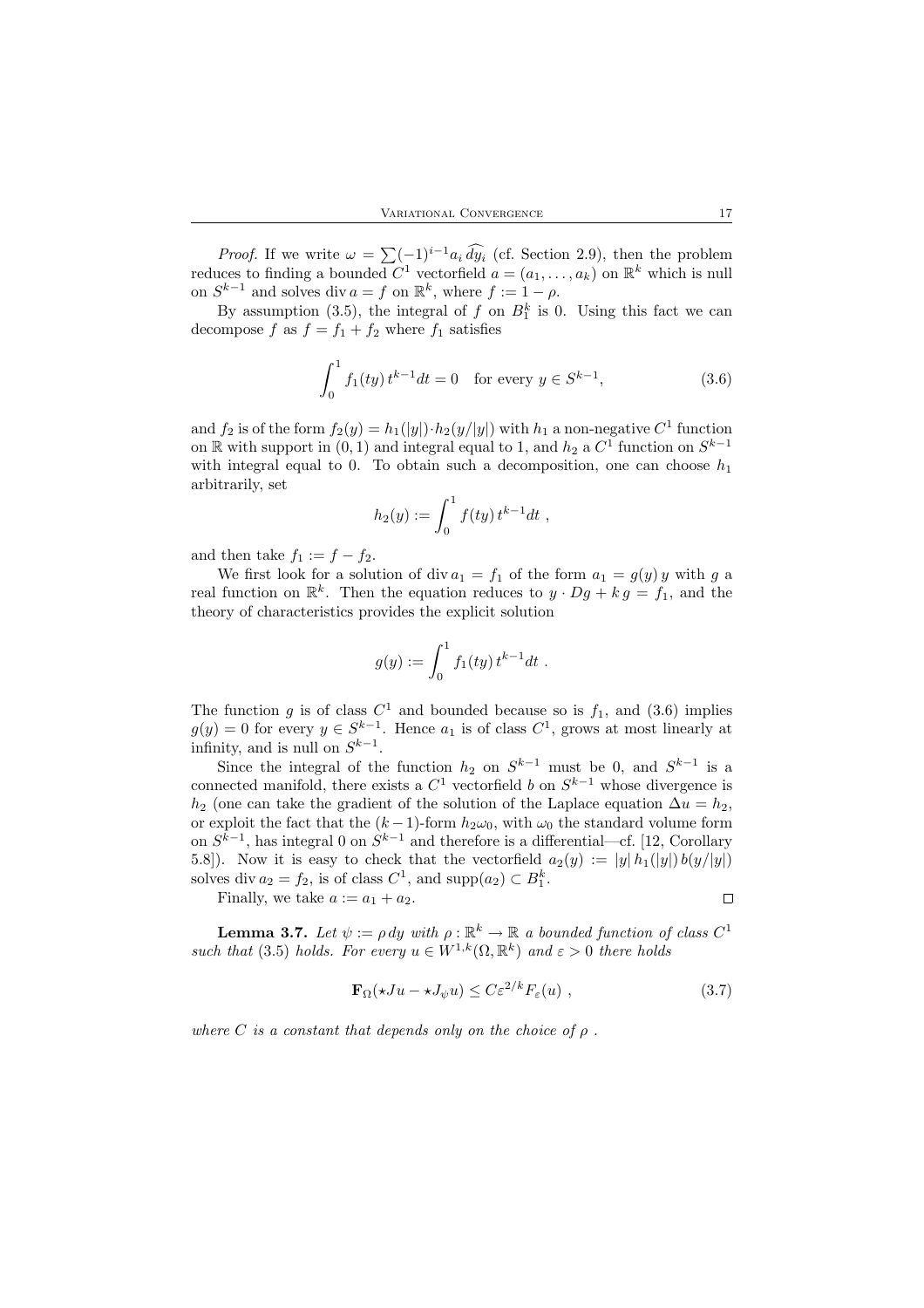*Proof.* If we write $\omega = \sum (-1)^{i-1} a_i \, \widehat{dy_i}$ (cf. Section 2.9), then the problem reduces to finding a bounded $C^1$ vectorfield $a = (a_1, \dots, a_k)$ on $\mathbb{R}^k$ which is null on $S^{k-1}$ and solves $\operatorname{div} a = f$ on $\mathbb{R}^k$, where $f := 1 - \rho$.

By assumption (3.5), the integral of $f$ on $B^k_1$ is 0. Using this fact we can decompose $f$ as $f = f_1 + f_2$ where $f_1$ satisfies

$$\int_0^1 f_1(ty)\, t^{k-1} dt = 0 \quad \text{for every } y \in S^{k-1}, \tag{3.6}$$

and $f_2$ is of the form $f_2(y) = h_1(|y|) \cdot h_2(y/|y|)$ with $h_1$ a non-negative $C^1$ function on $\mathbb{R}$ with support in $(0,1)$ and integral equal to 1, and $h_2$ a $C^1$ function on $S^{k-1}$ with integral equal to 0. To obtain such a decomposition, one can choose $h_1$ arbitrarily, set

$$h_2(y) := \int_0^1 f(ty)\, t^{k-1} dt \ ,$$

and then take $f_1 := f - f_2$.

We first look for a solution of $\operatorname{div} a_1 = f_1$ of the form $a_1 = g(y)\, y$ with $g$ a real function on $\mathbb{R}^k$. Then the equation reduces to $y \cdot Dg + k\, g = f_1$, and the theory of characteristics provides the explicit solution

$$g(y) := \int_0^1 f_1(ty)\, t^{k-1} dt \ .$$

The function $g$ is of class $C^1$ and bounded because so is $f_1$, and (3.6) implies $g(y) = 0$ for every $y \in S^{k-1}$. Hence $a_1$ is of class $C^1$, grows at most linearly at infinity, and is null on $S^{k-1}$.

Since the integral of the function $h_2$ on $S^{k-1}$ must be 0, and $S^{k-1}$ is a connected manifold, there exists a $C^1$ vectorfield $b$ on $S^{k-1}$ whose divergence is $h_2$ (one can take the gradient of the solution of the Laplace equation $\Delta u = h_2$, or exploit the fact that the $(k-1)$-form $h_2 \omega_0$, with $\omega_0$ the standard volume form on $S^{k-1}$, has integral 0 on $S^{k-1}$ and therefore is a differential—cf. [12, Corollary 5.8]). Now it is easy to check that the vectorfield $a_2(y) := |y|\, h_1(|y|)\, b(y/|y|)$ solves $\operatorname{div} a_2 = f_2$, is of class $C^1$, and $\operatorname{supp}(a_2) \subset B^k_1$.

Finally, we take $a := a_1 + a_2$. $\square$

**Lemma 3.7.** *Let $\psi := \rho\, dy$ with $\rho : \mathbb{R}^k \to \mathbb{R}$ a bounded function of class $C^1$ such that* (3.5) *holds. For every $u \in W^{1,k}(\Omega, \mathbb{R}^k)$ and $\varepsilon > 0$ there holds*

$$\mathbf{F}_\Omega(\star Ju - \star J_\psi u) \le C \varepsilon^{2/k} F_\varepsilon(u) \ , \tag{3.7}$$

*where $C$ is a constant that depends only on the choice of $\rho$ .*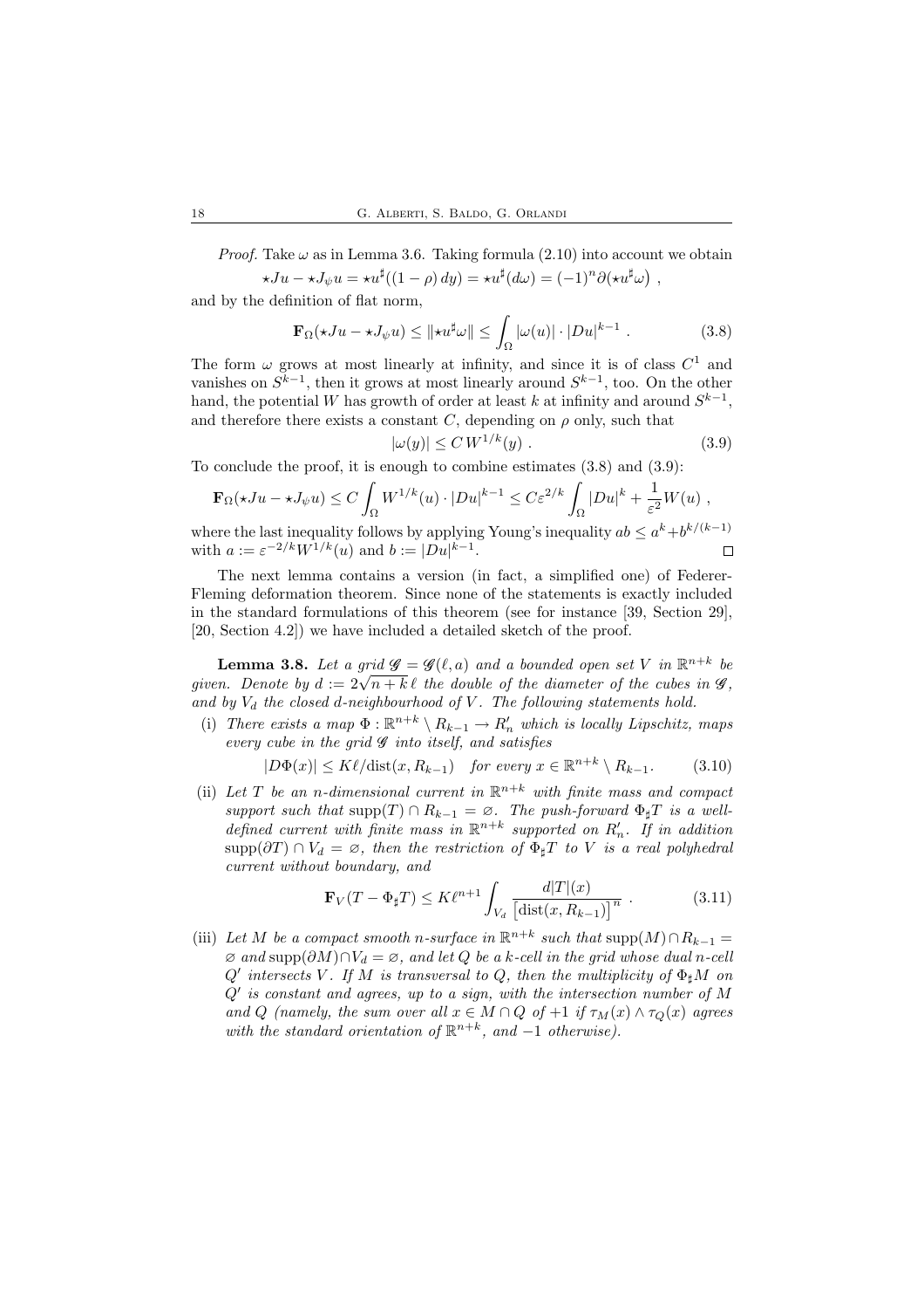*Proof.* Take $\omega$ as in Lemma 3.6. Taking formula (2.10) into account we obtain

$$\star Ju - \star J_\psi u = \star u^\sharp((1-\rho)\,dy) = \star u^\sharp(d\omega) = (-1)^n \partial(\star u^\sharp \omega)\ ,$$

and by the definition of flat norm,

$$\mathbf{F}_\Omega(\star Ju - \star J_\psi u) \le \|\star u^\sharp \omega\| \le \int_\Omega |\omega(u)| \cdot |Du|^{k-1}\ . \tag{3.8}$$

The form $\omega$ grows at most linearly at infinity, and since it is of class $C^1$ and vanishes on $S^{k-1}$, then it grows at most linearly around $S^{k-1}$, too. On the other hand, the potential $W$ has growth of order at least $k$ at infinity and around $S^{k-1}$, and therefore there exists a constant $C$, depending on $\rho$ only, such that

$$|\omega(y)| \le C\, W^{1/k}(y)\ . \tag{3.9}$$

To conclude the proof, it is enough to combine estimates (3.8) and (3.9):

$$\mathbf{F}_\Omega(\star Ju - \star J_\psi u) \le C \int_\Omega W^{1/k}(u) \cdot |Du|^{k-1} \le C\varepsilon^{2/k} \int_\Omega |Du|^k + \frac{1}{\varepsilon^2} W(u)\ ,$$

where the last inequality follows by applying Young's inequality $ab \le a^k + b^{k/(k-1)}$ with $a := \varepsilon^{-2/k} W^{1/k}(u)$ and $b := |Du|^{k-1}$. $\square$

The next lemma contains a version (in fact, a simplified one) of Federer-Fleming deformation theorem. Since none of the statements is exactly included in the standard formulations of this theorem (see for instance [39, Section 29], [20, Section 4.2]) we have included a detailed sketch of the proof.

**Lemma 3.8.** *Let a grid $\mathscr{G} = \mathscr{G}(\ell, a)$ and a bounded open set $V$ in $\mathbb{R}^{n+k}$ be given. Denote by $d := 2\sqrt{n+k}\,\ell$ the double of the diameter of the cubes in $\mathscr{G}$, and by $V_d$ the closed $d$-neighbourhood of $V$. The following statements hold.*

(i) *There exists a map $\Phi : \mathbb{R}^{n+k} \setminus R_{k-1} \to R'_n$ which is locally Lipschitz, maps every cube in the grid $\mathscr{G}$ into itself, and satisfies*

$$|D\Phi(x)| \le K\ell/\mathrm{dist}(x, R_{k-1}) \quad \text{for every } x \in \mathbb{R}^{n+k} \setminus R_{k-1}. \tag{3.10}$$

(ii) *Let $T$ be an $n$-dimensional current in $\mathbb{R}^{n+k}$ with finite mass and compact support such that $\mathrm{supp}(T) \cap R_{k-1} = \varnothing$. The push-forward $\Phi_\sharp T$ is a well-defined current with finite mass in $\mathbb{R}^{n+k}$ supported on $R'_n$. If in addition $\mathrm{supp}(\partial T) \cap V_d = \varnothing$, then the restriction of $\Phi_\sharp T$ to $V$ is a real polyhedral current without boundary, and*

$$\mathbf{F}_V(T - \Phi_\sharp T) \le K\ell^{n+1} \int_{V_d} \frac{d|T|(x)}{\left[\mathrm{dist}(x, R_{k-1})\right]^n}\ . \tag{3.11}$$

(iii) *Let $M$ be a compact smooth $n$-surface in $\mathbb{R}^{n+k}$ such that $\mathrm{supp}(M) \cap R_{k-1} = \varnothing$ and $\mathrm{supp}(\partial M) \cap V_d = \varnothing$, and let $Q$ be a $k$-cell in the grid whose dual $n$-cell $Q'$ intersects $V$. If $M$ is transversal to $Q$, then the multiplicity of $\Phi_\sharp M$ on $Q'$ is constant and agrees, up to a sign, with the intersection number of $M$ and $Q$ (namely, the sum over all $x \in M \cap Q$ of $+1$ if $\tau_M(x) \wedge \tau_Q(x)$ agrees with the standard orientation of $\mathbb{R}^{n+k}$, and $-1$ otherwise).*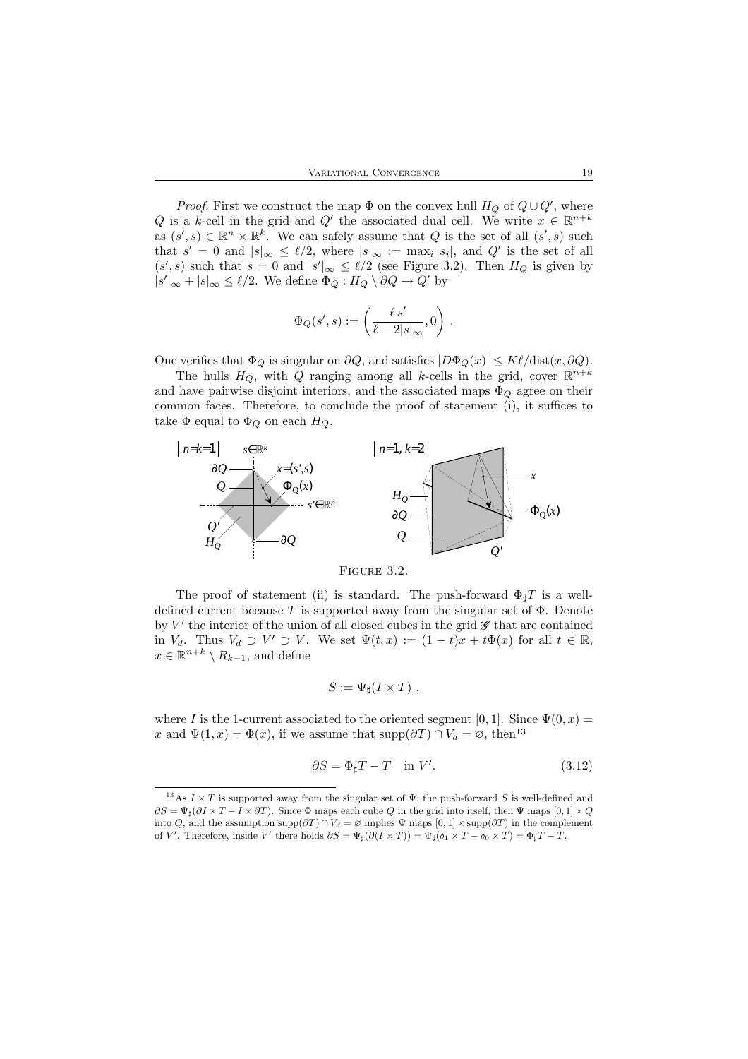*Proof.* First we construct the map $\Phi$ on the convex hull $H_Q$ of $Q \cup Q'$, where $Q$ is a $k$-cell in the grid and $Q'$ the associated dual cell. We write $x \in \mathbb{R}^{n+k}$ as $(s', s) \in \mathbb{R}^n \times \mathbb{R}^k$. We can safely assume that $Q$ is the set of all $(s', s)$ such that $s' = 0$ and $|s|_\infty \le \ell/2$, where $|s|_\infty := \max_i |s_i|$, and $Q'$ is the set of all $(s', s)$ such that $s = 0$ and $|s'|_\infty \le \ell/2$ (see Figure 3.2). Then $H_Q$ is given by $|s'|_\infty + |s|_\infty \le \ell/2$. We define $\Phi_Q : H_Q \setminus \partial Q \to Q'$ by

$$\Phi_Q(s', s) := \left( \frac{\ell\, s'}{\ell - 2|s|_\infty}, 0 \right) .$$

One verifies that $\Phi_Q$ is singular on $\partial Q$, and satisfies $|D\Phi_Q(x)| \le K\ell/\mathrm{dist}(x, \partial Q)$.

The hulls $H_Q$, with $Q$ ranging among all $k$-cells in the grid, cover $\mathbb{R}^{n+k}$ and have pairwise disjoint interiors, and the associated maps $\Phi_Q$ agree on their common faces. Therefore, to conclude the proof of statement (i), it suffices to take $\Phi$ equal to $\Phi_Q$ on each $H_Q$.

Figure 3.2.

The proof of statement (ii) is standard. The push-forward $\Phi_\sharp T$ is a well-defined current because $T$ is supported away from the singular set of $\Phi$. Denote by $V'$ the interior of the union of all closed cubes in the grid $\mathscr{G}$ that are contained in $V_d$. Thus $V_d \supset V' \supset V$. We set $\Psi(t, x) := (1-t)x + t\Phi(x)$ for all $t \in \mathbb{R}$, $x \in \mathbb{R}^{n+k} \setminus R_{k-1}$, and define

$$S := \Psi_\sharp(I \times T) ,$$

where $I$ is the 1-current associated to the oriented segment $[0, 1]$. Since $\Psi(0, x) = x$ and $\Psi(1, x) = \Phi(x)$, if we assume that $\mathrm{supp}(\partial T) \cap V_d = \varnothing$, then[13]

$$\partial S = \Phi_\sharp T - T \quad \text{in } V'. \tag{3.12}$$

[13] As $I \times T$ is supported away from the singular set of $\Psi$, the push-forward $S$ is well-defined and $\partial S = \Psi_\sharp(\partial I \times T - I \times \partial T)$. Since $\Phi$ maps each cube $Q$ in the grid into itself, then $\Psi$ maps $[0, 1] \times Q$ into $Q$, and the assumption $\mathrm{supp}(\partial T) \cap V_d = \varnothing$ implies $\Psi$ maps $[0, 1] \times \mathrm{supp}(\partial T)$ in the complement of $V'$. Therefore, inside $V'$ there holds $\partial S = \Psi_\sharp(\partial(I \times T)) = \Psi_\sharp(\delta_1 \times T - \delta_0 \times T) = \Phi_\sharp T - T$.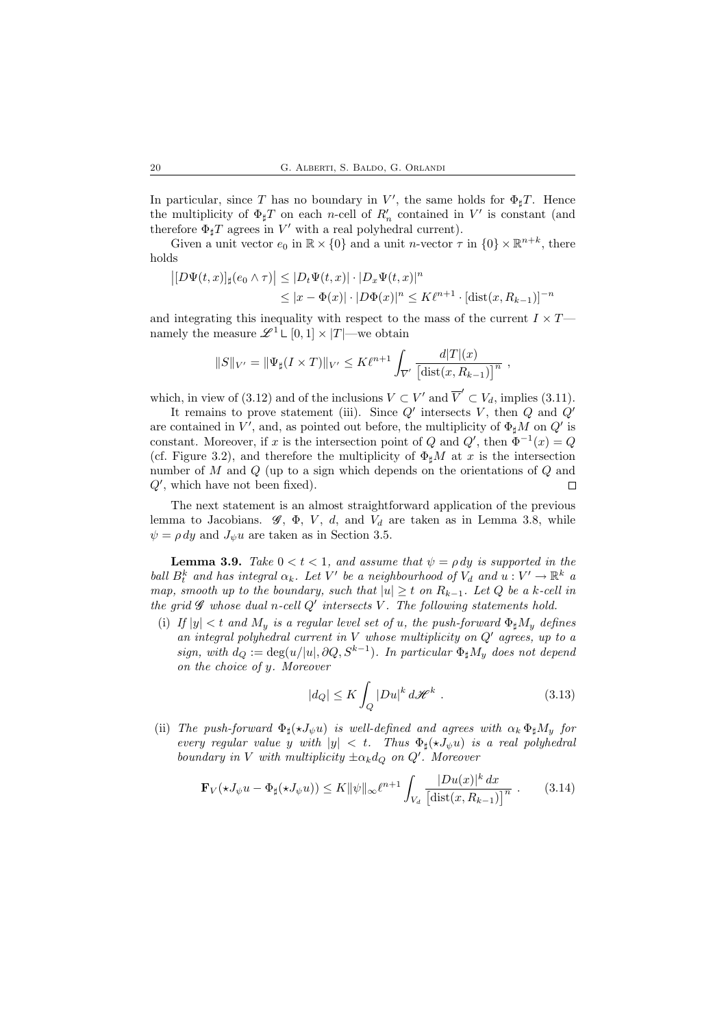In particular, since $T$ has no boundary in $V'$, the same holds for $\Phi_\sharp T$. Hence the multiplicity of $\Phi_\sharp T$ on each $n$-cell of $R'_n$ contained in $V'$ is constant (and therefore $\Phi_\sharp T$ agrees in $V'$ with a real polyhedral current).

Given a unit vector $e_0$ in $\mathbb{R} \times \{0\}$ and a unit $n$-vector $\tau$ in $\{0\} \times \mathbb{R}^{n+k}$, there holds

$$\begin{aligned}\big|[D\Psi(t,x)]_\sharp(e_0 \wedge \tau)\big| &\le |D_t\Psi(t,x)| \cdot |D_x\Psi(t,x)|^n \\ &\le |x - \Phi(x)| \cdot |D\Phi(x)|^n \le K\ell^{n+1} \cdot [\mathrm{dist}(x, R_{k-1})]^{-n}\end{aligned}$$

and integrating this inequality with respect to the mass of the current $I \times T$—namely the measure $\mathscr{L}^1 \llcorner [0,1] \times |T|$—we obtain

$$\|S\|_{V'} = \|\Psi_\sharp(I \times T)\|_{V'} \le K\ell^{n+1} \int_{\overline{V}'} \frac{d|T|(x)}{\big[\mathrm{dist}(x, R_{k-1})\big]^n} ,$$

which, in view of (3.12) and of the inclusions $V \subset V'$ and $\overline{V}' \subset V_d$, implies (3.11).

It remains to prove statement (iii). Since $Q'$ intersects $V$, then $Q$ and $Q'$ are contained in $V'$, and, as pointed out before, the multiplicity of $\Phi_\sharp M$ on $Q'$ is constant. Moreover, if $x$ is the intersection point of $Q$ and $Q'$, then $\Phi^{-1}(x) = Q$ (cf. Figure 3.2), and therefore the multiplicity of $\Phi_\sharp M$ at $x$ is the intersection number of $M$ and $Q$ (up to a sign which depends on the orientations of $Q$ and $Q'$, which have not been fixed). $\square$

The next statement is an almost straightforward application of the previous lemma to Jacobians. $\mathscr{G}$, $\Phi$, $V$, $d$, and $V_d$ are taken as in Lemma 3.8, while $\psi = \rho\, dy$ and $J_\psi u$ are taken as in Section 3.5.

**Lemma 3.9.** *Take $0 < t < 1$, and assume that $\psi = \rho\, dy$ is supported in the ball $B^k_t$ and has integral $\alpha_k$. Let $V'$ be a neighbourhood of $V_d$ and $u : V' \to \mathbb{R}^k$ a map, smooth up to the boundary, such that $|u| \ge t$ on $R_{k-1}$. Let $Q$ be a $k$-cell in the grid $\mathscr{G}$ whose dual $n$-cell $Q'$ intersects $V$. The following statements hold.*

- (i) *If $|y| < t$ and $M_y$ is a regular level set of $u$, the push-forward $\Phi_\sharp M_y$ defines an integral polyhedral current in $V$ whose multiplicity on $Q'$ agrees, up to a sign, with $d_Q := \deg(u/|u|, \partial Q, S^{k-1})$. In particular $\Phi_\sharp M_y$ does not depend on the choice of $y$. Moreover*

$$|d_Q| \le K \int_Q |Du|^k \, d\mathscr{H}^k . \tag{3.13}$$

- (ii) *The push-forward $\Phi_\sharp(\star J_\psi u)$ is well-defined and agrees with $\alpha_k\, \Phi_\sharp M_y$ for every regular value $y$ with $|y| < t$. Thus $\Phi_\sharp(\star J_\psi u)$ is a real polyhedral boundary in $V$ with multiplicity $\pm\alpha_k d_Q$ on $Q'$. Moreover*

$$\mathbf{F}_V(\star J_\psi u - \Phi_\sharp(\star J_\psi u)) \le K\|\psi\|_\infty \ell^{n+1} \int_{V_d} \frac{|Du(x)|^k\, dx}{\big[\mathrm{dist}(x, R_{k-1})\big]^n} . \tag{3.14}$$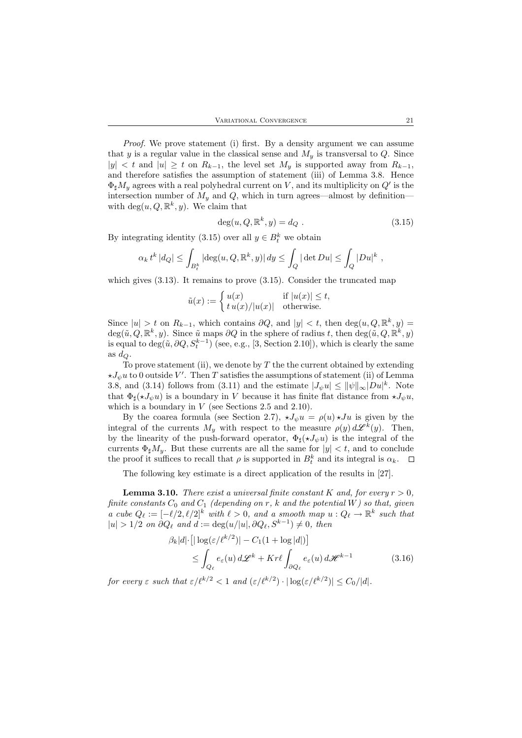*Proof.* We prove statement (i) first. By a density argument we can assume that $y$ is a regular value in the classical sense and $M_y$ is transversal to $Q$. Since $|y| < t$ and $|u| \geq t$ on $R_{k-1}$, the level set $M_y$ is supported away from $R_{k-1}$, and therefore satisfies the assumption of statement (iii) of Lemma 3.8. Hence $\Phi_\sharp M_y$ agrees with a real polyhedral current on $V$, and its multiplicity on $Q'$ is the intersection number of $M_y$ and $Q$, which in turn agrees—almost by definition—with $\deg(u, Q, \mathbb{R}^k, y)$. We claim that

$$\deg(u, Q, \mathbb{R}^k, y) = d_Q \ . \tag{3.15}$$

By integrating identity (3.15) over all $y \in B^k_t$ we obtain

$$\alpha_k \, t^k \, |d_Q| \leq \int_{B^k_t} |\deg(u, Q, \mathbb{R}^k, y)| \, dy \leq \int_Q |\det Du| \leq \int_Q |Du|^k \ ,$$

which gives (3.13). It remains to prove (3.15). Consider the truncated map

$$\tilde{u}(x) := \begin{cases} u(x) & \text{if } |u(x)| \leq t, \\ t\, u(x)/|u(x)| & \text{otherwise.} \end{cases}$$

Since $|u| > t$ on $R_{k-1}$, which contains $\partial Q$, and $|y| < t$, then $\deg(u, Q, \mathbb{R}^k, y) = \deg(\tilde{u}, Q, \mathbb{R}^k, y)$. Since $\tilde{u}$ maps $\partial Q$ in the sphere of radius $t$, then $\deg(\tilde{u}, Q, \mathbb{R}^k, y)$ is equal to $\deg(\tilde{u}, \partial Q, S^{k-1}_t)$ (see, e.g., [3, Section 2.10]), which is clearly the same as $d_Q$.

To prove statement (ii), we denote by $T$ the the current obtained by extending $\star J_\psi u$ to 0 outside $V'$. Then $T$ satisfies the assumptions of statement (ii) of Lemma 3.8, and (3.14) follows from (3.11) and the estimate $|J_\psi u| \leq \|\psi\|_\infty |Du|^k$. Note that $\Phi_\sharp(\star J_\psi u)$ is a boundary in $V$ because it has finite flat distance from $\star J_\psi u$, which is a boundary in $V$ (see Sections 2.5 and 2.10).

By the coarea formula (see Section 2.7), $\star J_\psi u = \rho(u) \star Ju$ is given by the integral of the currents $M_y$ with respect to the measure $\rho(y)\, d\mathscr{L}^k(y)$. Then, by the linearity of the push-forward operator, $\Phi_\sharp(\star J_\psi u)$ is the integral of the currents $\Phi_\sharp M_y$. But these currents are all the same for $|y| < t$, and to conclude the proof it suffices to recall that $\rho$ is supported in $B^k_t$ and its integral is $\alpha_k$. $\square$

The following key estimate is a direct application of the results in [27].

**Lemma 3.10.** *There exist a universal finite constant $K$ and, for every $r > 0$, finite constants $C_0$ and $C_1$ (depending on $r$, $k$ and the potential $W$) so that, given a cube $Q_\ell := [-\ell/2, \ell/2]^k$ with $\ell > 0$, and a smooth map $u : Q_\ell \to \mathbb{R}^k$ such that $|u| > 1/2$ on $\partial Q_\ell$ and $d := \deg(u/|u|, \partial Q_\ell, S^{k-1}) \neq 0$, then*

$$\begin{aligned} \beta_k |d| \cdot \big[ |\log(\varepsilon/\ell^{k/2})| - C_1(1 + \log |d|) \big] \\ \leq \int_{Q_\ell} e_\varepsilon(u) \, d\mathscr{L}^k + K r \ell \int_{\partial Q_\ell} e_\varepsilon(u) \, d\mathscr{H}^{k-1} \end{aligned} \tag{3.16}$$

*for every $\varepsilon$ such that $\varepsilon/\ell^{k/2} < 1$ and $(\varepsilon/\ell^{k/2}) \cdot |\log(\varepsilon/\ell^{k/2})| \leq C_0/|d|$.*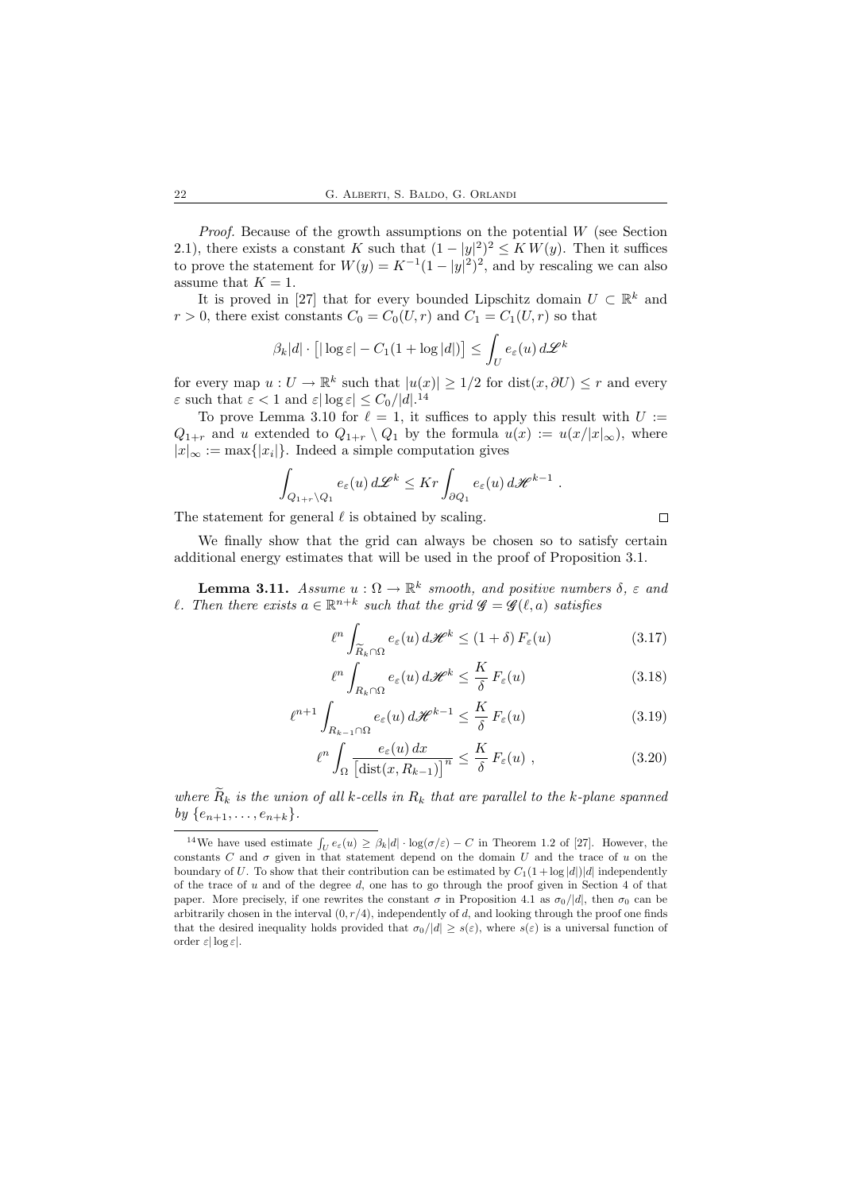*Proof.* Because of the growth assumptions on the potential $W$ (see Section 2.1), there exists a constant $K$ such that $(1-|y|^2)^2 \le K\,W(y)$. Then it suffices to prove the statement for $W(y) = K^{-1}(1-|y|^2)^2$, and by rescaling we can also assume that $K=1$.

It is proved in [27] that for every bounded Lipschitz domain $U \subset \mathbb{R}^k$ and $r > 0$, there exist constants $C_0 = C_0(U, r)$ and $C_1 = C_1(U, r)$ so that

$$\beta_k |d| \cdot \big[ |\log \varepsilon| - C_1 (1 + \log |d|) \big] \le \int_U e_\varepsilon(u)\, d\mathscr{L}^k$$

for every map $u : U \to \mathbb{R}^k$ such that $|u(x)| \ge 1/2$ for $\operatorname{dist}(x, \partial U) \le r$ and every $\varepsilon$ such that $\varepsilon < 1$ and $\varepsilon |\log \varepsilon| \le C_0/|d|$.[14]

To prove Lemma 3.10 for $\ell = 1$, it suffices to apply this result with $U := Q_{1+r}$ and $u$ extended to $Q_{1+r} \setminus Q_1$ by the formula $u(x) := u(x/|x|_\infty)$, where $|x|_\infty := \max\{|x_i|\}$. Indeed a simple computation gives

$$\int_{Q_{1+r}\setminus Q_1} e_\varepsilon(u)\, d\mathscr{L}^k \le K r \int_{\partial Q_1} e_\varepsilon(u)\, d\mathscr{H}^{k-1} \;.$$

The statement for general $\ell$ is obtained by scaling. $\square$

We finally show that the grid can always be chosen so to satisfy certain additional energy estimates that will be used in the proof of Proposition 3.1.

**Lemma 3.11.** *Assume $u : \Omega \to \mathbb{R}^k$ smooth, and positive numbers $\delta$, $\varepsilon$ and $\ell$. Then there exists $a \in \mathbb{R}^{n+k}$ such that the grid $\mathscr{G} = \mathscr{G}(\ell, a)$ satisfies*

$$\ell^n \int_{\widetilde{R}_k \cap \Omega} e_\varepsilon(u)\, d\mathscr{H}^k \le (1+\delta)\, F_\varepsilon(u) \tag{3.17}$$

$$\ell^n \int_{R_k \cap \Omega} e_\varepsilon(u)\, d\mathscr{H}^k \le \frac{K}{\delta}\, F_\varepsilon(u) \tag{3.18}$$

$$\ell^{n+1} \int_{R_{k-1} \cap \Omega} e_\varepsilon(u)\, d\mathscr{H}^{k-1} \le \frac{K}{\delta}\, F_\varepsilon(u) \tag{3.19}$$

$$\ell^n \int_\Omega \frac{e_\varepsilon(u)\, dx}{\big[\operatorname{dist}(x, R_{k-1})\big]^n} \le \frac{K}{\delta}\, F_\varepsilon(u) \;, \tag{3.20}$$

*where $\widetilde{R}_k$ is the union of all $k$-cells in $R_k$ that are parallel to the $k$-plane spanned by $\{e_{n+1}, \dots, e_{n+k}\}$.*

---

[14] We have used estimate $\int_U e_\varepsilon(u) \ge \beta_k |d| \cdot \log(\sigma/\varepsilon) - C$ in Theorem 1.2 of [27]. However, the constants $C$ and $\sigma$ given in that statement depend on the domain $U$ and the trace of $u$ on the boundary of $U$. To show that their contribution can be estimated by $C_1(1+\log|d|)|d|$ independently of the trace of $u$ and of the degree $d$, one has to go through the proof given in Section 4 of that paper. More precisely, if one rewrites the constant $\sigma$ in Proposition 4.1 as $\sigma_0/|d|$, then $\sigma_0$ can be arbitrarily chosen in the interval $(0, r/4)$, independently of $d$, and looking through the proof one finds that the desired inequality holds provided that $\sigma_0/|d| \ge s(\varepsilon)$, where $s(\varepsilon)$ is a universal function of order $\varepsilon|\log\varepsilon|$.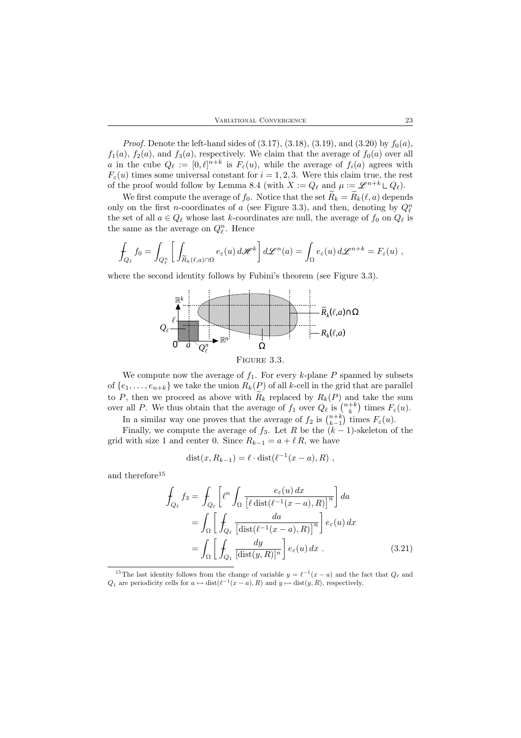*Proof.* Denote the left-hand sides of (3.17), (3.18), (3.19), and (3.20) by $f_0(a)$, $f_1(a)$, $f_2(a)$, and $f_3(a)$, respectively. We claim that the average of $f_0(a)$ over all $a$ in the cube $Q_\ell := [0,\ell]^{n+k}$ is $F_\varepsilon(u)$, while the average of $f_i(a)$ agrees with $F_\varepsilon(u)$ times some universal constant for $i = 1, 2, 3$. Were this claim true, the rest of the proof would follow by Lemma 8.4 (with $X := Q_\ell$ and $\mu := \mathscr{L}^{n+k} \llcorner Q_\ell$).

We first compute the average of $f_0$. Notice that the set $\widetilde{R}_k = \widetilde{R}_k(\ell, a)$ depends only on the first $n$-coordinates of $a$ (see Figure 3.3), and then, denoting by $Q^n_\ell$ the set of all $a \in Q_\ell$ whose last $k$-coordinates are null, the average of $f_0$ on $Q_\ell$ is the same as the average on $Q^n_\ell$. Hence

$$\fint_{Q_\ell} f_0 = \int_{Q^n_\ell} \left[ \int_{\widetilde{R}_k(\ell,a)\cap\Omega} e_\varepsilon(u)\, d\mathscr{H}^k \right] d\mathscr{L}^n(a) = \int_\Omega e_\varepsilon(u)\, d\mathscr{L}^{n+k} = F_\varepsilon(u) \ ,$$

where the second identity follows by Fubini's theorem (see Figure 3.3).

FIGURE 3.3.

We compute now the average of $f_1$. For every $k$-plane $P$ spanned by subsets of $\{e_1, \dots, e_{n+k}\}$ we take the union $R_k(P)$ of all $k$-cell in the grid that are parallel to $P$, then we proceed as above with $\widetilde{R}_k$ replaced by $R_k(P)$ and take the sum over all $P$. We thus obtain that the average of $f_1$ over $Q_\ell$ is $\binom{n+k}{k}$ times $F_\varepsilon(u)$.

In a similar way one proves that the average of $f_2$ is $\binom{n+k}{k-1}$ times $F_\varepsilon(u)$.

Finally, we compute the average of $f_3$. Let $R$ be the $(k-1)$-skeleton of the grid with size 1 and center 0. Since $R_{k-1} = a + \ell\, R$, we have

$$\operatorname{dist}(x, R_{k-1}) = \ell \cdot \operatorname{dist}(\ell^{-1}(x-a), R) \ ,$$

and therefore[15]

$$\begin{aligned} \fint_{Q_\ell} f_3 &= \fint_{Q_\ell} \left[ \ell^n \int_\Omega \frac{e_\varepsilon(u)\, dx}{\left[\ell \operatorname{dist}(\ell^{-1}(x-a), R)\right]^n} \right] da \\ &= \int_\Omega \left[ \fint_{Q_\ell} \frac{da}{\left[\operatorname{dist}(\ell^{-1}(x-a), R)\right]^n} \right] e_\varepsilon(u)\, dx \\ &= \int_\Omega \left[ \fint_{Q_1} \frac{dy}{[\operatorname{dist}(y,R)]^n} \right] e_\varepsilon(u)\, dx \ . \end{aligned} \tag{3.21}$$

[15] The last identity follows from the change of variable $y = \ell^{-1}(x-a)$ and the fact that $Q_\ell$ and $Q_1$ are periodicity cells for $a \mapsto \operatorname{dist}(\ell^{-1}(x-a), R)$ and $y \mapsto \operatorname{dist}(y, R)$, respectively.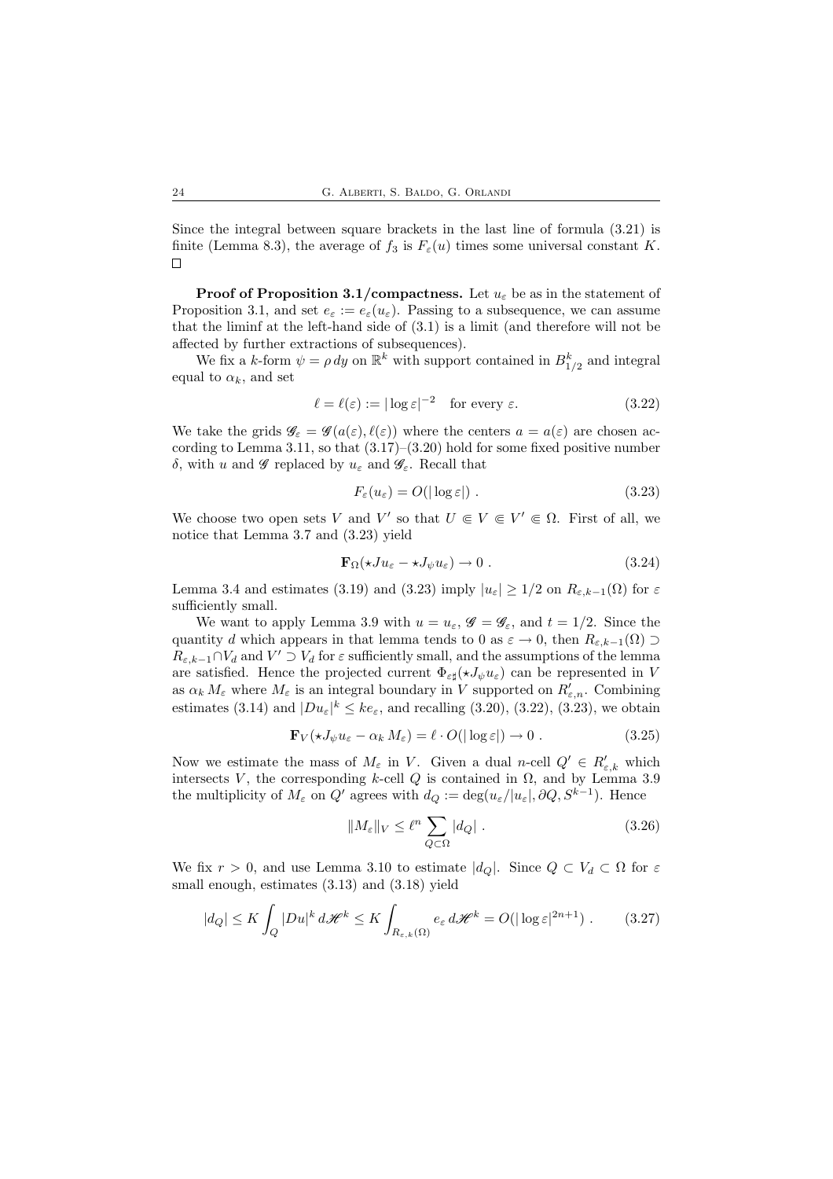Since the integral between square brackets in the last line of formula (3.21) is finite (Lemma 8.3), the average of $f_3$ is $F_\varepsilon(u)$ times some universal constant $K$. $\square$

**Proof of Proposition 3.1/compactness.** Let $u_\varepsilon$ be as in the statement of Proposition 3.1, and set $e_\varepsilon := e_\varepsilon(u_\varepsilon)$. Passing to a subsequence, we can assume that the liminf at the left-hand side of (3.1) is a limit (and therefore will not be affected by further extractions of subsequences).

We fix a $k$-form $\psi = \rho\, dy$ on $\mathbb{R}^k$ with support contained in $B^k_{1/2}$ and integral equal to $\alpha_k$, and set

$$\ell = \ell(\varepsilon) := |\log \varepsilon|^{-2} \quad \text{for every } \varepsilon. \tag{3.22}$$

We take the grids $\mathscr{G}_\varepsilon = \mathscr{G}(a(\varepsilon), \ell(\varepsilon))$ where the centers $a = a(\varepsilon)$ are chosen according to Lemma 3.11, so that (3.17)–(3.20) hold for some fixed positive number $\delta$, with $u$ and $\mathscr{G}$ replaced by $u_\varepsilon$ and $\mathscr{G}_\varepsilon$. Recall that

$$F_\varepsilon(u_\varepsilon) = O(|\log \varepsilon|) \ . \tag{3.23}$$

We choose two open sets $V$ and $V'$ so that $U \Subset V \Subset V' \Subset \Omega$. First of all, we notice that Lemma 3.7 and (3.23) yield

$$\mathbf{F}_\Omega(\star J u_\varepsilon - \star J_\psi u_\varepsilon) \to 0 \ . \tag{3.24}$$

Lemma 3.4 and estimates (3.19) and (3.23) imply $|u_\varepsilon| \geq 1/2$ on $R_{\varepsilon,k-1}(\Omega)$ for $\varepsilon$ sufficiently small.

We want to apply Lemma 3.9 with $u = u_\varepsilon$, $\mathscr{G} = \mathscr{G}_\varepsilon$, and $t = 1/2$. Since the quantity $d$ which appears in that lemma tends to 0 as $\varepsilon \to 0$, then $R_{\varepsilon,k-1}(\Omega) \supset R_{\varepsilon,k-1} \cap V_d$ and $V' \supset V_d$ for $\varepsilon$ sufficiently small, and the assumptions of the lemma are satisfied. Hence the projected current $\Phi_{\varepsilon\sharp}(\star J_\psi u_\varepsilon)$ can be represented in $V$ as $\alpha_k M_\varepsilon$ where $M_\varepsilon$ is an integral boundary in $V$ supported on $R'_{\varepsilon,n}$. Combining estimates (3.14) and $|Du_\varepsilon|^k \leq k e_\varepsilon$, and recalling (3.20), (3.22), (3.23), we obtain

$$\mathbf{F}_V(\star J_\psi u_\varepsilon - \alpha_k M_\varepsilon) = \ell \cdot O(|\log \varepsilon|) \to 0 \ . \tag{3.25}$$

Now we estimate the mass of $M_\varepsilon$ in $V$. Given a dual $n$-cell $Q' \in R'_{\varepsilon,k}$ which intersects $V$, the corresponding $k$-cell $Q$ is contained in $\Omega$, and by Lemma 3.9 the multiplicity of $M_\varepsilon$ on $Q'$ agrees with $d_Q := \deg(u_\varepsilon/|u_\varepsilon|, \partial Q, S^{k-1})$. Hence

$$\|M_\varepsilon\|_V \leq \ell^n \sum_{Q \subset \Omega} |d_Q| \ . \tag{3.26}$$

We fix $r > 0$, and use Lemma 3.10 to estimate $|d_Q|$. Since $Q \subset V_d \subset \Omega$ for $\varepsilon$ small enough, estimates (3.13) and (3.18) yield

$$|d_Q| \leq K \int_Q |Du|^k \, d\mathscr{H}^k \leq K \int_{R_{\varepsilon,k}(\Omega)} e_\varepsilon \, d\mathscr{H}^k = O(|\log \varepsilon|^{2n+1}) \ . \tag{3.27}$$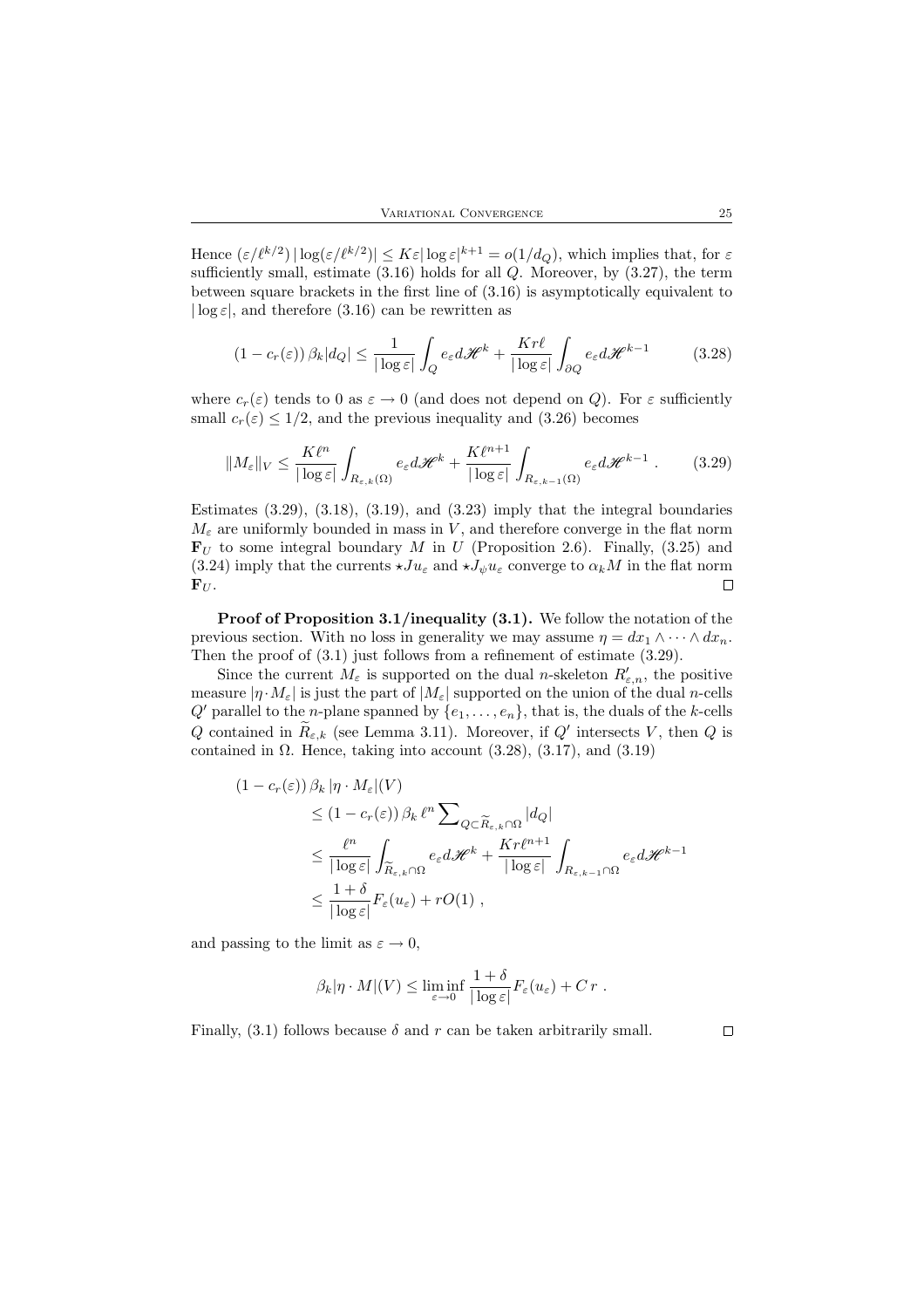Hence $(\varepsilon/\ell^{k/2})\,|\log(\varepsilon/\ell^{k/2})| \le K\varepsilon|\log\varepsilon|^{k+1} = o(1/d_Q)$, which implies that, for $\varepsilon$ sufficiently small, estimate (3.16) holds for all $Q$. Moreover, by (3.27), the term between square brackets in the first line of (3.16) is asymptotically equivalent to $|\log\varepsilon|$, and therefore (3.16) can be rewritten as

$$(1 - c_r(\varepsilon))\,\beta_k|d_Q| \le \frac{1}{|\log\varepsilon|}\int_Q e_\varepsilon d\mathscr{H}^k + \frac{Kr\ell}{|\log\varepsilon|}\int_{\partial Q} e_\varepsilon d\mathscr{H}^{k-1} \tag{3.28}$$

where $c_r(\varepsilon)$ tends to 0 as $\varepsilon \to 0$ (and does not depend on $Q$). For $\varepsilon$ sufficiently small $c_r(\varepsilon) \le 1/2$, and the previous inequality and (3.26) becomes

$$\|M_\varepsilon\|_V \le \frac{K\ell^n}{|\log\varepsilon|}\int_{R_{\varepsilon,k}(\Omega)} e_\varepsilon d\mathscr{H}^k + \frac{K\ell^{n+1}}{|\log\varepsilon|}\int_{R_{\varepsilon,k-1}(\Omega)} e_\varepsilon d\mathscr{H}^{k-1}\ . \tag{3.29}$$

Estimates (3.29), (3.18), (3.19), and (3.23) imply that the integral boundaries $M_\varepsilon$ are uniformly bounded in mass in $V$, and therefore converge in the flat norm $\mathbf{F}_U$ to some integral boundary $M$ in $U$ (Proposition 2.6). Finally, (3.25) and (3.24) imply that the currents $\star Ju_\varepsilon$ and $\star J_\psi u_\varepsilon$ converge to $\alpha_k M$ in the flat norm $\mathbf{F}_U$. $\square$

**Proof of Proposition 3.1/inequality (3.1).** We follow the notation of the previous section. With no loss in generality we may assume $\eta = dx_1 \wedge \cdots \wedge dx_n$. Then the proof of (3.1) just follows from a refinement of estimate (3.29).

Since the current $M_\varepsilon$ is supported on the dual $n$-skeleton $R'_{\varepsilon,n}$, the positive measure $|\eta\cdot M_\varepsilon|$ is just the part of $|M_\varepsilon|$ supported on the union of the dual $n$-cells $Q'$ parallel to the $n$-plane spanned by $\{e_1,\dots,e_n\}$, that is, the duals of the $k$-cells $Q$ contained in $\widetilde{R}_{\varepsilon,k}$ (see Lemma 3.11). Moreover, if $Q'$ intersects $V$, then $Q$ is contained in $\Omega$. Hence, taking into account (3.28), (3.17), and (3.19)

$$\begin{aligned}
(1 - c_r(\varepsilon))\,\beta_k\,|\eta\cdot M_\varepsilon|(V) &\\
&\le (1 - c_r(\varepsilon))\,\beta_k\,\ell^n \sum\nolimits_{Q\subset \widetilde{R}_{\varepsilon,k}\cap\Omega} |d_Q| \\
&\le \frac{\ell^n}{|\log\varepsilon|}\int_{\widetilde{R}_{\varepsilon,k}\cap\Omega} e_\varepsilon d\mathscr{H}^k + \frac{Kr\ell^{n+1}}{|\log\varepsilon|}\int_{R_{\varepsilon,k-1}\cap\Omega} e_\varepsilon d\mathscr{H}^{k-1} \\
&\le \frac{1+\delta}{|\log\varepsilon|}F_\varepsilon(u_\varepsilon) + rO(1)\ ,
\end{aligned}$$

and passing to the limit as $\varepsilon \to 0$,

$$\beta_k|\eta\cdot M|(V) \le \liminf_{\varepsilon\to 0}\frac{1+\delta}{|\log\varepsilon|}F_\varepsilon(u_\varepsilon) + C\,r\ .$$

Finally, (3.1) follows because $\delta$ and $r$ can be taken arbitrarily small. $\square$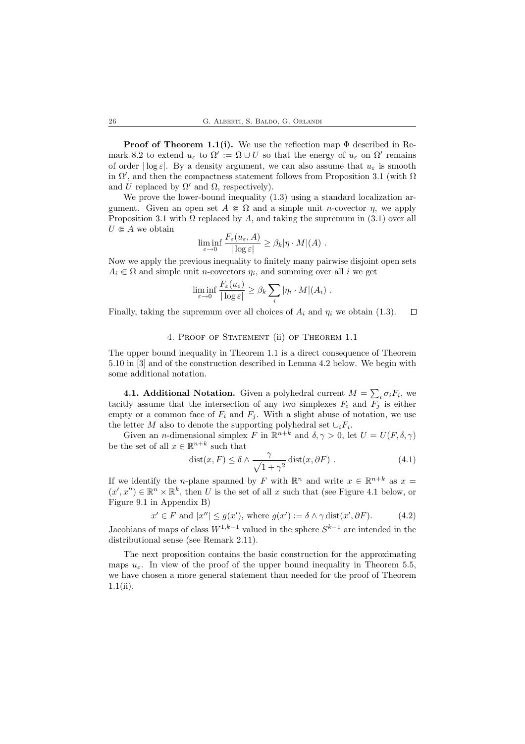**Proof of Theorem 1.1(i).** We use the reflection map $\Phi$ described in Remark 8.2 to extend $u_\varepsilon$ to $\Omega' := \Omega \cup U$ so that the energy of $u_\varepsilon$ on $\Omega'$ remains of order $|\log \varepsilon|$. By a density argument, we can also assume that $u_\varepsilon$ is smooth in $\Omega'$, and then the compactness statement follows from Proposition 3.1 (with $\Omega$ and $U$ replaced by $\Omega'$ and $\Omega$, respectively).

We prove the lower-bound inequality (1.3) using a standard localization argument. Given an open set $A \Subset \Omega$ and a simple unit $n$-covector $\eta$, we apply Proposition 3.1 with $\Omega$ replaced by $A$, and taking the supremum in (3.1) over all $U \Subset A$ we obtain

$$\liminf_{\varepsilon \to 0} \frac{F_\varepsilon(u_\varepsilon, A)}{|\log \varepsilon|} \geq \beta_k |\eta \cdot M|(A) \ .$$

Now we apply the previous inequality to finitely many pairwise disjoint open sets $A_i \Subset \Omega$ and simple unit $n$-covectors $\eta_i$, and summing over all $i$ we get

$$\liminf_{\varepsilon \to 0} \frac{F_\varepsilon(u_\varepsilon)}{|\log \varepsilon|} \geq \beta_k \sum_i |\eta_i \cdot M|(A_i) \ .$$

Finally, taking the supremum over all choices of $A_i$ and $\eta_i$ we obtain (1.3). □

## 4. Proof of Statement (ii) of Theorem 1.1

The upper bound inequality in Theorem 1.1 is a direct consequence of Theorem 5.10 in [3] and of the construction described in Lemma 4.2 below. We begin with some additional notation.

**4.1. Additional Notation.** Given a polyhedral current $M = \sum_i \sigma_i F_i$, we tacitly assume that the intersection of any two simplexes $F_i$ and $F_j$ is either empty or a common face of $F_i$ and $F_j$. With a slight abuse of notation, we use the letter $M$ also to denote the supporting polyhedral set $\cup_i F_i$.

Given an $n$-dimensional simplex $F$ in $\mathbb{R}^{n+k}$ and $\delta, \gamma > 0$, let $U = U(F, \delta, \gamma)$ be the set of all $x \in \mathbb{R}^{n+k}$ such that

$$\operatorname{dist}(x, F) \leq \delta \wedge \frac{\gamma}{\sqrt{1+\gamma^2}} \operatorname{dist}(x, \partial F) \ . \tag{4.1}$$

If we identify the $n$-plane spanned by $F$ with $\mathbb{R}^n$ and write $x \in \mathbb{R}^{n+k}$ as $x = (x', x'') \in \mathbb{R}^n \times \mathbb{R}^k$, then $U$ is the set of all $x$ such that (see Figure 4.1 below, or Figure 9.1 in Appendix B)

$$x' \in F \text{ and } |x''| \leq g(x'), \text{ where } g(x') := \delta \wedge \gamma \operatorname{dist}(x', \partial F). \tag{4.2}$$

Jacobians of maps of class $W^{1,k-1}$ valued in the sphere $S^{k-1}$ are intended in the distributional sense (see Remark 2.11).

The next proposition contains the basic construction for the approximating maps $u_\varepsilon$. In view of the proof of the upper bound inequality in Theorem 5.5, we have chosen a more general statement than needed for the proof of Theorem 1.1(ii).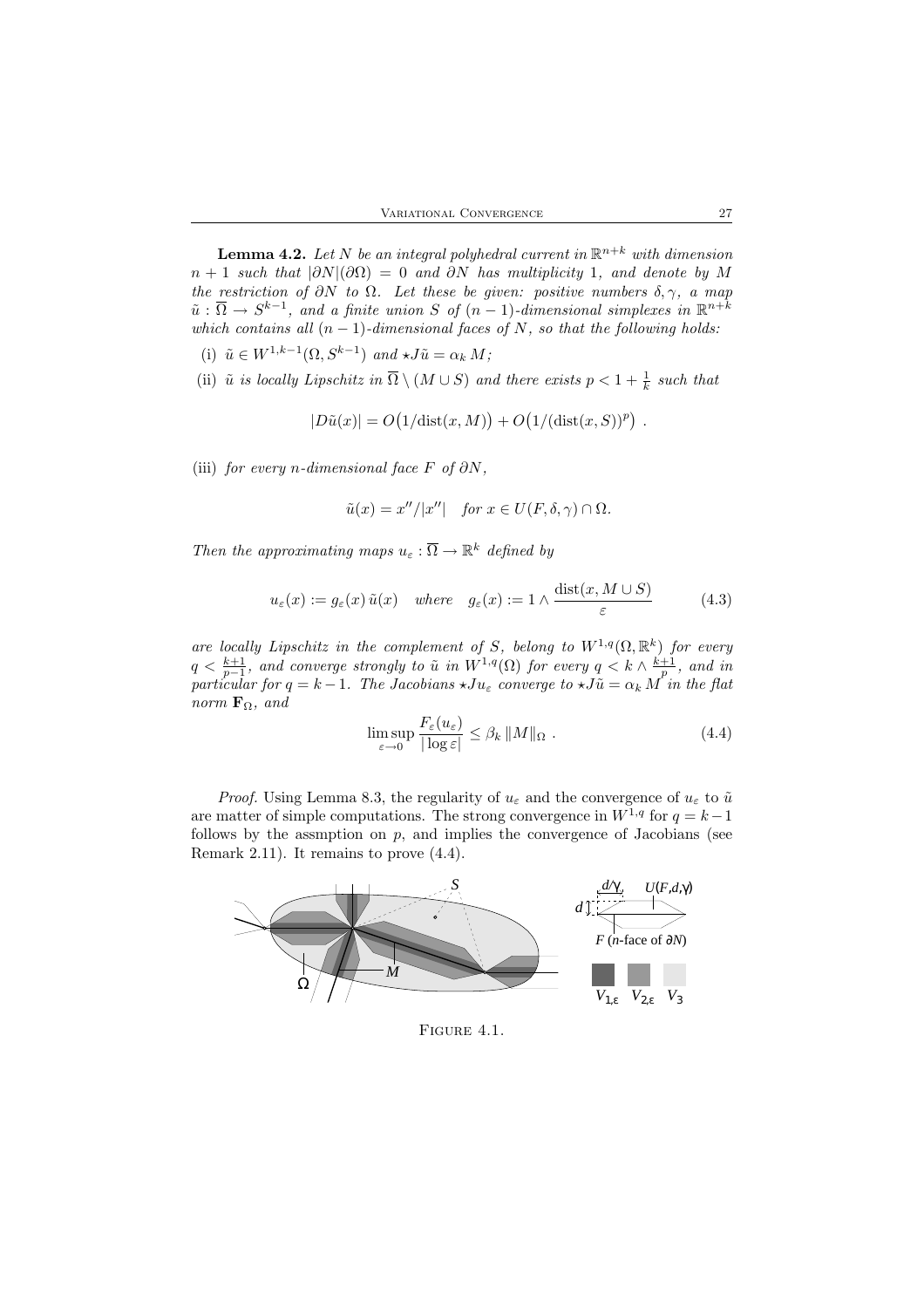**Lemma 4.2.** *Let $N$ be an integral polyhedral current in $\mathbb{R}^{n+k}$ with dimension $n+1$ such that $|\partial N|(\partial\Omega) = 0$ and $\partial N$ has multiplicity 1, and denote by $M$ the restriction of $\partial N$ to $\Omega$. Let these be given: positive numbers $\delta, \gamma$, a map $\tilde{u} : \overline{\Omega} \to S^{k-1}$, and a finite union $S$ of $(n-1)$-dimensional simplexes in $\mathbb{R}^{n+k}$ which contains all $(n-1)$-dimensional faces of $N$, so that the following holds:*

(i) *$\tilde{u} \in W^{1,k-1}(\Omega, S^{k-1})$ and $\star J\tilde{u} = \alpha_k M$;*

(ii) *$\tilde{u}$ is locally Lipschitz in $\overline{\Omega} \setminus (M \cup S)$ and there exists $p < 1 + \frac{1}{k}$ such that*

$$|D\tilde{u}(x)| = O\big(1/\mathrm{dist}(x, M)\big) + O\big(1/(\mathrm{dist}(x, S))^p\big) \ .$$

(iii) *for every $n$-dimensional face $F$ of $\partial N$,*

$$\tilde{u}(x) = x''/|x''| \quad \textit{for } x \in U(F, \delta, \gamma) \cap \Omega.$$

*Then the approximating maps $u_\varepsilon : \overline{\Omega} \to \mathbb{R}^k$ defined by*

$$u_\varepsilon(x) := g_\varepsilon(x)\, \tilde{u}(x) \quad \textit{where} \quad g_\varepsilon(x) := 1 \wedge \frac{\mathrm{dist}(x, M \cup S)}{\varepsilon} \tag{4.3}$$

*are locally Lipschitz in the complement of $S$, belong to $W^{1,q}(\Omega, \mathbb{R}^k)$ for every $q < \frac{k+1}{p-1}$, and converge strongly to $\tilde{u}$ in $W^{1,q}(\Omega)$ for every $q < k \wedge \frac{k+1}{p}$, and in particular for $q = k-1$. The Jacobians $\star Ju_\varepsilon$ converge to $\star J\tilde{u} = \alpha_k M$ in the flat norm $\mathbf{F}_\Omega$, and*

$$\limsup_{\varepsilon \to 0} \frac{F_\varepsilon(u_\varepsilon)}{|\log \varepsilon|} \le \beta_k \, \|M\|_\Omega \ . \tag{4.4}$$

*Proof.* Using Lemma 8.3, the regularity of $u_\varepsilon$ and the convergence of $u_\varepsilon$ to $\tilde{u}$ are matter of simple computations. The strong convergence in $W^{1,q}$ for $q = k-1$ follows by the assmption on $p$, and implies the convergence of Jacobians (see Remark 2.11). It remains to prove (4.4).

FIGURE 4.1.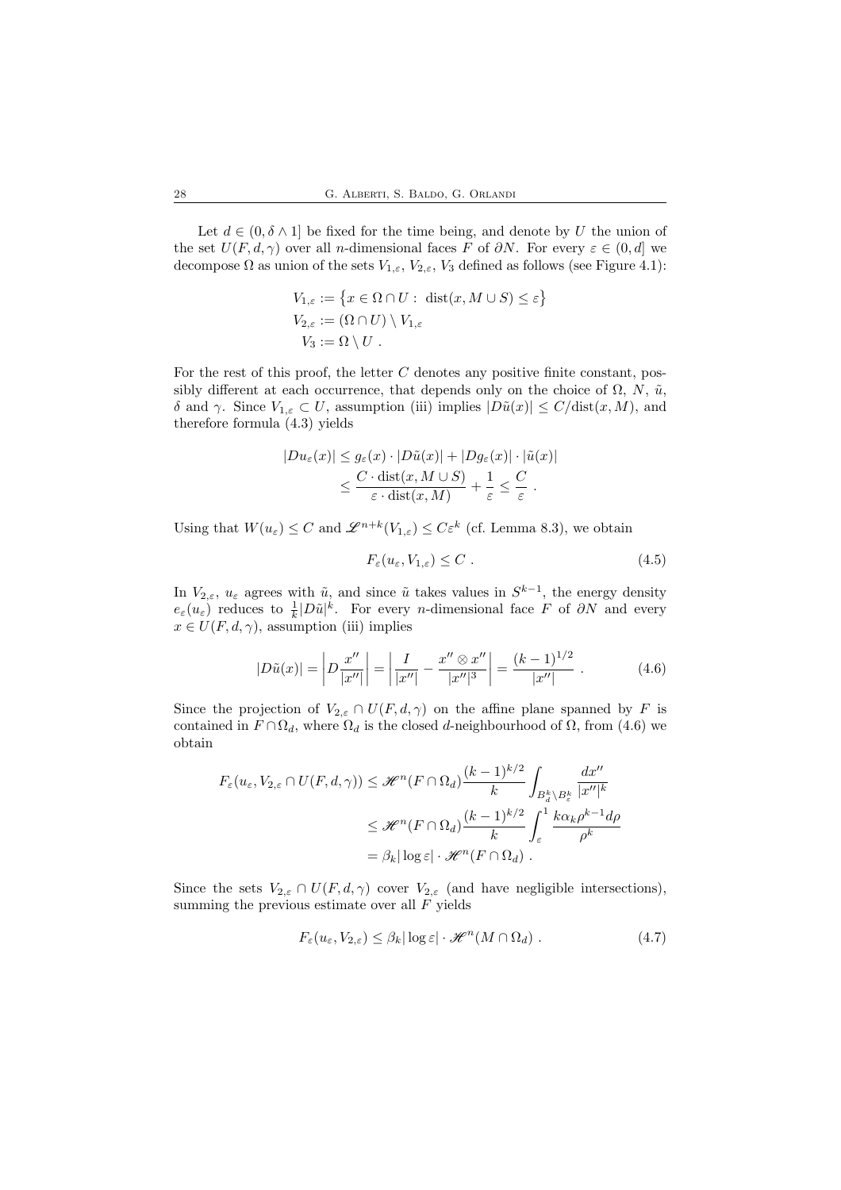Let $d \in (0, \delta \wedge 1]$ be fixed for the time being, and denote by $U$ the union of the set $U(F, d, \gamma)$ over all $n$-dimensional faces $F$ of $\partial N$. For every $\varepsilon \in (0, d]$ we decompose $\Omega$ as union of the sets $V_{1,\varepsilon}$, $V_{2,\varepsilon}$, $V_3$ defined as follows (see Figure 4.1):

$$
\begin{aligned}
V_{1,\varepsilon} &:= \big\{ x \in \Omega \cap U : \ \operatorname{dist}(x, M \cup S) \leq \varepsilon \big\} \\
V_{2,\varepsilon} &:= (\Omega \cap U) \setminus V_{1,\varepsilon} \\
V_3 &:= \Omega \setminus U \ .
\end{aligned}
$$

For the rest of this proof, the letter $C$ denotes any positive finite constant, possibly different at each occurrence, that depends only on the choice of $\Omega$, $N$, $\tilde{u}$, $\delta$ and $\gamma$. Since $V_{1,\varepsilon} \subset U$, assumption (iii) implies $|D\tilde{u}(x)| \leq C/\operatorname{dist}(x, M)$, and therefore formula (4.3) yields

$$
\begin{aligned}
|Du_\varepsilon(x)| &\leq g_\varepsilon(x) \cdot |D\tilde{u}(x)| + |Dg_\varepsilon(x)| \cdot |\tilde{u}(x)| \\
&\leq \frac{C \cdot \operatorname{dist}(x, M \cup S)}{\varepsilon \cdot \operatorname{dist}(x, M)} + \frac{1}{\varepsilon} \leq \frac{C}{\varepsilon} \ .
\end{aligned}
$$

Using that $W(u_\varepsilon) \leq C$ and $\mathscr{L}^{n+k}(V_{1,\varepsilon}) \leq C\varepsilon^k$ (cf. Lemma 8.3), we obtain

$$
F_\varepsilon(u_\varepsilon, V_{1,\varepsilon}) \leq C \ . \tag{4.5}
$$

In $V_{2,\varepsilon}$, $u_\varepsilon$ agrees with $\tilde{u}$, and since $\tilde{u}$ takes values in $S^{k-1}$, the energy density $e_\varepsilon(u_\varepsilon)$ reduces to $\frac{1}{k}|D\tilde{u}|^k$. For every $n$-dimensional face $F$ of $\partial N$ and every $x \in U(F, d, \gamma)$, assumption (iii) implies

$$
|D\tilde{u}(x)| = \left| D\frac{x''}{|x''|} \right| = \left| \frac{I}{|x''|} - \frac{x'' \otimes x''}{|x''|^3} \right| = \frac{(k-1)^{1/2}}{|x''|} \ . \tag{4.6}
$$

Since the projection of $V_{2,\varepsilon} \cap U(F, d, \gamma)$ on the affine plane spanned by $F$ is contained in $F \cap \Omega_d$, where $\Omega_d$ is the closed $d$-neighbourhood of $\Omega$, from (4.6) we obtain

$$
\begin{aligned}
F_\varepsilon(u_\varepsilon, V_{2,\varepsilon} \cap U(F, d, \gamma)) &\leq \mathscr{H}^n(F \cap \Omega_d) \frac{(k-1)^{k/2}}{k} \int_{B_d^k \setminus B_\varepsilon^k} \frac{dx''}{|x''|^k} \\
&\leq \mathscr{H}^n(F \cap \Omega_d) \frac{(k-1)^{k/2}}{k} \int_\varepsilon^1 \frac{k\alpha_k \rho^{k-1} d\rho}{\rho^k} \\
&= \beta_k |\log \varepsilon| \cdot \mathscr{H}^n(F \cap \Omega_d) \ .
\end{aligned}
$$

Since the sets $V_{2,\varepsilon} \cap U(F, d, \gamma)$ cover $V_{2,\varepsilon}$ (and have negligible intersections), summing the previous estimate over all $F$ yields

$$
F_\varepsilon(u_\varepsilon, V_{2,\varepsilon}) \leq \beta_k |\log \varepsilon| \cdot \mathscr{H}^n(M \cap \Omega_d) \ . \tag{4.7}
$$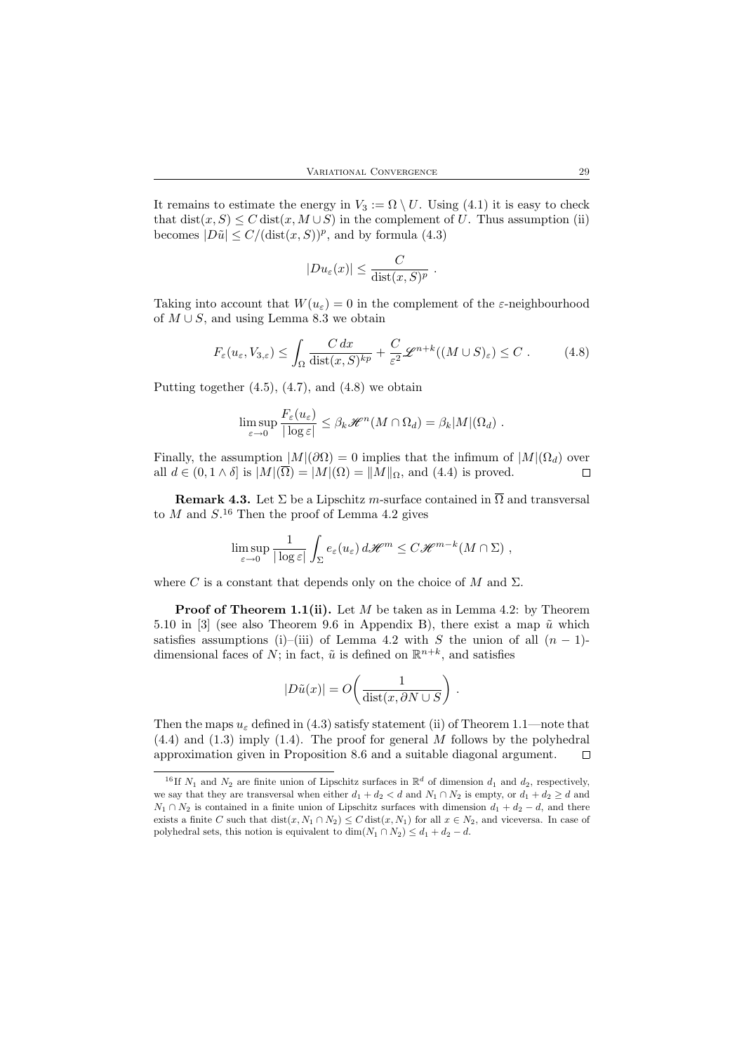It remains to estimate the energy in $V_3 := \Omega \setminus U$. Using (4.1) it is easy to check that $\operatorname{dist}(x, S) \leq C \operatorname{dist}(x, M \cup S)$ in the complement of $U$. Thus assumption (ii) becomes $|D\tilde{u}| \leq C/(\operatorname{dist}(x, S))^p$, and by formula (4.3)

$$|Du_\varepsilon(x)| \leq \frac{C}{\operatorname{dist}(x, S)^p} \ .$$

Taking into account that $W(u_\varepsilon) = 0$ in the complement of the $\varepsilon$-neighbourhood of $M \cup S$, and using Lemma 8.3 we obtain

$$F_\varepsilon(u_\varepsilon, V_{3,\varepsilon}) \leq \int_\Omega \frac{C\, dx}{\operatorname{dist}(x, S)^{kp}} + \frac{C}{\varepsilon^2} \mathscr{L}^{n+k}((M \cup S)_\varepsilon) \leq C \ . \tag{4.8}$$

Putting together (4.5), (4.7), and (4.8) we obtain

$$\limsup_{\varepsilon \to 0} \frac{F_\varepsilon(u_\varepsilon)}{|\log \varepsilon|} \leq \beta_k \mathscr{H}^n(M \cap \Omega_d) = \beta_k |M|(\Omega_d) \ .$$

Finally, the assumption $|M|(\partial\Omega) = 0$ implies that the infimum of $|M|(\Omega_d)$ over all $d \in (0, 1 \wedge \delta]$ is $|M|(\overline{\Omega}) = |M|(\Omega) = \|M\|_\Omega$, and (4.4) is proved. $\square$

**Remark 4.3.** Let $\Sigma$ be a Lipschitz $m$-surface contained in $\overline{\Omega}$ and transversal to $M$ and $S$.[16] Then the proof of Lemma 4.2 gives

$$\limsup_{\varepsilon \to 0} \frac{1}{|\log \varepsilon|} \int_\Sigma e_\varepsilon(u_\varepsilon)\, d\mathscr{H}^m \leq C \mathscr{H}^{m-k}(M \cap \Sigma) \ ,$$

where $C$ is a constant that depends only on the choice of $M$ and $\Sigma$.

**Proof of Theorem 1.1(ii).** Let $M$ be taken as in Lemma 4.2: by Theorem 5.10 in [3] (see also Theorem 9.6 in Appendix B), there exist a map $\tilde{u}$ which satisfies assumptions (i)–(iii) of Lemma 4.2 with $S$ the union of all $(n-1)$-dimensional faces of $N$; in fact, $\tilde{u}$ is defined on $\mathbb{R}^{n+k}$, and satisfies

$$|D\tilde{u}(x)| = O\left( \frac{1}{\operatorname{dist}(x, \partial N \cup S)} \right) \ .$$

Then the maps $u_\varepsilon$ defined in (4.3) satisfy statement (ii) of Theorem 1.1—note that (4.4) and (1.3) imply (1.4). The proof for general $M$ follows by the polyhedral approximation given in Proposition 8.6 and a suitable diagonal argument. $\square$

---

[16] If $N_1$ and $N_2$ are finite union of Lipschitz surfaces in $\mathbb{R}^d$ of dimension $d_1$ and $d_2$, respectively, we say that they are transversal when either $d_1 + d_2 < d$ and $N_1 \cap N_2$ is empty, or $d_1 + d_2 \geq d$ and $N_1 \cap N_2$ is contained in a finite union of Lipschitz surfaces with dimension $d_1 + d_2 - d$, and there exists a finite $C$ such that $\operatorname{dist}(x, N_1 \cap N_2) \leq C \operatorname{dist}(x, N_1)$ for all $x \in N_2$, and viceversa. In case of polyhedral sets, this notion is equivalent to $\dim(N_1 \cap N_2) \leq d_1 + d_2 - d$.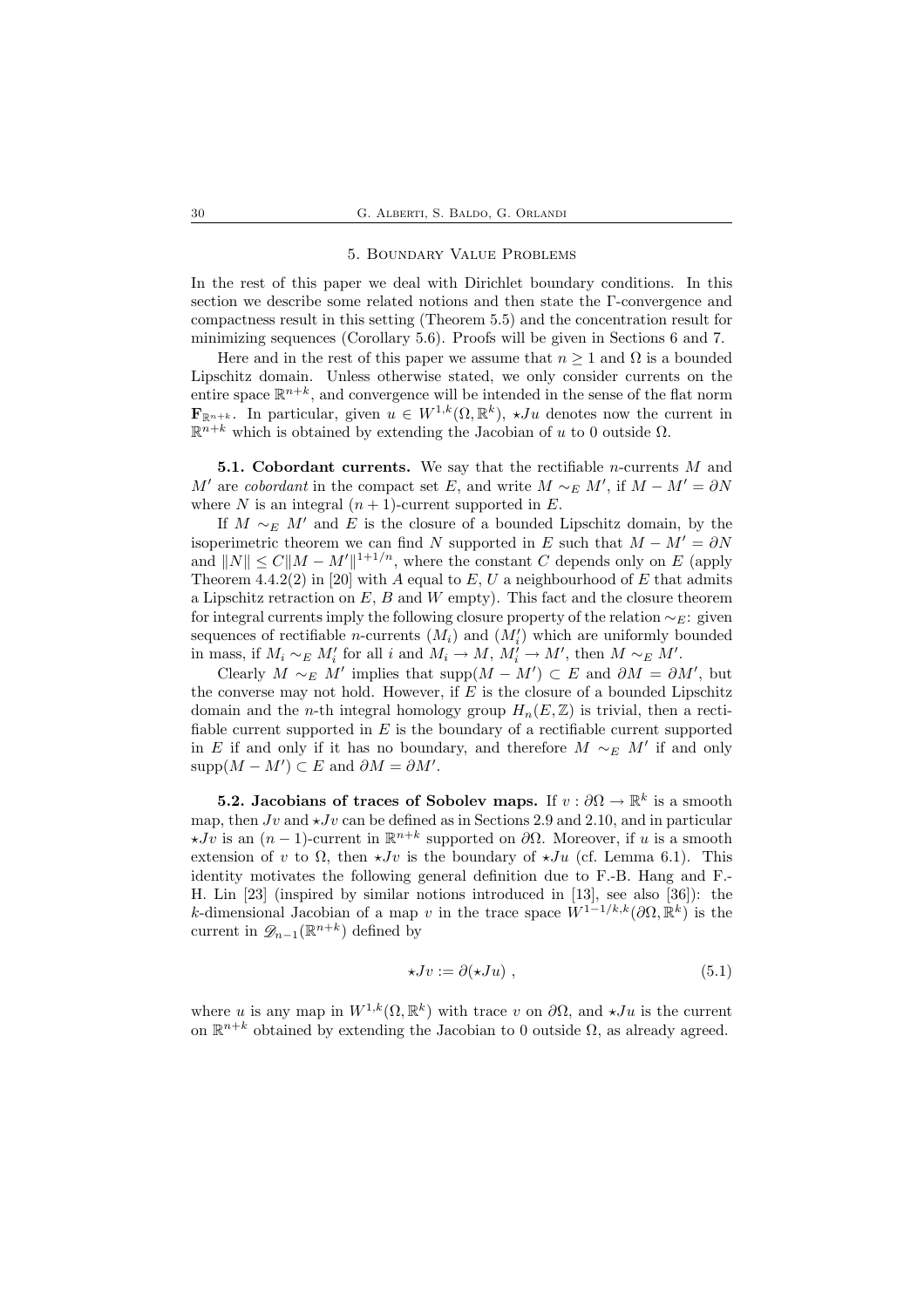## 5. Boundary Value Problems

In the rest of this paper we deal with Dirichlet boundary conditions. In this section we describe some related notions and then state the Γ-convergence and compactness result in this setting (Theorem 5.5) and the concentration result for minimizing sequences (Corollary 5.6). Proofs will be given in Sections 6 and 7.

Here and in the rest of this paper we assume that $n \geq 1$ and $\Omega$ is a bounded Lipschitz domain. Unless otherwise stated, we only consider currents on the entire space $\mathbb{R}^{n+k}$, and convergence will be intended in the sense of the flat norm $\mathbf{F}_{\mathbb{R}^{n+k}}$. In particular, given $u \in W^{1,k}(\Omega, \mathbb{R}^k)$, $\star Ju$ denotes now the current in $\mathbb{R}^{n+k}$ which is obtained by extending the Jacobian of $u$ to 0 outside $\Omega$.

**5.1. Cobordant currents.** We say that the rectifiable $n$-currents $M$ and $M'$ are *cobordant* in the compact set $E$, and write $M \sim_E M'$, if $M - M' = \partial N$ where $N$ is an integral $(n+1)$-current supported in $E$.

If $M \sim_E M'$ and $E$ is the closure of a bounded Lipschitz domain, by the isoperimetric theorem we can find $N$ supported in $E$ such that $M - M' = \partial N$ and $\|N\| \leq C\|M - M'\|^{1+1/n}$, where the constant $C$ depends only on $E$ (apply Theorem 4.4.2(2) in [20] with $A$ equal to $E$, $U$ a neighbourhood of $E$ that admits a Lipschitz retraction on $E$, $B$ and $W$ empty). This fact and the closure theorem for integral currents imply the following closure property of the relation $\sim_E$: given sequences of rectifiable $n$-currents $(M_i)$ and $(M'_i)$ which are uniformly bounded in mass, if $M_i \sim_E M'_i$ for all $i$ and $M_i \to M$, $M'_i \to M'$, then $M \sim_E M'$.

Clearly $M \sim_E M'$ implies that $\operatorname{supp}(M - M') \subset E$ and $\partial M = \partial M'$, but the converse may not hold. However, if $E$ is the closure of a bounded Lipschitz domain and the $n$-th integral homology group $H_n(E, \mathbb{Z})$ is trivial, then a rectifiable current supported in $E$ is the boundary of a rectifiable current supported in $E$ if and only if it has no boundary, and therefore $M \sim_E M'$ if and only $\operatorname{supp}(M - M') \subset E$ and $\partial M = \partial M'$.

**5.2. Jacobians of traces of Sobolev maps.** If $v : \partial\Omega \to \mathbb{R}^k$ is a smooth map, then $Jv$ and $\star Jv$ can be defined as in Sections 2.9 and 2.10, and in particular $\star Jv$ is an $(n-1)$-current in $\mathbb{R}^{n+k}$ supported on $\partial\Omega$. Moreover, if $u$ is a smooth extension of $v$ to $\Omega$, then $\star Jv$ is the boundary of $\star Ju$ (cf. Lemma 6.1). This identity motivates the following general definition due to F.-B. Hang and F.-H. Lin [23] (inspired by similar notions introduced in [13], see also [36]): the $k$-dimensional Jacobian of a map $v$ in the trace space $W^{1-1/k,k}(\partial\Omega, \mathbb{R}^k)$ is the current in $\mathscr{D}_{n-1}(\mathbb{R}^{n+k})$ defined by

$$\star Jv := \partial(\star Ju) , \tag{5.1}$$

where $u$ is any map in $W^{1,k}(\Omega, \mathbb{R}^k)$ with trace $v$ on $\partial\Omega$, and $\star Ju$ is the current on $\mathbb{R}^{n+k}$ obtained by extending the Jacobian to 0 outside $\Omega$, as already agreed.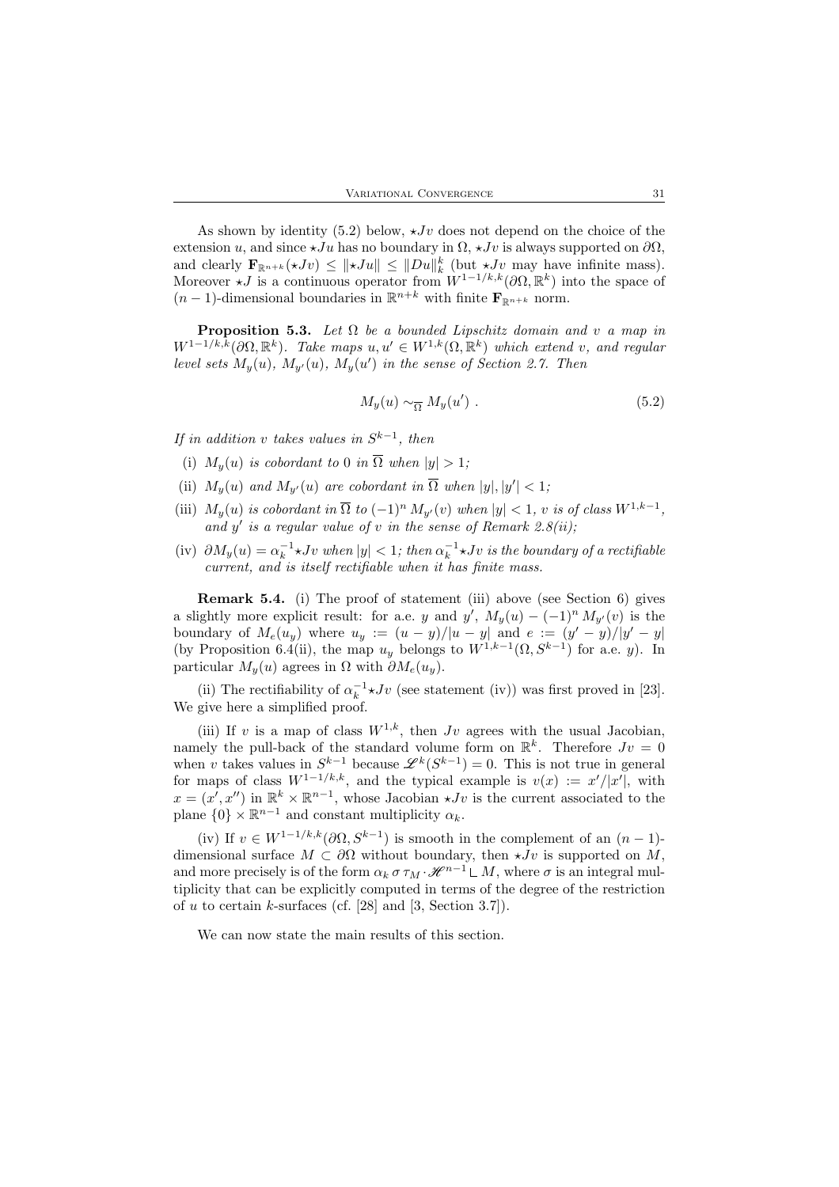As shown by identity (5.2) below, $\star Jv$ does not depend on the choice of the extension $u$, and since $\star Ju$ has no boundary in $\Omega$, $\star Jv$ is always supported on $\partial\Omega$, and clearly $\mathbf{F}_{\mathbb{R}^{n+k}}(\star Jv) \leq \|\star Ju\| \leq \|Du\|_k^k$ (but $\star Jv$ may have infinite mass). Moreover $\star J$ is a continuous operator from $W^{1-1/k,k}(\partial\Omega, \mathbb{R}^k)$ into the space of $(n-1)$-dimensional boundaries in $\mathbb{R}^{n+k}$ with finite $\mathbf{F}_{\mathbb{R}^{n+k}}$ norm.

**Proposition 5.3.** *Let $\Omega$ be a bounded Lipschitz domain and $v$ a map in $W^{1-1/k,k}(\partial\Omega, \mathbb{R}^k)$. Take maps $u, u' \in W^{1,k}(\Omega, \mathbb{R}^k)$ which extend $v$, and regular level sets $M_y(u)$, $M_{y'}(u)$, $M_y(u')$ in the sense of Section 2.7. Then*

$$M_y(u) \sim_{\overline{\Omega}} M_y(u') \; . \tag{5.2}$$

*If in addition $v$ takes values in $S^{k-1}$, then*

(i) *$M_y(u)$ is cobordant to 0 in $\overline{\Omega}$ when $|y| > 1$;*

(ii) *$M_y(u)$ and $M_{y'}(u)$ are cobordant in $\overline{\Omega}$ when $|y|, |y'| < 1$;*

(iii) *$M_y(u)$ is cobordant in $\overline{\Omega}$ to $(-1)^n M_{y'}(v)$ when $|y| < 1$, $v$ is of class $W^{1,k-1}$, and $y'$ is a regular value of $v$ in the sense of Remark 2.8(ii);*

(iv) *$\partial M_y(u) = \alpha_k^{-1} \star Jv$ when $|y| < 1$; then $\alpha_k^{-1} \star Jv$ is the boundary of a rectifiable current, and is itself rectifiable when it has finite mass.*

**Remark 5.4.** (i) The proof of statement (iii) above (see Section 6) gives a slightly more explicit result: for a.e. $y$ and $y'$, $M_y(u) - (-1)^n M_{y'}(v)$ is the boundary of $M_e(u_y)$ where $u_y := (u-y)/|u-y|$ and $e := (y'-y)/|y'-y|$ (by Proposition 6.4(ii), the map $u_y$ belongs to $W^{1,k-1}(\Omega, S^{k-1})$ for a.e. $y$). In particular $M_y(u)$ agrees in $\Omega$ with $\partial M_e(u_y)$.

(ii) The rectifiability of $\alpha_k^{-1} \star Jv$ (see statement (iv)) was first proved in [23]. We give here a simplified proof.

(iii) If $v$ is a map of class $W^{1,k}$, then $Jv$ agrees with the usual Jacobian, namely the pull-back of the standard volume form on $\mathbb{R}^k$. Therefore $Jv = 0$ when $v$ takes values in $S^{k-1}$ because $\mathscr{L}^k(S^{k-1}) = 0$. This is not true in general for maps of class $W^{1-1/k,k}$, and the typical example is $v(x) := x'/|x'|$, with $x = (x', x'')$ in $\mathbb{R}^k \times \mathbb{R}^{n-1}$, whose Jacobian $\star Jv$ is the current associated to the plane $\{0\} \times \mathbb{R}^{n-1}$ and constant multiplicity $\alpha_k$.

(iv) If $v \in W^{1-1/k,k}(\partial\Omega, S^{k-1})$ is smooth in the complement of an $(n-1)$-dimensional surface $M \subset \partial\Omega$ without boundary, then $\star Jv$ is supported on $M$, and more precisely is of the form $\alpha_k \, \sigma \, \tau_M \cdot \mathscr{H}^{n-1} \llcorner M$, where $\sigma$ is an integral multiplicity that can be explicitly computed in terms of the degree of the restriction of $u$ to certain $k$-surfaces (cf. [28] and [3, Section 3.7]).

We can now state the main results of this section.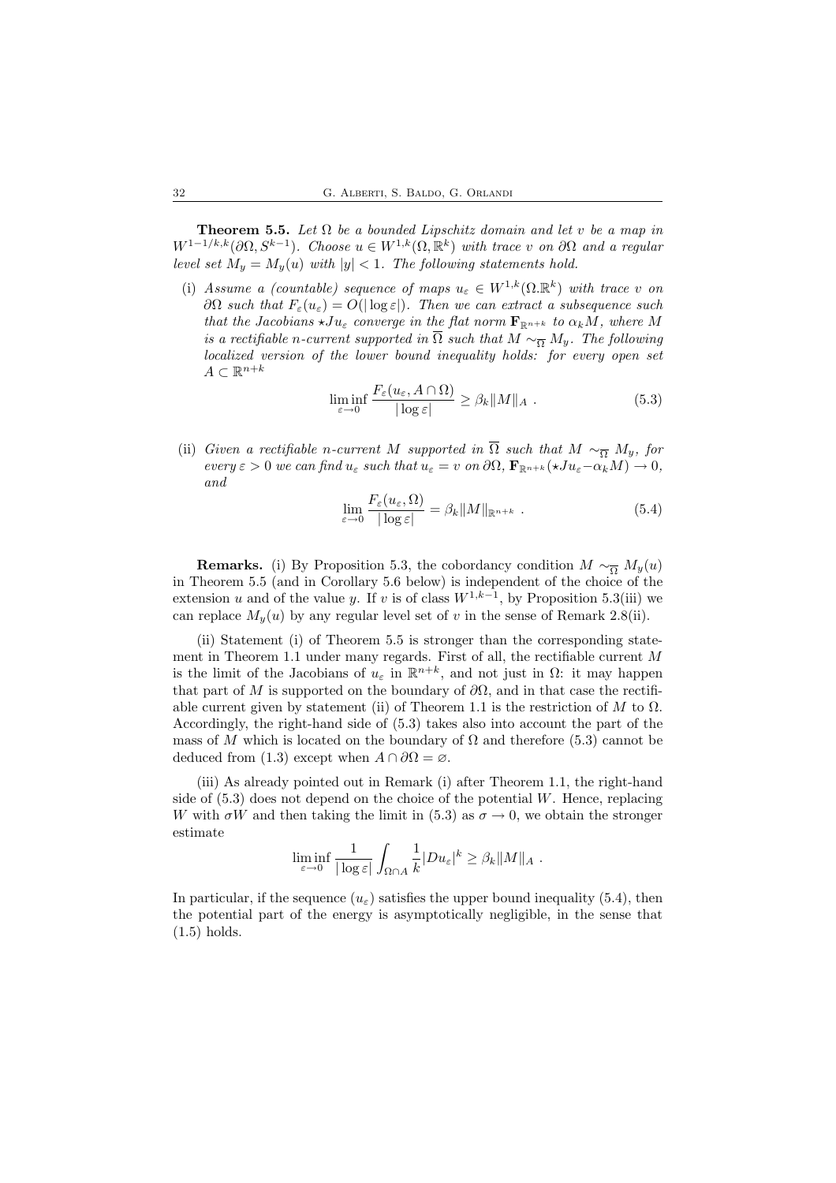**Theorem 5.5.** *Let $\Omega$ be a bounded Lipschitz domain and let $v$ be a map in $W^{1-1/k,k}(\partial\Omega, S^{k-1})$. Choose $u \in W^{1,k}(\Omega, \mathbb{R}^k)$ with trace $v$ on $\partial\Omega$ and a regular level set $M_y = M_y(u)$ with $|y| < 1$. The following statements hold.*

(i) *Assume a (countable) sequence of maps $u_\varepsilon \in W^{1,k}(\Omega.\mathbb{R}^k)$ with trace $v$ on $\partial\Omega$ such that $F_\varepsilon(u_\varepsilon) = O(|\log\varepsilon|)$. Then we can extract a subsequence such that the Jacobians $\star Ju_\varepsilon$ converge in the flat norm $\mathbf{F}_{\mathbb{R}^{n+k}}$ to $\alpha_k M$, where $M$ is a rectifiable $n$-current supported in $\overline{\Omega}$ such that $M \sim_{\overline{\Omega}} M_y$. The following localized version of the lower bound inequality holds: for every open set $A \subset \mathbb{R}^{n+k}$*

$$\liminf_{\varepsilon\to 0} \frac{F_\varepsilon(u_\varepsilon, A\cap\Omega)}{|\log\varepsilon|} \geq \beta_k \|M\|_A \ . \tag{5.3}$$

(ii) *Given a rectifiable $n$-current $M$ supported in $\overline{\Omega}$ such that $M \sim_{\overline{\Omega}} M_y$, for every $\varepsilon > 0$ we can find $u_\varepsilon$ such that $u_\varepsilon = v$ on $\partial\Omega$, $\mathbf{F}_{\mathbb{R}^{n+k}}(\star Ju_\varepsilon - \alpha_k M) \to 0$, and*

$$\lim_{\varepsilon\to 0} \frac{F_\varepsilon(u_\varepsilon, \Omega)}{|\log\varepsilon|} = \beta_k \|M\|_{\mathbb{R}^{n+k}} \ . \tag{5.4}$$

**Remarks.** (i) By Proposition 5.3, the cobordancy condition $M \sim_{\overline{\Omega}} M_y(u)$ in Theorem 5.5 (and in Corollary 5.6 below) is independent of the choice of the extension $u$ and of the value $y$. If $v$ is of class $W^{1,k-1}$, by Proposition 5.3(iii) we can replace $M_y(u)$ by any regular level set of $v$ in the sense of Remark 2.8(ii).

(ii) Statement (i) of Theorem 5.5 is stronger than the corresponding statement in Theorem 1.1 under many regards. First of all, the rectifiable current $M$ is the limit of the Jacobians of $u_\varepsilon$ in $\mathbb{R}^{n+k}$, and not just in $\Omega$: it may happen that part of $M$ is supported on the boundary of $\partial\Omega$, and in that case the rectifiable current given by statement (ii) of Theorem 1.1 is the restriction of $M$ to $\Omega$. Accordingly, the right-hand side of (5.3) takes also into account the part of the mass of $M$ which is located on the boundary of $\Omega$ and therefore (5.3) cannot be deduced from (1.3) except when $A \cap \partial\Omega = \varnothing$.

(iii) As already pointed out in Remark (i) after Theorem 1.1, the right-hand side of (5.3) does not depend on the choice of the potential $W$. Hence, replacing $W$ with $\sigma W$ and then taking the limit in (5.3) as $\sigma \to 0$, we obtain the stronger estimate

$$\liminf_{\varepsilon\to 0} \frac{1}{|\log\varepsilon|} \int_{\Omega\cap A} \frac{1}{k}|Du_\varepsilon|^k \geq \beta_k \|M\|_A \ .$$

In particular, if the sequence $(u_\varepsilon)$ satisfies the upper bound inequality (5.4), then the potential part of the energy is asymptotically negligible, in the sense that (1.5) holds.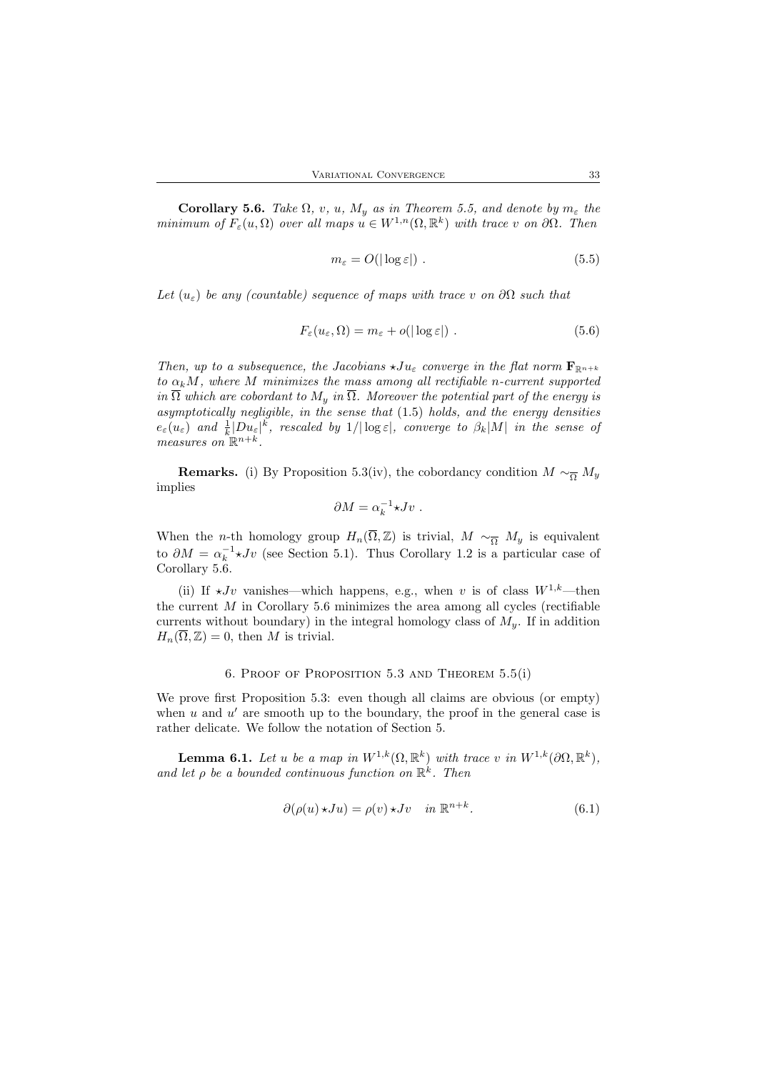**Corollary 5.6.** *Take $\Omega$, $v$, $u$, $M_y$ as in Theorem 5.5, and denote by $m_\varepsilon$ the minimum of $F_\varepsilon(u, \Omega)$ over all maps $u \in W^{1,n}(\Omega, \mathbb{R}^k)$ with trace $v$ on $\partial\Omega$. Then*

$$m_\varepsilon = O(|\log \varepsilon|) \ . \tag{5.5}$$

*Let $(u_\varepsilon)$ be any (countable) sequence of maps with trace $v$ on $\partial\Omega$ such that*

$$F_\varepsilon(u_\varepsilon, \Omega) = m_\varepsilon + o(|\log \varepsilon|) \ . \tag{5.6}$$

*Then, up to a subsequence, the Jacobians $\star J u_\varepsilon$ converge in the flat norm $\mathbf{F}_{\mathbb{R}^{n+k}}$ to $\alpha_k M$, where $M$ minimizes the mass among all rectifiable $n$-current supported in $\overline{\Omega}$ which are cobordant to $M_y$ in $\overline{\Omega}$. Moreover the potential part of the energy is asymptotically negligible, in the sense that* (1.5) *holds, and the energy densities $e_\varepsilon(u_\varepsilon)$ and $\frac{1}{k}|Du_\varepsilon|^k$, rescaled by $1/|\log \varepsilon|$, converge to $\beta_k |M|$ in the sense of measures on $\mathbb{R}^{n+k}$.*

**Remarks.** (i) By Proposition 5.3(iv), the cobordancy condition $M \sim_{\overline{\Omega}} M_y$ implies

$$\partial M = \alpha_k^{-1} \star J v \ .$$

When the $n$-th homology group $H_n(\overline{\Omega}, \mathbb{Z})$ is trivial, $M \sim_{\overline{\Omega}} M_y$ is equivalent to $\partial M = \alpha_k^{-1} \star J v$ (see Section 5.1). Thus Corollary 1.2 is a particular case of Corollary 5.6.

(ii) If $\star J v$ vanishes—which happens, e.g., when $v$ is of class $W^{1,k}$—then the current $M$ in Corollary 5.6 minimizes the area among all cycles (rectifiable currents without boundary) in the integral homology class of $M_y$. If in addition $H_n(\overline{\Omega}, \mathbb{Z}) = 0$, then $M$ is trivial.

## 6. Proof of Proposition 5.3 and Theorem 5.5(i)

We prove first Proposition 5.3: even though all claims are obvious (or empty) when $u$ and $u'$ are smooth up to the boundary, the proof in the general case is rather delicate. We follow the notation of Section 5.

**Lemma 6.1.** *Let $u$ be a map in $W^{1,k}(\Omega, \mathbb{R}^k)$ with trace $v$ in $W^{1,k}(\partial\Omega, \mathbb{R}^k)$, and let $\rho$ be a bounded continuous function on $\mathbb{R}^k$. Then*

$$\partial(\rho(u) \star J u) = \rho(v) \star J v \quad \textit{in } \mathbb{R}^{n+k}. \tag{6.1}$$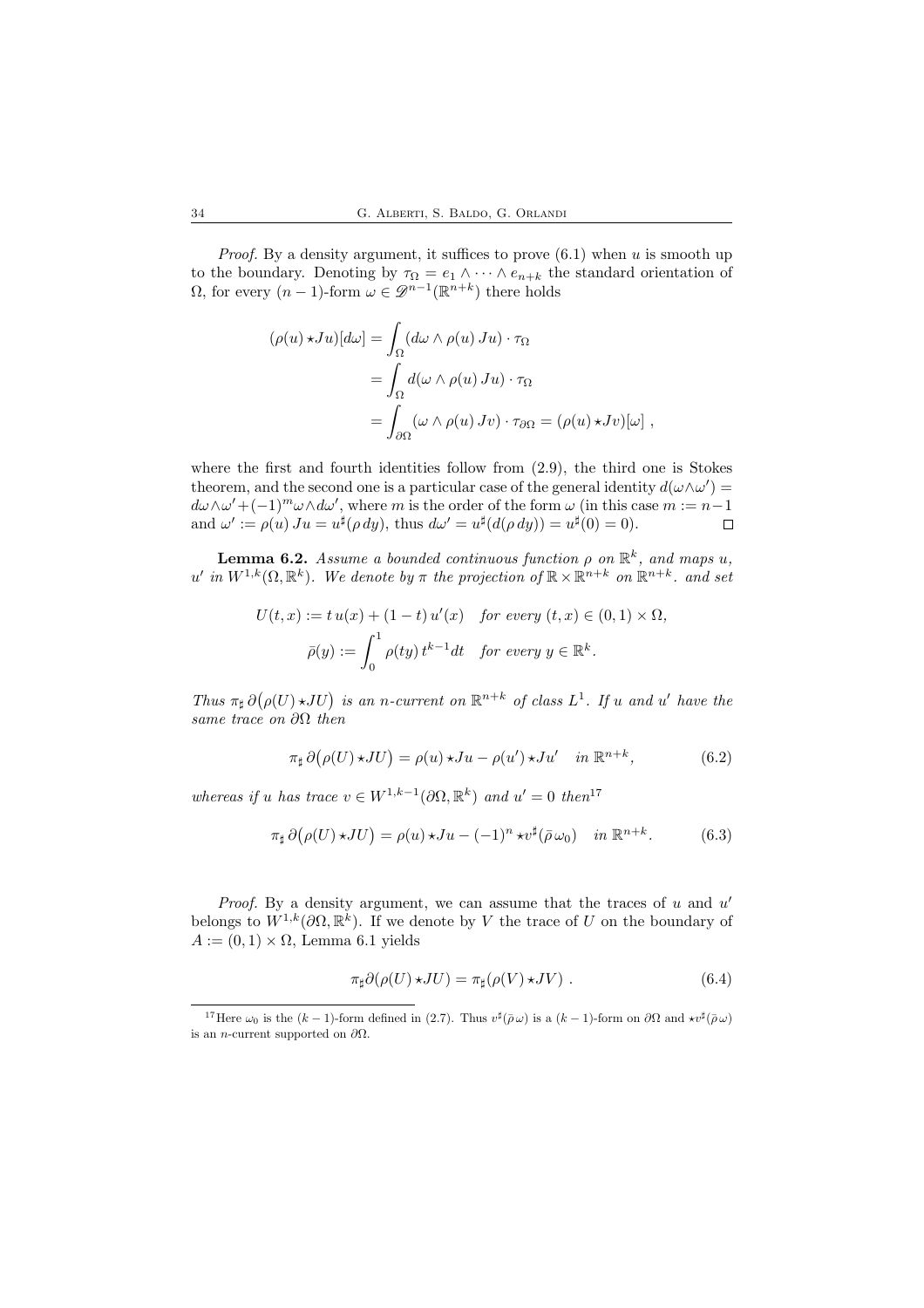*Proof.* By a density argument, it suffices to prove (6.1) when $u$ is smooth up to the boundary. Denoting by $\tau_\Omega = e_1 \wedge \cdots \wedge e_{n+k}$ the standard orientation of $\Omega$, for every $(n-1)$-form $\omega \in \mathscr{D}^{n-1}(\mathbb{R}^{n+k})$ there holds

$$
\begin{aligned}
(\rho(u) \star Ju)[d\omega] &= \int_\Omega (d\omega \wedge \rho(u)\, Ju) \cdot \tau_\Omega \\
&= \int_\Omega d(\omega \wedge \rho(u)\, Ju) \cdot \tau_\Omega \\
&= \int_{\partial\Omega} (\omega \wedge \rho(u)\, Jv) \cdot \tau_{\partial\Omega} = (\rho(u) \star Jv)[\omega] \,,
\end{aligned}
$$

where the first and fourth identities follow from (2.9), the third one is Stokes theorem, and the second one is a particular case of the general identity $d(\omega \wedge \omega') = d\omega \wedge \omega' + (-1)^m \omega \wedge d\omega'$, where $m$ is the order of the form $\omega$ (in this case $m := n-1$ and $\omega' := \rho(u)\, Ju = u^\sharp(\rho\, dy)$, thus $d\omega' = u^\sharp(d(\rho\, dy)) = u^\sharp(0) = 0$). $\square$

**Lemma 6.2.** *Assume a bounded continuous function $\rho$ on $\mathbb{R}^k$, and maps $u$, $u'$ in $W^{1,k}(\Omega, \mathbb{R}^k)$. We denote by $\pi$ the projection of $\mathbb{R} \times \mathbb{R}^{n+k}$ on $\mathbb{R}^{n+k}$. and set*

$$
\begin{aligned}
U(t,x) &:= t\, u(x) + (1-t)\, u'(x) \quad \text{for every } (t,x) \in (0,1) \times \Omega, \\
\bar\rho(y) &:= \int_0^1 \rho(ty)\, t^{k-1} dt \quad \text{for every } y \in \mathbb{R}^k.
\end{aligned}
$$

*Thus $\pi_\sharp\, \partial\big(\rho(U) \star JU\big)$ is an $n$-current on $\mathbb{R}^{n+k}$ of class $L^1$. If $u$ and $u'$ have the same trace on $\partial\Omega$ then*

$$
\pi_\sharp\, \partial\big(\rho(U) \star JU\big) = \rho(u) \star Ju - \rho(u') \star Ju' \quad \text{in } \mathbb{R}^{n+k}, \tag{6.2}
$$

*whereas if $u$ has trace $v \in W^{1,k-1}(\partial\Omega, \mathbb{R}^k)$ and $u' = 0$ then*[17]

$$
\pi_\sharp\, \partial\big(\rho(U) \star JU\big) = \rho(u) \star Ju - (-1)^n \star v^\sharp(\bar\rho\, \omega_0) \quad \text{in } \mathbb{R}^{n+k}. \tag{6.3}
$$

*Proof.* By a density argument, we can assume that the traces of $u$ and $u'$ belongs to $W^{1,k}(\partial\Omega, \mathbb{R}^k)$. If we denote by $V$ the trace of $U$ on the boundary of $A := (0,1) \times \Omega$, Lemma 6.1 yields

$$
\pi_\sharp \partial(\rho(U) \star JU) = \pi_\sharp(\rho(V) \star JV) \,. \tag{6.4}
$$

[17] Here $\omega_0$ is the $(k-1)$-form defined in (2.7). Thus $v^\sharp(\bar\rho\, \omega)$ is a $(k-1)$-form on $\partial\Omega$ and $\star v^\sharp(\bar\rho\, \omega)$ is an $n$-current supported on $\partial\Omega$.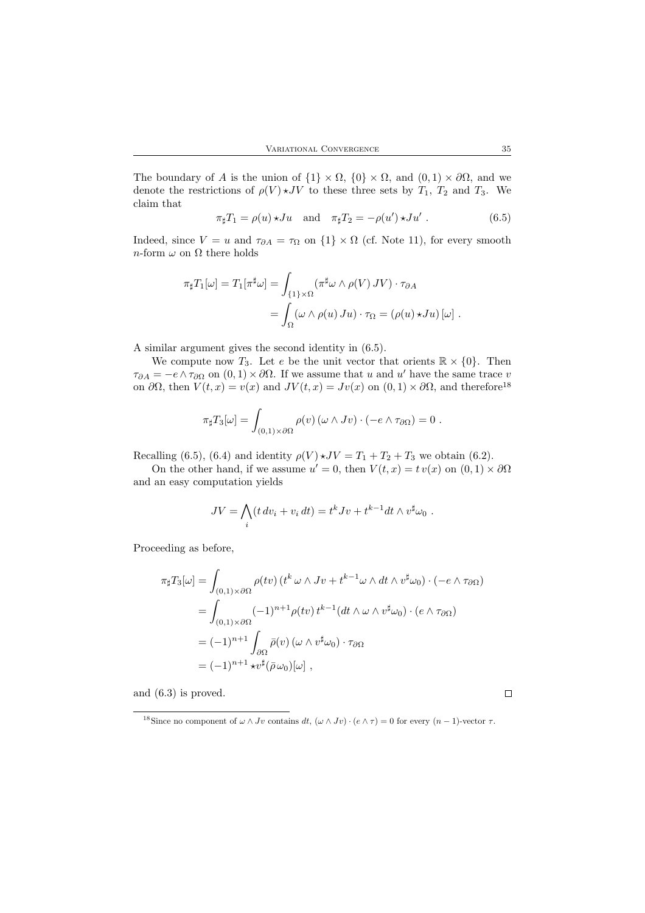The boundary of $A$ is the union of $\{1\} \times \Omega$, $\{0\} \times \Omega$, and $(0,1) \times \partial\Omega$, and we denote the restrictions of $\rho(V) \star JV$ to these three sets by $T_1$, $T_2$ and $T_3$. We claim that

$$\pi_\sharp T_1 = \rho(u) \star Ju \quad \text{and} \quad \pi_\sharp T_2 = -\rho(u') \star Ju' \; . \tag{6.5}$$

Indeed, since $V = u$ and $\tau_{\partial A} = \tau_\Omega$ on $\{1\} \times \Omega$ (cf. Note 11), for every smooth $n$-form $\omega$ on $\Omega$ there holds

$$\begin{aligned}
\pi_\sharp T_1[\omega] = T_1[\pi^\sharp \omega] &= \int_{\{1\} \times \Omega} (\pi^\sharp \omega \wedge \rho(V)\, JV) \cdot \tau_{\partial A} \\
&= \int_\Omega (\omega \wedge \rho(u)\, Ju) \cdot \tau_\Omega = (\rho(u) \star Ju)\, [\omega] \; .
\end{aligned}$$

A similar argument gives the second identity in (6.5).

We compute now $T_3$. Let $e$ be the unit vector that orients $\mathbb{R} \times \{0\}$. Then $\tau_{\partial A} = -e \wedge \tau_{\partial\Omega}$ on $(0,1) \times \partial\Omega$. If we assume that $u$ and $u'$ have the same trace $v$ on $\partial\Omega$, then $V(t,x) = v(x)$ and $JV(t,x) = Jv(x)$ on $(0,1) \times \partial\Omega$, and therefore[18]

$$\pi_\sharp T_3[\omega] = \int_{(0,1) \times \partial\Omega} \rho(v)\, (\omega \wedge Jv) \cdot (-e \wedge \tau_{\partial\Omega}) = 0 \; .$$

Recalling (6.5), (6.4) and identity $\rho(V) \star JV = T_1 + T_2 + T_3$ we obtain (6.2).

On the other hand, if we assume $u' = 0$, then $V(t,x) = t\, v(x)$ on $(0,1) \times \partial\Omega$ and an easy computation yields

$$JV = \bigwedge_i (t\, dv_i + v_i\, dt) = t^k Jv + t^{k-1} dt \wedge v^\sharp \omega_0 \; .$$

Proceeding as before,

$$\begin{aligned}
\pi_\sharp T_3[\omega] &= \int_{(0,1) \times \partial\Omega} \rho(tv)\, (t^k\, \omega \wedge Jv + t^{k-1} \omega \wedge dt \wedge v^\sharp \omega_0) \cdot (-e \wedge \tau_{\partial\Omega}) \\
&= \int_{(0,1) \times \partial\Omega} (-1)^{n+1} \rho(tv)\, t^{k-1} (dt \wedge \omega \wedge v^\sharp \omega_0) \cdot (e \wedge \tau_{\partial\Omega}) \\
&= (-1)^{n+1} \int_{\partial\Omega} \bar\rho(v)\, (\omega \wedge v^\sharp \omega_0) \cdot \tau_{\partial\Omega} \\
&= (-1)^{n+1} \star v^\sharp (\bar\rho\, \omega_0)[\omega] \; ,
\end{aligned}$$

and (6.3) is proved. $\square$

---

[18] Since no component of $\omega \wedge Jv$ contains $dt$, $(\omega \wedge Jv) \cdot (e \wedge \tau) = 0$ for every $(n-1)$-vector $\tau$.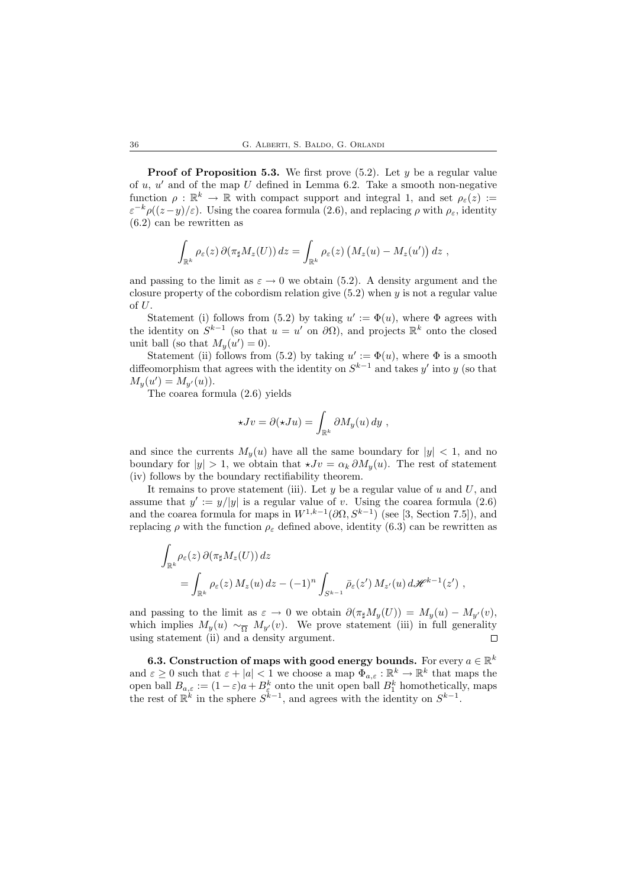**Proof of Proposition 5.3.** We first prove (5.2). Let $y$ be a regular value of $u$, $u'$ and of the map $U$ defined in Lemma 6.2. Take a smooth non-negative function $\rho : \mathbb{R}^k \to \mathbb{R}$ with compact support and integral 1, and set $\rho_\varepsilon(z) := \varepsilon^{-k}\rho((z-y)/\varepsilon)$. Using the coarea formula (2.6), and replacing $\rho$ with $\rho_\varepsilon$, identity (6.2) can be rewritten as

$$\int_{\mathbb{R}^k} \rho_\varepsilon(z)\, \partial(\pi_\sharp M_z(U))\, dz = \int_{\mathbb{R}^k} \rho_\varepsilon(z) \left( M_z(u) - M_z(u') \right) dz \ ,$$

and passing to the limit as $\varepsilon \to 0$ we obtain (5.2). A density argument and the closure property of the cobordism relation give (5.2) when $y$ is not a regular value of $U$.

Statement (i) follows from (5.2) by taking $u' := \Phi(u)$, where $\Phi$ agrees with the identity on $S^{k-1}$ (so that $u = u'$ on $\partial\Omega$), and projects $\mathbb{R}^k$ onto the closed unit ball (so that $M_y(u') = 0$).

Statement (ii) follows from (5.2) by taking $u' := \Phi(u)$, where $\Phi$ is a smooth diffeomorphism that agrees with the identity on $S^{k-1}$ and takes $y'$ into $y$ (so that $M_y(u') = M_{y'}(u)$).

The coarea formula (2.6) yields

$$\star Jv = \partial(\star Ju) = \int_{\mathbb{R}^k} \partial M_y(u)\, dy \ ,$$

and since the currents $M_y(u)$ have all the same boundary for $|y| < 1$, and no boundary for $|y| > 1$, we obtain that $\star Jv = \alpha_k\, \partial M_y(u)$. The rest of statement (iv) follows by the boundary rectifiability theorem.

It remains to prove statement (iii). Let $y$ be a regular value of $u$ and $U$, and assume that $y' := y/|y|$ is a regular value of $v$. Using the coarea formula (2.6) and the coarea formula for maps in $W^{1,k-1}(\partial\Omega, S^{k-1})$ (see [3, Section 7.5]), and replacing $\rho$ with the function $\rho_\varepsilon$ defined above, identity (6.3) can be rewritten as

$$\begin{aligned}
&\int_{\mathbb{R}^k} \rho_\varepsilon(z)\, \partial(\pi_\sharp M_z(U))\, dz \\
&\qquad = \int_{\mathbb{R}^k} \rho_\varepsilon(z)\, M_z(u)\, dz - (-1)^n \int_{S^{k-1}} \bar{\rho}_\varepsilon(z')\, M_{z'}(u)\, d\mathscr{H}^{k-1}(z') \ ,
\end{aligned}$$

and passing to the limit as $\varepsilon \to 0$ we obtain $\partial(\pi_\sharp M_y(U)) = M_y(u) - M_{y'}(v)$, which implies $M_y(u) \sim_{\overline{\Omega}} M_{y'}(v)$. We prove statement (iii) in full generality using statement (ii) and a density argument. $\square$

**6.3. Construction of maps with good energy bounds.** For every $a \in \mathbb{R}^k$ and $\varepsilon \geq 0$ such that $\varepsilon + |a| < 1$ we choose a map $\Phi_{a,\varepsilon} : \mathbb{R}^k \to \mathbb{R}^k$ that maps the open ball $B_{a,\varepsilon} := (1-\varepsilon)a + B^k_\varepsilon$ onto the unit open ball $B^k_1$ homothetically, maps the rest of $\mathbb{R}^k$ in the sphere $S^{k-1}$, and agrees with the identity on $S^{k-1}$.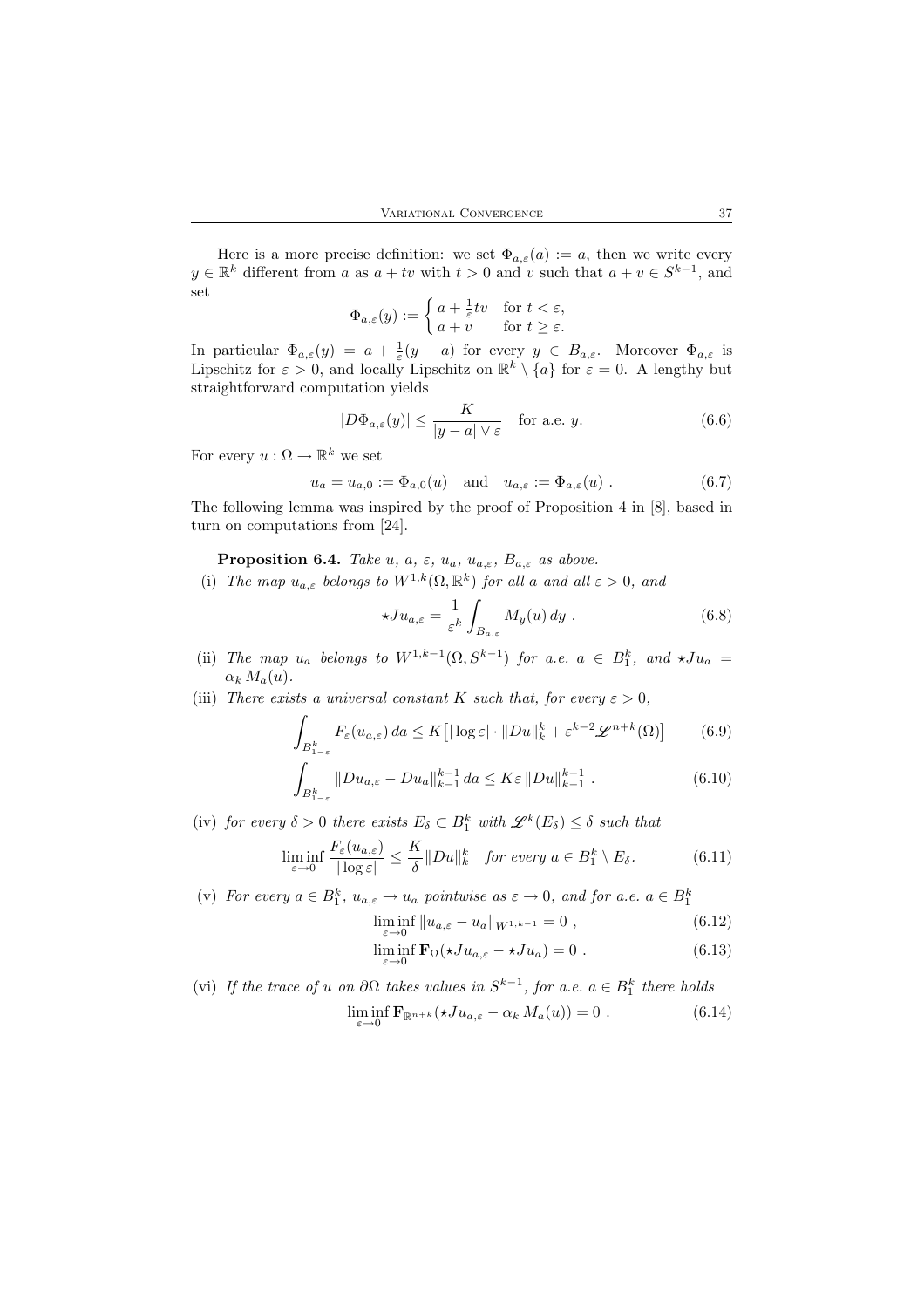Here is a more precise definition: we set $\Phi_{a,\varepsilon}(a) := a$, then we write every $y \in \mathbb{R}^k$ different from $a$ as $a + tv$ with $t > 0$ and $v$ such that $a + v \in S^{k-1}$, and set

$$\Phi_{a,\varepsilon}(y) := \begin{cases} a + \frac{1}{\varepsilon} tv & \text{for } t < \varepsilon, \\ a + v & \text{for } t \geq \varepsilon. \end{cases}$$

In particular $\Phi_{a,\varepsilon}(y) = a + \frac{1}{\varepsilon}(y - a)$ for every $y \in B_{a,\varepsilon}$. Moreover $\Phi_{a,\varepsilon}$ is Lipschitz for $\varepsilon > 0$, and locally Lipschitz on $\mathbb{R}^k \setminus \{a\}$ for $\varepsilon = 0$. A lengthy but straightforward computation yields

$$|D\Phi_{a,\varepsilon}(y)| \leq \frac{K}{|y-a| \vee \varepsilon} \quad \text{for a.e. } y. \tag{6.6}$$

For every $u : \Omega \to \mathbb{R}^k$ we set

$$u_a = u_{a,0} := \Phi_{a,0}(u) \quad \text{and} \quad u_{a,\varepsilon} := \Phi_{a,\varepsilon}(u) \; . \tag{6.7}$$

The following lemma was inspired by the proof of Proposition 4 in [8], based in turn on computations from [24].

**Proposition 6.4.** *Take $u$, $a$, $\varepsilon$, $u_a$, $u_{a,\varepsilon}$, $B_{a,\varepsilon}$ as above.*

(i) *The map $u_{a,\varepsilon}$ belongs to $W^{1,k}(\Omega, \mathbb{R}^k)$ for all $a$ and all $\varepsilon > 0$, and*

$$\star J u_{a,\varepsilon} = \frac{1}{\varepsilon^k} \int_{B_{a,\varepsilon}} M_y(u) \, dy \; . \tag{6.8}$$

(ii) *The map $u_a$ belongs to $W^{1,k-1}(\Omega, S^{k-1})$ for a.e. $a \in B_1^k$, and $\star J u_a = \alpha_k \, M_a(u)$.*

(iii) *There exists a universal constant $K$ such that, for every $\varepsilon > 0$,*

$$\int_{B_{1-\varepsilon}^k} F_\varepsilon(u_{a,\varepsilon}) \, da \leq K \big[ |\log \varepsilon| \cdot \|Du\|_k^k + \varepsilon^{k-2} \mathscr{L}^{n+k}(\Omega) \big] \tag{6.9}$$

$$\int_{B_{1-\varepsilon}^k} \|Du_{a,\varepsilon} - Du_a\|_{k-1}^{k-1} \, da \leq K \varepsilon \, \|Du\|_{k-1}^{k-1} \; . \tag{6.10}$$

(iv) *for every $\delta > 0$ there exists $E_\delta \subset B_1^k$ with $\mathscr{L}^k(E_\delta) \leq \delta$ such that*

$$\liminf_{\varepsilon \to 0} \frac{F_\varepsilon(u_{a,\varepsilon})}{|\log \varepsilon|} \leq \frac{K}{\delta} \|Du\|_k^k \quad \text{for every } a \in B_1^k \setminus E_\delta. \tag{6.11}$$

(v) *For every $a \in B_1^k$, $u_{a,\varepsilon} \to u_a$ pointwise as $\varepsilon \to 0$, and for a.e. $a \in B_1^k$*

$$\liminf_{\varepsilon \to 0} \|u_{a,\varepsilon} - u_a\|_{W^{1,k-1}} = 0 \; , \tag{6.12}$$

$$\liminf_{\varepsilon \to 0} \mathbf{F}_\Omega(\star J u_{a,\varepsilon} - \star J u_a) = 0 \; . \tag{6.13}$$

(vi) *If the trace of $u$ on $\partial\Omega$ takes values in $S^{k-1}$, for a.e. $a \in B_1^k$ there holds*

$$\liminf_{\varepsilon \to 0} \mathbf{F}_{\mathbb{R}^{n+k}}(\star J u_{a,\varepsilon} - \alpha_k \, M_a(u)) = 0 \; . \tag{6.14}$$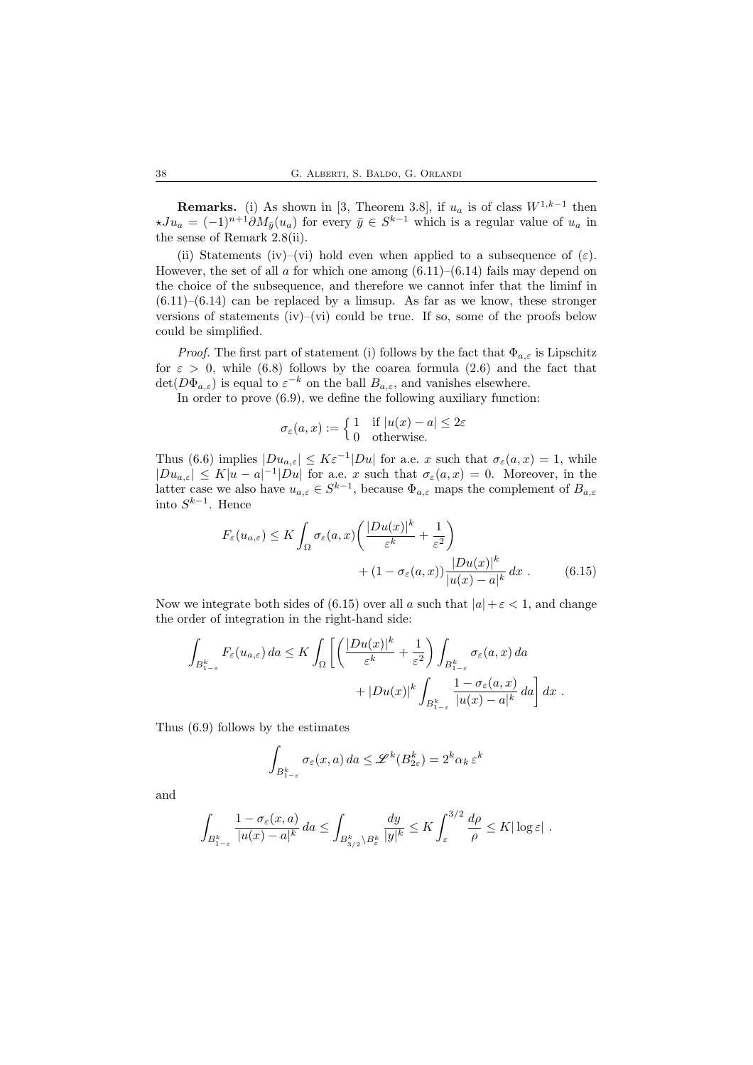**Remarks.** (i) As shown in [3, Theorem 3.8], if $u_a$ is of class $W^{1,k-1}$ then $\star Ju_a = (-1)^{n+1}\partial M_{\bar y}(u_a)$ for every $\bar y \in S^{k-1}$ which is a regular value of $u_a$ in the sense of Remark 2.8(ii).

(ii) Statements (iv)–(vi) hold even when applied to a subsequence of $(\varepsilon)$. However, the set of all $a$ for which one among (6.11)–(6.14) fails may depend on the choice of the subsequence, and therefore we cannot infer that the liminf in (6.11)–(6.14) can be replaced by a limsup. As far as we know, these stronger versions of statements (iv)–(vi) could be true. If so, some of the proofs below could be simplified.

*Proof.* The first part of statement (i) follows by the fact that $\Phi_{a,\varepsilon}$ is Lipschitz for $\varepsilon > 0$, while (6.8) follows by the coarea formula (2.6) and the fact that $\det(D\Phi_{a,\varepsilon})$ is equal to $\varepsilon^{-k}$ on the ball $B_{a,\varepsilon}$, and vanishes elsewhere.

In order to prove (6.9), we define the following auxiliary function:

$$\sigma_\varepsilon(a,x) := \begin{cases} 1 & \text{if } |u(x) - a| \le 2\varepsilon \\ 0 & \text{otherwise.} \end{cases}$$

Thus (6.6) implies $|Du_{a,\varepsilon}| \le K\varepsilon^{-1}|Du|$ for a.e. $x$ such that $\sigma_\varepsilon(a,x) = 1$, while $|Du_{a,\varepsilon}| \le K|u-a|^{-1}|Du|$ for a.e. $x$ such that $\sigma_\varepsilon(a,x) = 0$. Moreover, in the latter case we also have $u_{a,\varepsilon} \in S^{k-1}$, because $\Phi_{a,\varepsilon}$ maps the complement of $B_{a,\varepsilon}$ into $S^{k-1}$. Hence

$$F_\varepsilon(u_{a,\varepsilon}) \le K \int_\Omega \sigma_\varepsilon(a,x)\left(\frac{|Du(x)|^k}{\varepsilon^k} + \frac{1}{\varepsilon^2}\right) + (1 - \sigma_\varepsilon(a,x))\frac{|Du(x)|^k}{|u(x) - a|^k}\,dx\ . \tag{6.15}$$

Now we integrate both sides of (6.15) over all $a$ such that $|a| + \varepsilon < 1$, and change the order of integration in the right-hand side:

$$\int_{B^k_{1-\varepsilon}} F_\varepsilon(u_{a,\varepsilon})\,da \le K \int_\Omega \left[\left(\frac{|Du(x)|^k}{\varepsilon^k} + \frac{1}{\varepsilon^2}\right)\int_{B^k_{1-\varepsilon}} \sigma_\varepsilon(a,x)\,da + |Du(x)|^k \int_{B^k_{1-\varepsilon}} \frac{1 - \sigma_\varepsilon(a,x)}{|u(x) - a|^k}\,da\right] dx\ .$$

Thus (6.9) follows by the estimates

$$\int_{B^k_{1-\varepsilon}} \sigma_\varepsilon(x,a)\,da \le \mathscr{L}^k(B^k_{2\varepsilon}) = 2^k\alpha_k\,\varepsilon^k$$

and

$$\int_{B^k_{1-\varepsilon}} \frac{1 - \sigma_\varepsilon(x,a)}{|u(x) - a|^k}\,da \le \int_{B^k_{3/2}\setminus B^k_\varepsilon} \frac{dy}{|y|^k} \le K\int_\varepsilon^{3/2} \frac{d\rho}{\rho} \le K|\log\varepsilon|\ .$$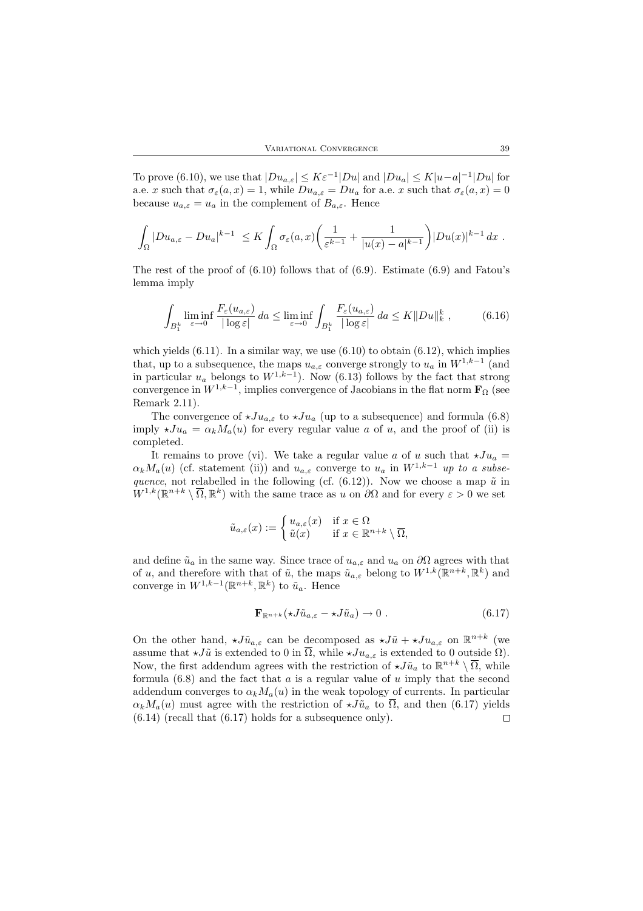To prove (6.10), we use that $|Du_{a,\varepsilon}| \le K\varepsilon^{-1}|Du|$ and $|Du_a| \le K|u-a|^{-1}|Du|$ for a.e. $x$ such that $\sigma_\varepsilon(a,x) = 1$, while $Du_{a,\varepsilon} = Du_a$ for a.e. $x$ such that $\sigma_\varepsilon(a,x) = 0$ because $u_{a,\varepsilon} = u_a$ in the complement of $B_{a,\varepsilon}$. Hence

$$\int_\Omega |Du_{a,\varepsilon} - Du_a|^{k-1} \le K \int_\Omega \sigma_\varepsilon(a,x)\bigg(\frac{1}{\varepsilon^{k-1}} + \frac{1}{|u(x)-a|^{k-1}}\bigg)|Du(x)|^{k-1}\, dx \ .$$

The rest of the proof of (6.10) follows that of (6.9). Estimate (6.9) and Fatou's lemma imply

$$\int_{B_1^k} \liminf_{\varepsilon\to 0} \frac{F_\varepsilon(u_{a,\varepsilon})}{|\log\varepsilon|}\, da \le \liminf_{\varepsilon\to 0} \int_{B_1^k} \frac{F_\varepsilon(u_{a,\varepsilon})}{|\log\varepsilon|}\, da \le K\|Du\|_k^k \ , \tag{6.16}$$

which yields (6.11). In a similar way, we use (6.10) to obtain (6.12), which implies that, up to a subsequence, the maps $u_{a,\varepsilon}$ converge strongly to $u_a$ in $W^{1,k-1}$ (and in particular $u_a$ belongs to $W^{1,k-1}$). Now (6.13) follows by the fact that strong convergence in $W^{1,k-1}$, implies convergence of Jacobians in the flat norm $\mathbf{F}_\Omega$ (see Remark 2.11).

The convergence of $\star Ju_{a,\varepsilon}$ to $\star Ju_a$ (up to a subsequence) and formula (6.8) imply $\star Ju_a = \alpha_k M_a(u)$ for every regular value $a$ of $u$, and the proof of (ii) is completed.

It remains to prove (vi). We take a regular value $a$ of $u$ such that $\star Ju_a = \alpha_k M_a(u)$ (cf. statement (ii)) and $u_{a,\varepsilon}$ converge to $u_a$ in $W^{1,k-1}$ *up to a subsequence*, not relabelled in the following (cf. (6.12)). Now we choose a map $\tilde u$ in $W^{1,k}(\mathbb{R}^{n+k}\setminus\overline\Omega, \mathbb{R}^k)$ with the same trace as $u$ on $\partial\Omega$ and for every $\varepsilon > 0$ we set

$$\tilde u_{a,\varepsilon}(x) := \begin{cases} u_{a,\varepsilon}(x) & \text{if } x\in\Omega \\ \tilde u(x) & \text{if } x\in\mathbb{R}^{n+k}\setminus\overline\Omega, \end{cases}$$

and define $\tilde u_a$ in the same way. Since trace of $u_{a,\varepsilon}$ and $u_a$ on $\partial\Omega$ agrees with that of $u$, and therefore with that of $\tilde u$, the maps $\tilde u_{a,\varepsilon}$ belong to $W^{1,k}(\mathbb{R}^{n+k},\mathbb{R}^k)$ and converge in $W^{1,k-1}(\mathbb{R}^{n+k},\mathbb{R}^k)$ to $\tilde u_a$. Hence

$$\mathbf{F}_{\mathbb{R}^{n+k}}(\star J\tilde u_{a,\varepsilon} - \star J\tilde u_a) \to 0 \ . \tag{6.17}$$

On the other hand, $\star J\tilde u_{a,\varepsilon}$ can be decomposed as $\star J\tilde u + \star Ju_{a,\varepsilon}$ on $\mathbb{R}^{n+k}$ (we assume that $\star J\tilde u$ is extended to 0 in $\overline\Omega$, while $\star Ju_{a,\varepsilon}$ is extended to 0 outside $\Omega$). Now, the first addendum agrees with the restriction of $\star J\tilde u_a$ to $\mathbb{R}^{n+k}\setminus\overline\Omega$, while formula (6.8) and the fact that $a$ is a regular value of $u$ imply that the second addendum converges to $\alpha_k M_a(u)$ in the weak topology of currents. In particular $\alpha_k M_a(u)$ must agree with the restriction of $\star J\tilde u_a$ to $\overline\Omega$, and then (6.17) yields (6.14) (recall that (6.17) holds for a subsequence only). $\square$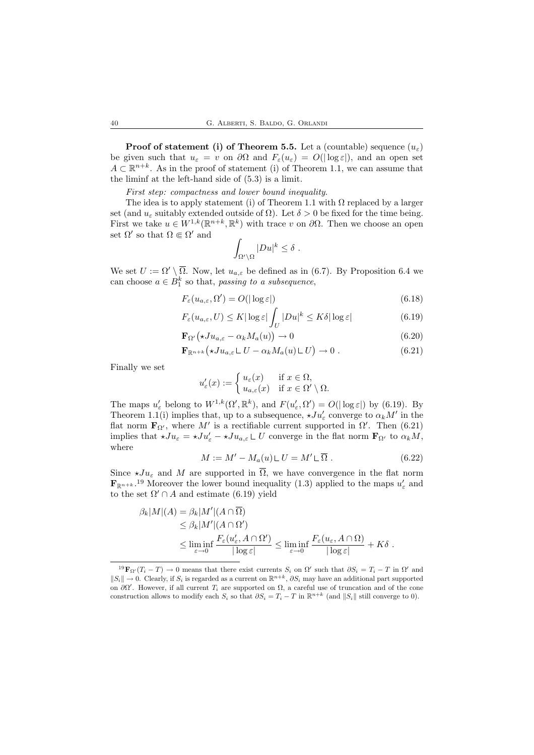**Proof of statement (i) of Theorem 5.5.** Let a (countable) sequence $(u_\varepsilon)$ be given such that $u_\varepsilon = v$ on $\partial\Omega$ and $F_\varepsilon(u_\varepsilon) = O(|\log\varepsilon|)$, and an open set $A \subset \mathbb{R}^{n+k}$. As in the proof of statement (i) of Theorem 1.1, we can assume that the liminf at the left-hand side of (5.3) is a limit.

*First step: compactness and lower bound inequality.*

The idea is to apply statement (i) of Theorem 1.1 with $\Omega$ replaced by a larger set (and $u_\varepsilon$ suitably extended outside of $\Omega$). Let $\delta > 0$ be fixed for the time being. First we take $u \in W^{1,k}(\mathbb{R}^{n+k}, \mathbb{R}^k)$ with trace $v$ on $\partial\Omega$. Then we choose an open set $\Omega'$ so that $\Omega \Subset \Omega'$ and

$$\int_{\Omega'\setminus\Omega} |Du|^k \le \delta \ .$$

We set $U := \Omega' \setminus \overline{\Omega}$. Now, let $u_{a,\varepsilon}$ be defined as in (6.7). By Proposition 6.4 we can choose $a \in B_1^k$ so that, *passing to a subsequence*,

$$F_\varepsilon(u_{a,\varepsilon}, \Omega') = O(|\log\varepsilon|) \tag{6.18}$$

$$F_\varepsilon(u_{a,\varepsilon}, U) \le K|\log\varepsilon| \int_U |Du|^k \le K\delta|\log\varepsilon| \tag{6.19}$$

$$\mathbf{F}_{\Omega'}\big(\star Ju_{a,\varepsilon} - \alpha_k M_a(u)\big) \to 0 \tag{6.20}$$

$$\mathbf{F}_{\mathbb{R}^{n+k}}\big(\star Ju_{a,\varepsilon} \llcorner U - \alpha_k M_a(u) \llcorner U\big) \to 0 \ . \tag{6.21}$$

Finally we set

$$u'_\varepsilon(x) := \begin{cases} u_\varepsilon(x) & \text{if } x \in \Omega, \\ u_{a,\varepsilon}(x) & \text{if } x \in \Omega' \setminus \Omega. \end{cases}$$

The maps $u'_\varepsilon$ belong to $W^{1,k}(\Omega', \mathbb{R}^k)$, and $F(u'_\varepsilon, \Omega') = O(|\log\varepsilon|)$ by (6.19). By Theorem 1.1(i) implies that, up to a subsequence, $\star Ju'_\varepsilon$ converge to $\alpha_k M'$ in the flat norm $\mathbf{F}_{\Omega'}$, where $M'$ is a rectifiable current supported in $\Omega'$. Then (6.21) implies that $\star Ju_\varepsilon = \star Ju'_\varepsilon - \star Ju_{a,\varepsilon} \llcorner U$ converge in the flat norm $\mathbf{F}_{\Omega'}$ to $\alpha_k M$, where

$$M := M' - M_a(u) \llcorner U = M' \llcorner \overline{\Omega} \ . \tag{6.22}$$

Since $\star Ju_\varepsilon$ and $M$ are supported in $\overline{\Omega}$, we have convergence in the flat norm $\mathbf{F}_{\mathbb{R}^{n+k}}$.[19] Moreover the lower bound inequality (1.3) applied to the maps $u'_\varepsilon$ and to the set $\Omega' \cap A$ and estimate (6.19) yield

$$\begin{aligned} \beta_k|M|(A) &= \beta_k|M'|(A \cap \overline{\Omega}) \\ &\le \beta_k|M'|(A \cap \Omega') \\ &\le \liminf_{\varepsilon\to 0} \frac{F_\varepsilon(u'_\varepsilon, A \cap \Omega')}{|\log\varepsilon|} \le \liminf_{\varepsilon\to 0} \frac{F_\varepsilon(u_\varepsilon, A \cap \Omega)}{|\log\varepsilon|} + K\delta \ . \end{aligned}$$

---

[19] $\mathbf{F}_{\Omega'}(T_i - T) \to 0$ means that there exist currents $S_i$ on $\Omega'$ such that $\partial S_i = T_i - T$ in $\Omega'$ and $\|S_i\| \to 0$. Clearly, if $S_i$ is regarded as a current on $\mathbb{R}^{n+k}$, $\partial S_i$ may have an additional part supported on $\partial\Omega'$. However, if all current $T_i$ are supported on $\Omega$, a careful use of truncation and of the cone construction allows to modify each $S_i$ so that $\partial S_i = T_i - T$ in $\mathbb{R}^{n+k}$ (and $\|S_i\|$ still converge to 0).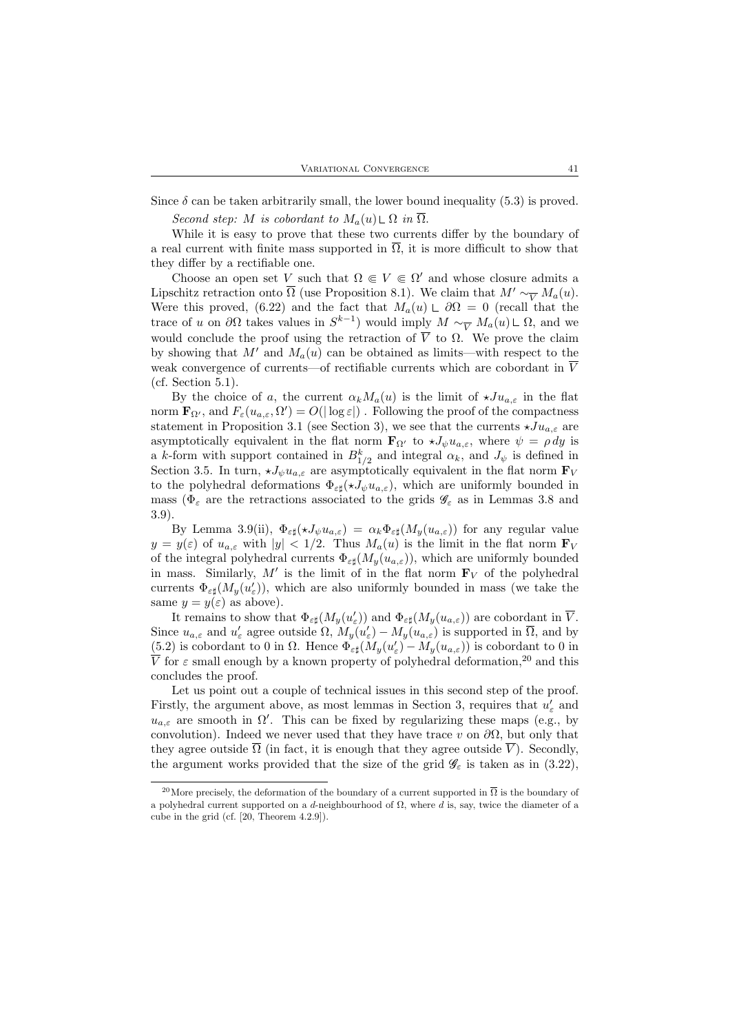Since $\delta$ can be taken arbitrarily small, the lower bound inequality (5.3) is proved.

*Second step: $M$ is cobordant to $M_a(u) \llcorner \Omega$ in $\overline{\Omega}$.*

While it is easy to prove that these two currents differ by the boundary of a real current with finite mass supported in $\overline{\Omega}$, it is more difficult to show that they differ by a rectifiable one.

Choose an open set $V$ such that $\Omega \Subset V \Subset \Omega'$ and whose closure admits a Lipschitz retraction onto $\overline{\Omega}$ (use Proposition 8.1). We claim that $M' \sim_{\overline{V}} M_a(u)$. Were this proved, (6.22) and the fact that $M_a(u) \llcorner \partial\Omega = 0$ (recall that the trace of $u$ on $\partial\Omega$ takes values in $S^{k-1}$) would imply $M \sim_{\overline{V}} M_a(u) \llcorner \Omega$, and we would conclude the proof using the retraction of $\overline{V}$ to $\Omega$. We prove the claim by showing that $M'$ and $M_a(u)$ can be obtained as limits—with respect to the weak convergence of currents—of rectifiable currents which are cobordant in $\overline{V}$ (cf. Section 5.1).

By the choice of $a$, the current $\alpha_k M_a(u)$ is the limit of $\star J u_{a,\varepsilon}$ in the flat norm $\mathbf{F}_{\Omega'}$, and $F_\varepsilon(u_{a,\varepsilon}, \Omega') = O(|\log \varepsilon|)$ . Following the proof of the compactness statement in Proposition 3.1 (see Section 3), we see that the currents $\star J u_{a,\varepsilon}$ are asymptotically equivalent in the flat norm $\mathbf{F}_{\Omega'}$ to $\star J_\psi u_{a,\varepsilon}$, where $\psi = \rho\, dy$ is a $k$-form with support contained in $B^k_{1/2}$ and integral $\alpha_k$, and $J_\psi$ is defined in Section 3.5. In turn, $\star J_\psi u_{a,\varepsilon}$ are asymptotically equivalent in the flat norm $\mathbf{F}_V$ to the polyhedral deformations $\Phi_{\varepsilon\sharp}(\star J_\psi u_{a,\varepsilon})$, which are uniformly bounded in mass ($\Phi_\varepsilon$ are the retractions associated to the grids $\mathscr{G}_\varepsilon$ as in Lemmas 3.8 and 3.9).

By Lemma 3.9(ii), $\Phi_{\varepsilon\sharp}(\star J_\psi u_{a,\varepsilon}) = \alpha_k \Phi_{\varepsilon\sharp}(M_y(u_{a,\varepsilon}))$ for any regular value $y = y(\varepsilon)$ of $u_{a,\varepsilon}$ with $|y| < 1/2$. Thus $M_a(u)$ is the limit in the flat norm $\mathbf{F}_V$ of the integral polyhedral currents $\Phi_{\varepsilon\sharp}(M_y(u_{a,\varepsilon}))$, which are uniformly bounded in mass. Similarly, $M'$ is the limit of in the flat norm $\mathbf{F}_V$ of the polyhedral currents $\Phi_{\varepsilon\sharp}(M_y(u'_\varepsilon))$, which are also uniformly bounded in mass (we take the same $y = y(\varepsilon)$ as above).

It remains to show that $\Phi_{\varepsilon\sharp}(M_y(u'_\varepsilon))$ and $\Phi_{\varepsilon\sharp}(M_y(u_{a,\varepsilon}))$ are cobordant in $\overline{V}$. Since $u_{a,\varepsilon}$ and $u'_\varepsilon$ agree outside $\Omega$, $M_y(u'_\varepsilon) - M_y(u_{a,\varepsilon})$ is supported in $\overline{\Omega}$, and by (5.2) is cobordant to 0 in $\Omega$. Hence $\Phi_{\varepsilon\sharp}(M_y(u'_\varepsilon) - M_y(u_{a,\varepsilon}))$ is cobordant to 0 in $\overline{V}$ for $\varepsilon$ small enough by a known property of polyhedral deformation,[20] and this concludes the proof.

Let us point out a couple of technical issues in this second step of the proof. Firstly, the argument above, as most lemmas in Section 3, requires that $u'_\varepsilon$ and $u_{a,\varepsilon}$ are smooth in $\Omega'$. This can be fixed by regularizing these maps (e.g., by convolution). Indeed we never used that they have trace $v$ on $\partial\Omega$, but only that they agree outside $\overline{\Omega}$ (in fact, it is enough that they agree outside $\overline{V}$). Secondly, the argument works provided that the size of the grid $\mathscr{G}_\varepsilon$ is taken as in (3.22),

[20] More precisely, the deformation of the boundary of a current supported in $\overline{\Omega}$ is the boundary of a polyhedral current supported on a $d$-neighbourhood of $\Omega$, where $d$ is, say, twice the diameter of a cube in the grid (cf. [20, Theorem 4.2.9]).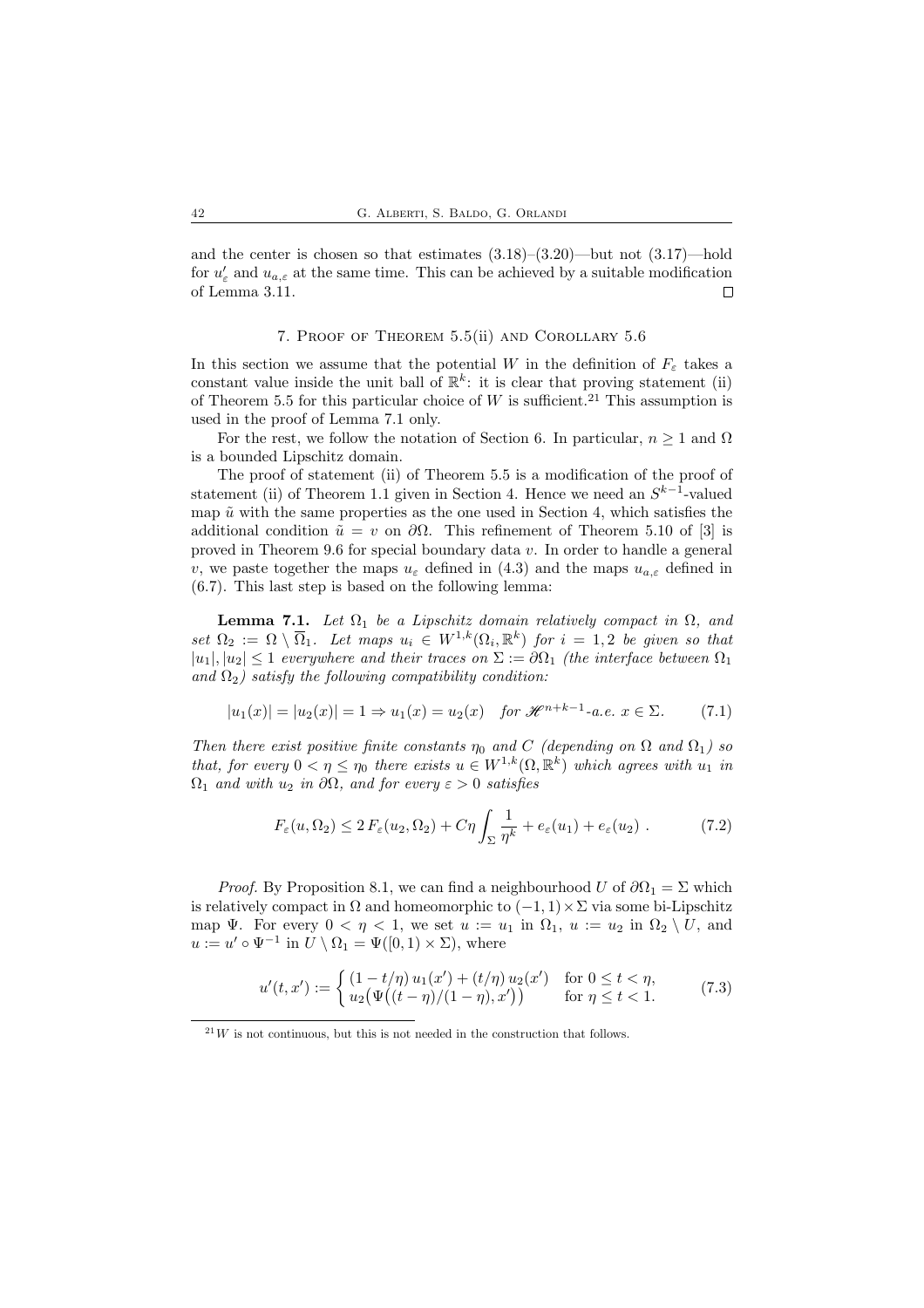and the center is chosen so that estimates (3.18)–(3.20)—but not (3.17)—hold for $u'_\varepsilon$ and $u_{a,\varepsilon}$ at the same time. This can be achieved by a suitable modification of Lemma 3.11. □

## 7. Proof of Theorem 5.5(ii) and Corollary 5.6

In this section we assume that the potential $W$ in the definition of $F_\varepsilon$ takes a constant value inside the unit ball of $\mathbb{R}^k$: it is clear that proving statement (ii) of Theorem 5.5 for this particular choice of $W$ is sufficient.[21] This assumption is used in the proof of Lemma 7.1 only.

For the rest, we follow the notation of Section 6. In particular, $n \geq 1$ and $\Omega$ is a bounded Lipschitz domain.

The proof of statement (ii) of Theorem 5.5 is a modification of the proof of statement (ii) of Theorem 1.1 given in Section 4. Hence we need an $S^{k-1}$-valued map $\tilde{u}$ with the same properties as the one used in Section 4, which satisfies the additional condition $\tilde{u} = v$ on $\partial\Omega$. This refinement of Theorem 5.10 of [3] is proved in Theorem 9.6 for special boundary data $v$. In order to handle a general $v$, we paste together the maps $u_\varepsilon$ defined in (4.3) and the maps $u_{a,\varepsilon}$ defined in (6.7). This last step is based on the following lemma:

**Lemma 7.1.** *Let $\Omega_1$ be a Lipschitz domain relatively compact in $\Omega$, and set $\Omega_2 := \Omega \setminus \overline{\Omega}_1$. Let maps $u_i \in W^{1,k}(\Omega_i, \mathbb{R}^k)$ for $i = 1, 2$ be given so that $|u_1|, |u_2| \leq 1$ everywhere and their traces on $\Sigma := \partial\Omega_1$ (the interface between $\Omega_1$ and $\Omega_2$) satisfy the following compatibility condition:*

$$|u_1(x)| = |u_2(x)| = 1 \Rightarrow u_1(x) = u_2(x) \quad \text{for } \mathscr{H}^{n+k-1}\text{-a.e. } x \in \Sigma. \tag{7.1}$$

*Then there exist positive finite constants $\eta_0$ and $C$ (depending on $\Omega$ and $\Omega_1$) so that, for every $0 < \eta \leq \eta_0$ there exists $u \in W^{1,k}(\Omega, \mathbb{R}^k)$ which agrees with $u_1$ in $\Omega_1$ and with $u_2$ in $\partial\Omega$, and for every $\varepsilon > 0$ satisfies*

$$F_\varepsilon(u, \Omega_2) \leq 2\, F_\varepsilon(u_2, \Omega_2) + C\eta \int_\Sigma \frac{1}{\eta^k} + e_\varepsilon(u_1) + e_\varepsilon(u_2)\ . \tag{7.2}$$

*Proof.* By Proposition 8.1, we can find a neighbourhood $U$ of $\partial\Omega_1 = \Sigma$ which is relatively compact in $\Omega$ and homeomorphic to $(-1, 1) \times \Sigma$ via some bi-Lipschitz map $\Psi$. For every $0 < \eta < 1$, we set $u := u_1$ in $\Omega_1$, $u := u_2$ in $\Omega_2 \setminus U$, and $u := u' \circ \Psi^{-1}$ in $U \setminus \Omega_1 = \Psi([0, 1) \times \Sigma)$, where

$$u'(t, x') := \begin{cases} (1 - t/\eta)\, u_1(x') + (t/\eta)\, u_2(x') & \text{for } 0 \leq t < \eta, \\ u_2\big(\Psi\big((t - \eta)/(1 - \eta), x'\big)\big) & \text{for } \eta \leq t < 1. \end{cases} \tag{7.3}$$

[21] $W$ is not continuous, but this is not needed in the construction that follows.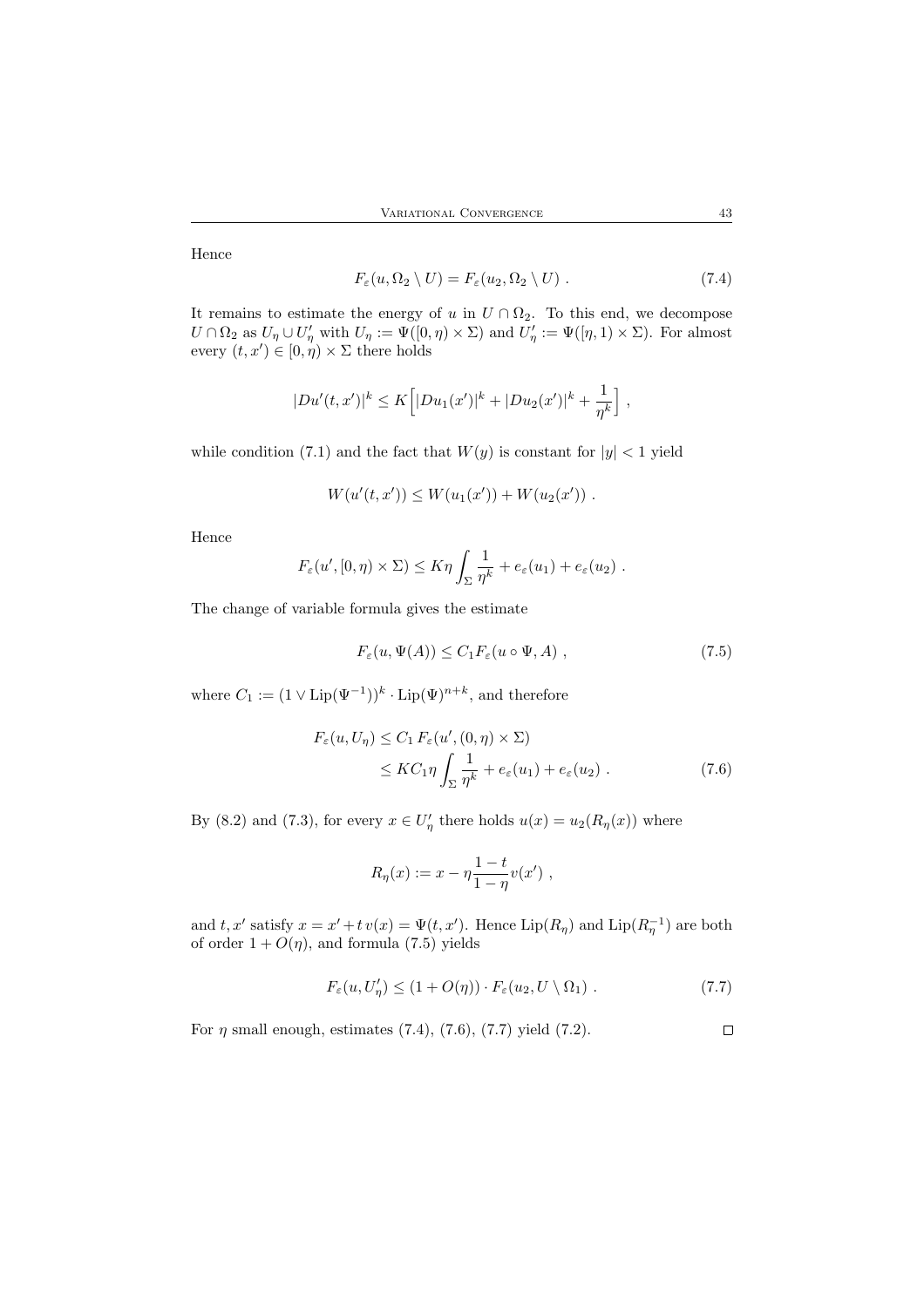Hence

$$F_\varepsilon(u, \Omega_2 \setminus U) = F_\varepsilon(u_2, \Omega_2 \setminus U) \ . \tag{7.4}$$

It remains to estimate the energy of $u$ in $U \cap \Omega_2$. To this end, we decompose $U \cap \Omega_2$ as $U_\eta \cup U'_\eta$ with $U_\eta := \Psi([0,\eta) \times \Sigma)$ and $U'_\eta := \Psi([\eta, 1) \times \Sigma)$. For almost every $(t, x') \in [0, \eta) \times \Sigma$ there holds

$$|Du'(t,x')|^k \leq K \Big[ |Du_1(x')|^k + |Du_2(x')|^k + \frac{1}{\eta^k} \Big] \ ,$$

while condition (7.1) and the fact that $W(y)$ is constant for $|y| < 1$ yield

$$W(u'(t,x')) \leq W(u_1(x')) + W(u_2(x')) \ .$$

Hence

$$F_\varepsilon(u', [0,\eta) \times \Sigma) \leq K\eta \int_\Sigma \frac{1}{\eta^k} + e_\varepsilon(u_1) + e_\varepsilon(u_2) \ .$$

The change of variable formula gives the estimate

$$F_\varepsilon(u, \Psi(A)) \leq C_1 F_\varepsilon(u \circ \Psi, A) \ , \tag{7.5}$$

where $C_1 := (1 \vee \mathrm{Lip}(\Psi^{-1}))^k \cdot \mathrm{Lip}(\Psi)^{n+k}$, and therefore

$$\begin{aligned} F_\varepsilon(u, U_\eta) &\leq C_1 \, F_\varepsilon(u', (0,\eta) \times \Sigma) \\ &\leq KC_1 \eta \int_\Sigma \frac{1}{\eta^k} + e_\varepsilon(u_1) + e_\varepsilon(u_2) \ . \end{aligned} \tag{7.6}$$

By (8.2) and (7.3), for every $x \in U'_\eta$ there holds $u(x) = u_2(R_\eta(x))$ where

$$R_\eta(x) := x - \eta \frac{1-t}{1-\eta} v(x') \ ,$$

and $t, x'$ satisfy $x = x' + t\, v(x) = \Psi(t, x')$. Hence $\mathrm{Lip}(R_\eta)$ and $\mathrm{Lip}(R_\eta^{-1})$ are both of order $1 + O(\eta)$, and formula (7.5) yields

$$F_\varepsilon(u, U'_\eta) \leq (1 + O(\eta)) \cdot F_\varepsilon(u_2, U \setminus \Omega_1) \ . \tag{7.7}$$

For $\eta$ small enough, estimates (7.4), (7.6), (7.7) yield (7.2). $\square$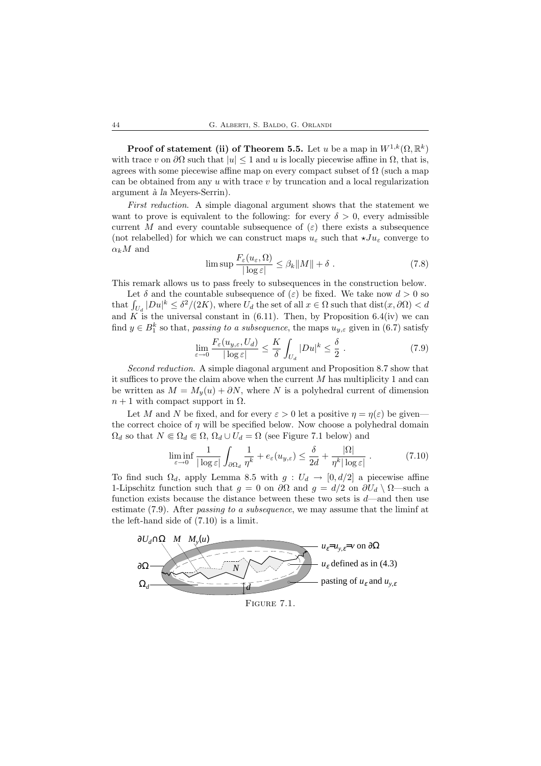**Proof of statement (ii) of Theorem 5.5.** Let $u$ be a map in $W^{1,k}(\Omega, \mathbb{R}^k)$ with trace $v$ on $\partial\Omega$ such that $|u| \le 1$ and $u$ is locally piecewise affine in $\Omega$, that is, agrees with some piecewise affine map on every compact subset of $\Omega$ (such a map can be obtained from any $u$ with trace $v$ by truncation and a local regularization argument *à la* Meyers-Serrin).

*First reduction*. A simple diagonal argument shows that the statement we want to prove is equivalent to the following: for every $\delta > 0$, every admissible current $M$ and every countable subsequence of $(\varepsilon)$ there exists a subsequence (not relabelled) for which we can construct maps $u_\varepsilon$ such that $\star Ju_\varepsilon$ converge to $\alpha_k M$ and

$$\limsup \frac{F_\varepsilon(u_\varepsilon, \Omega)}{|\log \varepsilon|} \le \beta_k \|M\| + \delta \ . \tag{7.8}$$

This remark allows us to pass freely to subsequences in the construction below.

Let $\delta$ and the countable subsequence of $(\varepsilon)$ be fixed. We take now $d > 0$ so that $\int_{U_d} |Du|^k \le \delta^2/(2K)$, where $U_d$ the set of all $x \in \Omega$ such that $\mathrm{dist}(x, \partial\Omega) < d$ and $K$ is the universal constant in (6.11). Then, by Proposition 6.4(iv) we can find $y \in B_1^k$ so that, *passing to a subsequence*, the maps $u_{y,\varepsilon}$ given in (6.7) satisfy

$$\lim_{\varepsilon \to 0} \frac{F_\varepsilon(u_{y,\varepsilon}, U_d)}{|\log \varepsilon|} \le \frac{K}{\delta} \int_{U_d} |Du|^k \le \frac{\delta}{2} \ . \tag{7.9}$$

*Second reduction*. A simple diagonal argument and Proposition 8.7 show that it suffices to prove the claim above when the current $M$ has multiplicity 1 and can be written as $M = M_y(u) + \partial N$, where $N$ is a polyhedral current of dimension $n+1$ with compact support in $\Omega$.

Let $M$ and $N$ be fixed, and for every $\varepsilon > 0$ let a positive $\eta = \eta(\varepsilon)$ be given—the correct choice of $\eta$ will be specified below. Now choose a polyhedral domain $\Omega_d$ so that $N \Subset \Omega_d \Subset \Omega$, $\Omega_d \cup U_d = \Omega$ (see Figure 7.1 below) and

$$\liminf_{\varepsilon \to 0} \frac{1}{|\log \varepsilon|} \int_{\partial\Omega_d} \frac{1}{\eta^k} + e_\varepsilon(u_{y,\varepsilon}) \le \frac{\delta}{2d} + \frac{|\Omega|}{\eta^k |\log \varepsilon|} \ . \tag{7.10}$$

To find such $\Omega_d$, apply Lemma 8.5 with $g : U_d \to [0, d/2]$ a piecewise affine 1-Lipschitz function such that $g = 0$ on $\partial\Omega$ and $g = d/2$ on $\partial U_d \setminus \Omega$—such a function exists because the distance between these two sets is $d$—and then use estimate (7.9). After *passing to a subsequence*, we may assume that the liminf at the left-hand side of (7.10) is a limit.

$\partial U_d \cap \Omega$ $\quad M \quad M_y(u)$

$u_\varepsilon = u_{y,\varepsilon} = v$ on $\partial\Omega$

$\partial\Omega$ $\quad N \quad$ $u_\varepsilon$ defined as in (4.3)

$\Omega_d$ $\quad d \quad$ pasting of $u_\varepsilon$ and $u_{y,\varepsilon}$

Figure 7.1.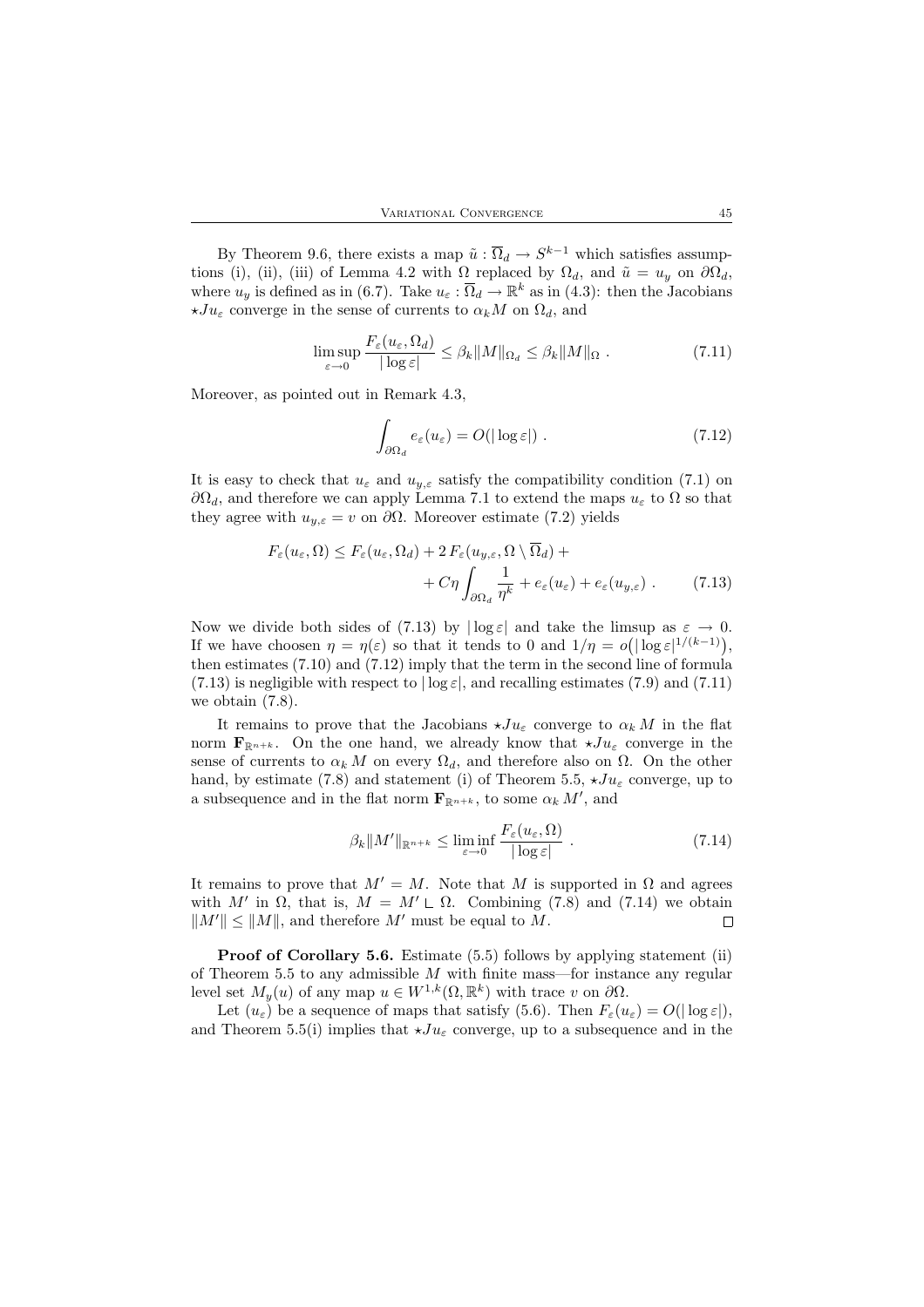By Theorem 9.6, there exists a map $\tilde{u} : \overline{\Omega}_d \to S^{k-1}$ which satisfies assumptions (i), (ii), (iii) of Lemma 4.2 with $\Omega$ replaced by $\Omega_d$, and $\tilde{u} = u_y$ on $\partial\Omega_d$, where $u_y$ is defined as in (6.7). Take $u_\varepsilon : \overline{\Omega}_d \to \mathbb{R}^k$ as in (4.3): then the Jacobians $\star J u_\varepsilon$ converge in the sense of currents to $\alpha_k M$ on $\Omega_d$, and

$$\limsup_{\varepsilon \to 0} \frac{F_\varepsilon(u_\varepsilon, \Omega_d)}{|\log \varepsilon|} \le \beta_k \|M\|_{\Omega_d} \le \beta_k \|M\|_{\Omega} \ . \tag{7.11}$$

Moreover, as pointed out in Remark 4.3,

$$\int_{\partial\Omega_d} e_\varepsilon(u_\varepsilon) = O(|\log \varepsilon|) \ . \tag{7.12}$$

It is easy to check that $u_\varepsilon$ and $u_{y,\varepsilon}$ satisfy the compatibility condition (7.1) on $\partial\Omega_d$, and therefore we can apply Lemma 7.1 to extend the maps $u_\varepsilon$ to $\Omega$ so that they agree with $u_{y,\varepsilon} = v$ on $\partial\Omega$. Moreover estimate (7.2) yields

$$\begin{aligned} F_\varepsilon(u_\varepsilon, \Omega) \le F_\varepsilon(u_\varepsilon, \Omega_d) + 2\, F_\varepsilon(u_{y,\varepsilon}, \Omega \setminus \overline{\Omega}_d) + \\ + C\eta \int_{\partial\Omega_d} \frac{1}{\eta^k} + e_\varepsilon(u_\varepsilon) + e_\varepsilon(u_{y,\varepsilon}) \ . \end{aligned} \tag{7.13}$$

Now we divide both sides of (7.13) by $|\log \varepsilon|$ and take the limsup as $\varepsilon \to 0$. If we have choosen $\eta = \eta(\varepsilon)$ so that it tends to 0 and $1/\eta = o\big(|\log \varepsilon|^{1/(k-1)}\big)$, then estimates (7.10) and (7.12) imply that the term in the second line of formula (7.13) is negligible with respect to $|\log \varepsilon|$, and recalling estimates (7.9) and (7.11) we obtain (7.8).

It remains to prove that the Jacobians $\star J u_\varepsilon$ converge to $\alpha_k M$ in the flat norm $\mathbf{F}_{\mathbb{R}^{n+k}}$. On the one hand, we already know that $\star J u_\varepsilon$ converge in the sense of currents to $\alpha_k M$ on every $\Omega_d$, and therefore also on $\Omega$. On the other hand, by estimate (7.8) and statement (i) of Theorem 5.5, $\star J u_\varepsilon$ converge, up to a subsequence and in the flat norm $\mathbf{F}_{\mathbb{R}^{n+k}}$, to some $\alpha_k M'$, and

$$\beta_k \|M'\|_{\mathbb{R}^{n+k}} \le \liminf_{\varepsilon \to 0} \frac{F_\varepsilon(u_\varepsilon, \Omega)}{|\log \varepsilon|} \ . \tag{7.14}$$

It remains to prove that $M' = M$. Note that $M$ is supported in $\Omega$ and agrees with $M'$ in $\Omega$, that is, $M = M' \llcorner \Omega$. Combining (7.8) and (7.14) we obtain $\|M'\| \le \|M\|$, and therefore $M'$ must be equal to $M$. $\square$

**Proof of Corollary 5.6.** Estimate (5.5) follows by applying statement (ii) of Theorem 5.5 to any admissible $M$ with finite mass—for instance any regular level set $M_y(u)$ of any map $u \in W^{1,k}(\Omega, \mathbb{R}^k)$ with trace $v$ on $\partial\Omega$.

Let $(u_\varepsilon)$ be a sequence of maps that satisfy (5.6). Then $F_\varepsilon(u_\varepsilon) = O(|\log \varepsilon|)$, and Theorem 5.5(i) implies that $\star J u_\varepsilon$ converge, up to a subsequence and in the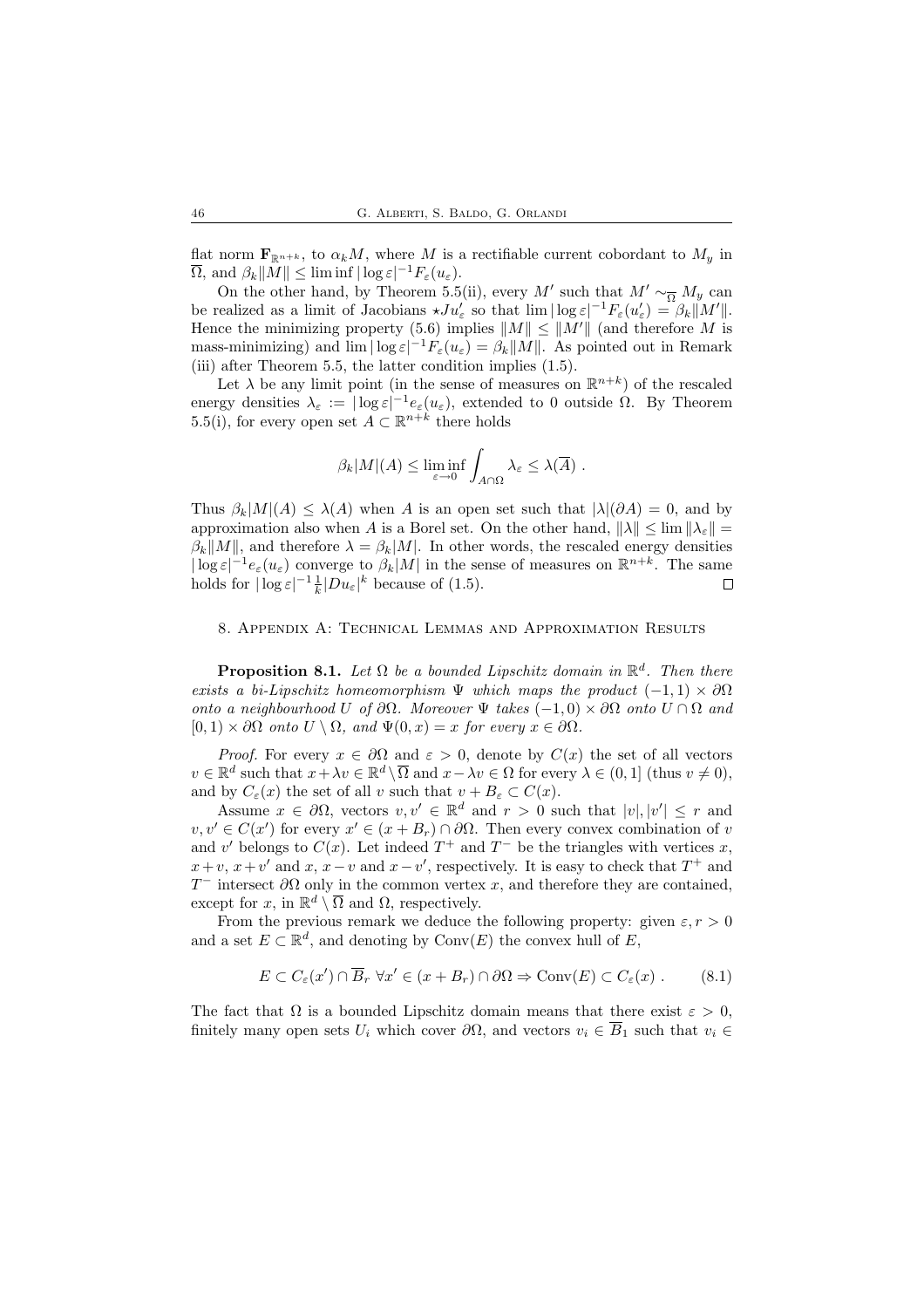flat norm $\mathbf{F}_{\mathbb{R}^{n+k}}$, to $\alpha_k M$, where $M$ is a rectifiable current cobordant to $M_y$ in $\overline{\Omega}$, and $\beta_k \|M\| \le \liminf |\log \varepsilon|^{-1} F_\varepsilon(u_\varepsilon)$.

On the other hand, by Theorem 5.5(ii), every $M'$ such that $M' \sim_{\overline{\Omega}} M_y$ can be realized as a limit of Jacobians $\star J u'_\varepsilon$ so that $\lim |\log \varepsilon|^{-1} F_\varepsilon(u'_\varepsilon) = \beta_k \|M'\|$. Hence the minimizing property (5.6) implies $\|M\| \le \|M'\|$ (and therefore $M$ is mass-minimizing) and $\lim |\log \varepsilon|^{-1} F_\varepsilon(u_\varepsilon) = \beta_k \|M\|$. As pointed out in Remark (iii) after Theorem 5.5, the latter condition implies (1.5).

Let $\lambda$ be any limit point (in the sense of measures on $\mathbb{R}^{n+k}$) of the rescaled energy densities $\lambda_\varepsilon := |\log \varepsilon|^{-1} e_\varepsilon(u_\varepsilon)$, extended to 0 outside $\Omega$. By Theorem 5.5(i), for every open set $A \subset \mathbb{R}^{n+k}$ there holds

$$\beta_k |M|(A) \le \liminf_{\varepsilon \to 0} \int_{A \cap \Omega} \lambda_\varepsilon \le \lambda(\overline{A}) \ .$$

Thus $\beta_k |M|(A) \le \lambda(A)$ when $A$ is an open set such that $|\lambda|(\partial A) = 0$, and by approximation also when $A$ is a Borel set. On the other hand, $\|\lambda\| \le \lim \|\lambda_\varepsilon\| = \beta_k \|M\|$, and therefore $\lambda = \beta_k |M|$. In other words, the rescaled energy densities $|\log \varepsilon|^{-1} e_\varepsilon(u_\varepsilon)$ converge to $\beta_k |M|$ in the sense of measures on $\mathbb{R}^{n+k}$. The same holds for $|\log \varepsilon|^{-1} \frac{1}{k} |D u_\varepsilon|^k$ because of (1.5). □

## 8. Appendix A: Technical Lemmas and Approximation Results

**Proposition 8.1.** *Let $\Omega$ be a bounded Lipschitz domain in $\mathbb{R}^d$. Then there exists a bi-Lipschitz homeomorphism $\Psi$ which maps the product $(-1,1) \times \partial\Omega$ onto a neighbourhood $U$ of $\partial\Omega$. Moreover $\Psi$ takes $(-1,0) \times \partial\Omega$ onto $U \cap \Omega$ and $[0,1) \times \partial\Omega$ onto $U \setminus \Omega$, and $\Psi(0,x) = x$ for every $x \in \partial\Omega$.*

*Proof.* For every $x \in \partial\Omega$ and $\varepsilon > 0$, denote by $C(x)$ the set of all vectors $v \in \mathbb{R}^d$ such that $x + \lambda v \in \mathbb{R}^d \setminus \overline{\Omega}$ and $x - \lambda v \in \Omega$ for every $\lambda \in (0,1]$ (thus $v \neq 0$), and by $C_\varepsilon(x)$ the set of all $v$ such that $v + B_\varepsilon \subset C(x)$.

Assume $x \in \partial\Omega$, vectors $v, v' \in \mathbb{R}^d$ and $r > 0$ such that $|v|, |v'| \le r$ and $v, v' \in C(x')$ for every $x' \in (x + B_r) \cap \partial\Omega$. Then every convex combination of $v$ and $v'$ belongs to $C(x)$. Let indeed $T^+$ and $T^-$ be the triangles with vertices $x$, $x+v$, $x+v'$ and $x$, $x-v$ and $x-v'$, respectively. It is easy to check that $T^+$ and $T^-$ intersect $\partial\Omega$ only in the common vertex $x$, and therefore they are contained, except for $x$, in $\mathbb{R}^d \setminus \overline{\Omega}$ and $\Omega$, respectively.

From the previous remark we deduce the following property: given $\varepsilon, r > 0$ and a set $E \subset \mathbb{R}^d$, and denoting by $\mathrm{Conv}(E)$ the convex hull of $E$,

$$E \subset C_\varepsilon(x') \cap \overline{B}_r \ \forall x' \in (x + B_r) \cap \partial\Omega \Rightarrow \mathrm{Conv}(E) \subset C_\varepsilon(x) \ . \qquad (8.1)$$

The fact that $\Omega$ is a bounded Lipschitz domain means that there exist $\varepsilon > 0$, finitely many open sets $U_i$ which cover $\partial\Omega$, and vectors $v_i \in \overline{B}_1$ such that $v_i \in$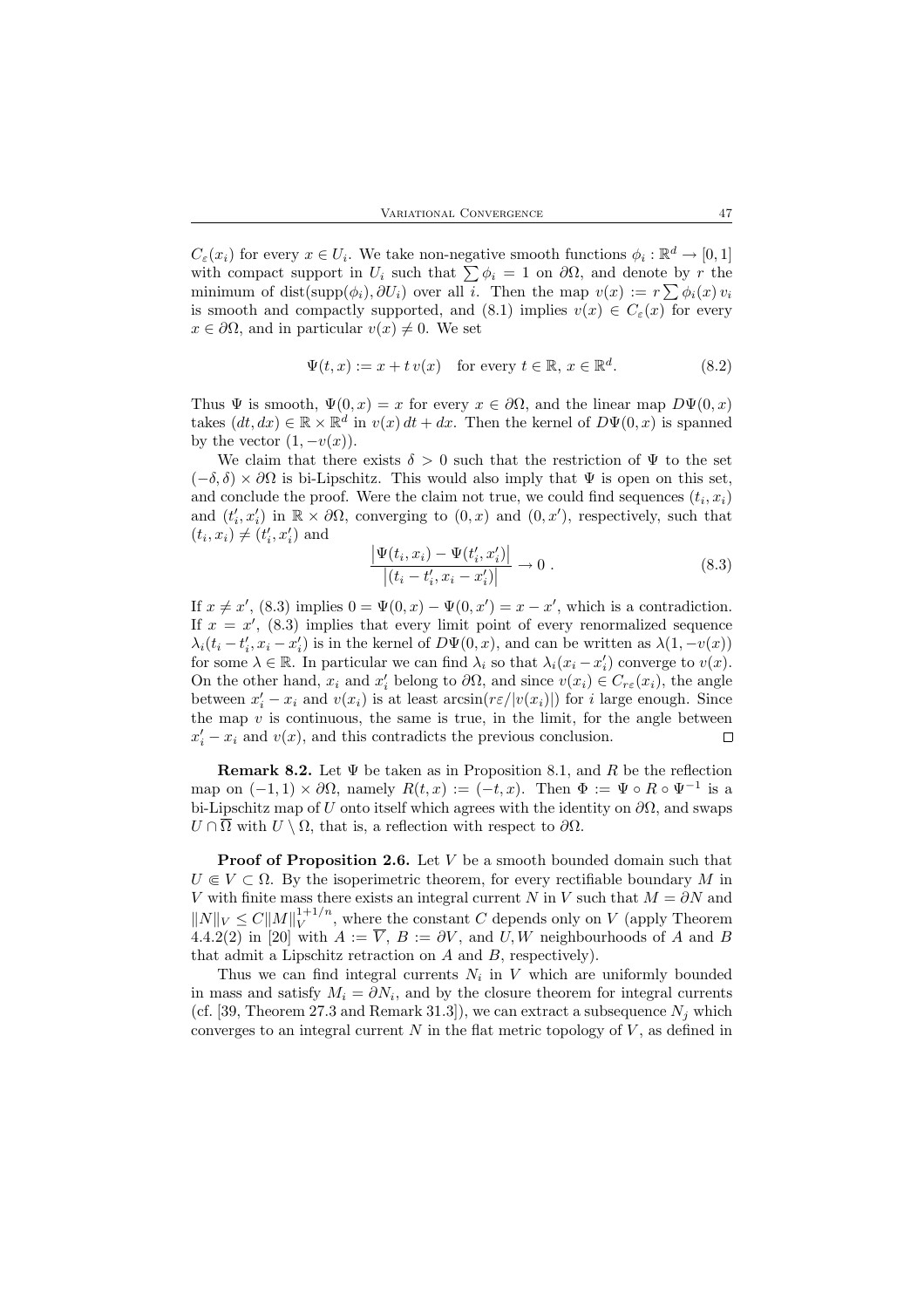$C_\varepsilon(x_i)$ for every $x \in U_i$. We take non-negative smooth functions $\phi_i : \mathbb{R}^d \to [0,1]$ with compact support in $U_i$ such that $\sum \phi_i = 1$ on $\partial\Omega$, and denote by $r$ the minimum of $\operatorname{dist}(\operatorname{supp}(\phi_i), \partial U_i)$ over all $i$. Then the map $v(x) := r \sum \phi_i(x)\, v_i$ is smooth and compactly supported, and (8.1) implies $v(x) \in C_\varepsilon(x)$ for every $x \in \partial\Omega$, and in particular $v(x) \neq 0$. We set

$$\Psi(t,x) := x + t\, v(x) \quad \text{for every } t \in \mathbb{R},\, x \in \mathbb{R}^d. \tag{8.2}$$

Thus $\Psi$ is smooth, $\Psi(0,x) = x$ for every $x \in \partial\Omega$, and the linear map $D\Psi(0,x)$ takes $(dt, dx) \in \mathbb{R} \times \mathbb{R}^d$ in $v(x)\, dt + dx$. Then the kernel of $D\Psi(0,x)$ is spanned by the vector $(1, -v(x))$.

We claim that there exists $\delta > 0$ such that the restriction of $\Psi$ to the set $(-\delta, \delta) \times \partial\Omega$ is bi-Lipschitz. This would also imply that $\Psi$ is open on this set, and conclude the proof. Were the claim not true, we could find sequences $(t_i, x_i)$ and $(t'_i, x'_i)$ in $\mathbb{R} \times \partial\Omega$, converging to $(0,x)$ and $(0,x')$, respectively, such that $(t_i, x_i) \neq (t'_i, x'_i)$ and

$$\frac{\left|\Psi(t_i, x_i) - \Psi(t'_i, x'_i)\right|}{\left|(t_i - t'_i, x_i - x'_i)\right|} \to 0\ . \tag{8.3}$$

If $x \neq x'$, (8.3) implies $0 = \Psi(0,x) - \Psi(0,x') = x - x'$, which is a contradiction. If $x = x'$, (8.3) implies that every limit point of every renormalized sequence $\lambda_i(t_i - t'_i, x_i - x'_i)$ is in the kernel of $D\Psi(0,x)$, and can be written as $\lambda(1, -v(x))$ for some $\lambda \in \mathbb{R}$. In particular we can find $\lambda_i$ so that $\lambda_i(x_i - x'_i)$ converge to $v(x)$. On the other hand, $x_i$ and $x'_i$ belong to $\partial\Omega$, and since $v(x_i) \in C_{r\varepsilon}(x_i)$, the angle between $x'_i - x_i$ and $v(x_i)$ is at least $\arcsin(r\varepsilon/|v(x_i)|)$ for $i$ large enough. Since the map $v$ is continuous, the same is true, in the limit, for the angle between $x'_i - x_i$ and $v(x)$, and this contradicts the previous conclusion. □

**Remark 8.2.** Let $\Psi$ be taken as in Proposition 8.1, and $R$ be the reflection map on $(-1,1) \times \partial\Omega$, namely $R(t,x) := (-t, x)$. Then $\Phi := \Psi \circ R \circ \Psi^{-1}$ is a bi-Lipschitz map of $U$ onto itself which agrees with the identity on $\partial\Omega$, and swaps $U \cap \overline{\Omega}$ with $U \setminus \Omega$, that is, a reflection with respect to $\partial\Omega$.

**Proof of Proposition 2.6.** Let $V$ be a smooth bounded domain such that $U \Subset V \subset \Omega$. By the isoperimetric theorem, for every rectifiable boundary $M$ in $V$ with finite mass there exists an integral current $N$ in $V$ such that $M = \partial N$ and $\|N\|_V \leq C \|M\|_V^{1+1/n}$, where the constant $C$ depends only on $V$ (apply Theorem 4.4.2(2) in [20] with $A := \overline{V}$, $B := \partial V$, and $U, W$ neighbourhoods of $A$ and $B$ that admit a Lipschitz retraction on $A$ and $B$, respectively).

Thus we can find integral currents $N_i$ in $V$ which are uniformly bounded in mass and satisfy $M_i = \partial N_i$, and by the closure theorem for integral currents (cf. [39, Theorem 27.3 and Remark 31.3]), we can extract a subsequence $N_j$ which converges to an integral current $N$ in the flat metric topology of $V$, as defined in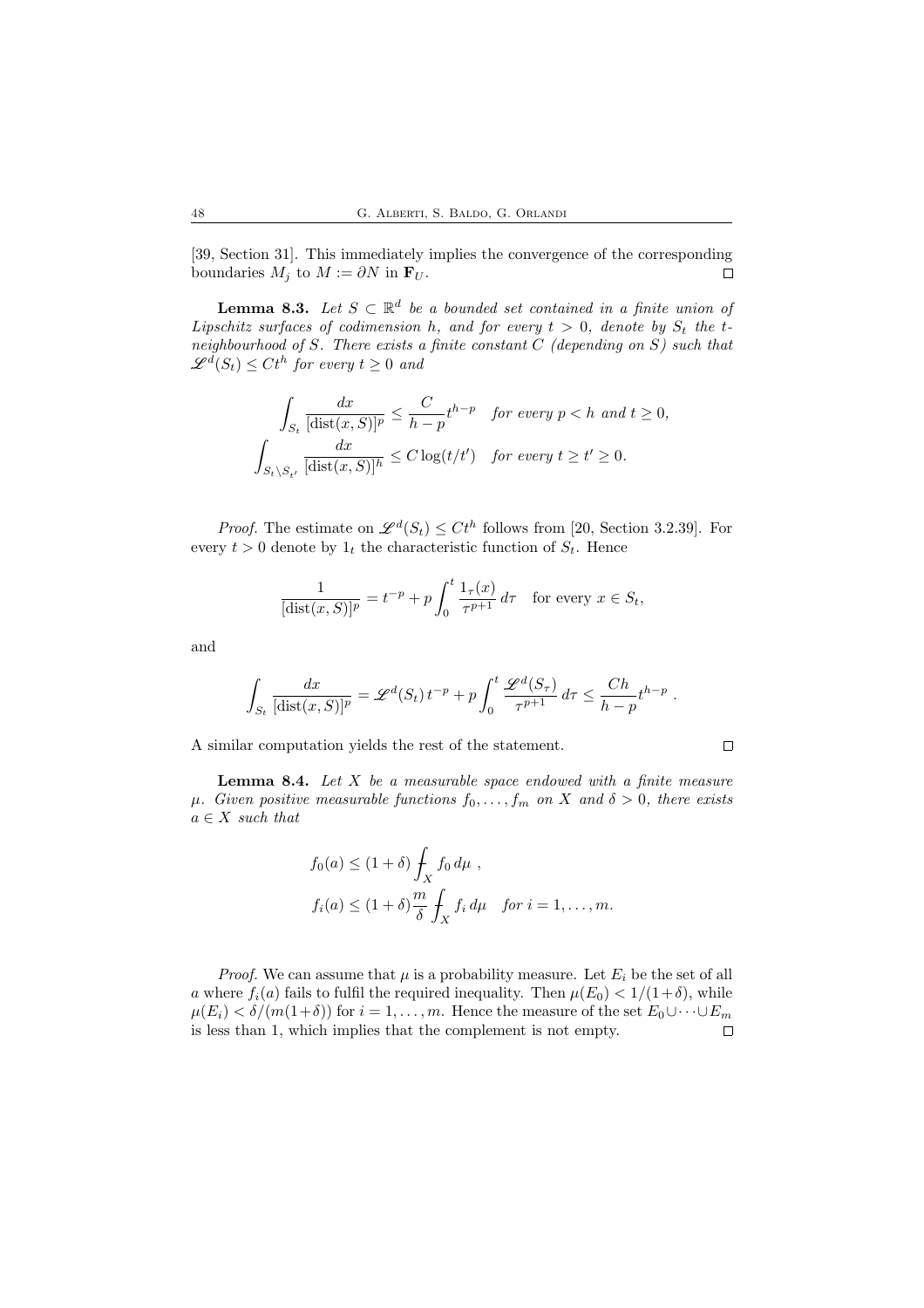[39, Section 31]. This immediately implies the convergence of the corresponding boundaries $M_j$ to $M := \partial N$ in $\mathbf{F}_U$. $\square$

**Lemma 8.3.** *Let $S \subset \mathbb{R}^d$ be a bounded set contained in a finite union of Lipschitz surfaces of codimension $h$, and for every $t > 0$, denote by $S_t$ the $t$-neighbourhood of $S$. There exists a finite constant $C$ (depending on $S$) such that $\mathscr{L}^d(S_t) \le Ct^h$ for every $t \ge 0$ and*

$$\int_{S_t} \frac{dx}{[\mathrm{dist}(x,S)]^p} \le \frac{C}{h-p} t^{h-p} \quad \textit{for every } p < h \textit{ and } t \ge 0,$$

$$\int_{S_t \setminus S_{t'}} \frac{dx}{[\mathrm{dist}(x,S)]^h} \le C \log(t/t') \quad \textit{for every } t \ge t' \ge 0.$$

*Proof.* The estimate on $\mathscr{L}^d(S_t) \le Ct^h$ follows from [20, Section 3.2.39]. For every $t > 0$ denote by $1_t$ the characteristic function of $S_t$. Hence

$$\frac{1}{[\mathrm{dist}(x,S)]^p} = t^{-p} + p \int_0^t \frac{1_\tau(x)}{\tau^{p+1}} \, d\tau \quad \text{for every } x \in S_t,$$

and

$$\int_{S_t} \frac{dx}{[\mathrm{dist}(x,S)]^p} = \mathscr{L}^d(S_t)\, t^{-p} + p \int_0^t \frac{\mathscr{L}^d(S_\tau)}{\tau^{p+1}} \, d\tau \le \frac{Ch}{h-p} t^{h-p} \, .$$

A similar computation yields the rest of the statement. $\square$

**Lemma 8.4.** *Let $X$ be a measurable space endowed with a finite measure $\mu$. Given positive measurable functions $f_0, \dots, f_m$ on $X$ and $\delta > 0$, there exists $a \in X$ such that*

$$f_0(a) \le (1+\delta) \fint_X f_0 \, d\mu \, ,$$

$$f_i(a) \le (1+\delta) \frac{m}{\delta} \fint_X f_i \, d\mu \quad \textit{for } i = 1, \dots, m.$$

*Proof.* We can assume that $\mu$ is a probability measure. Let $E_i$ be the set of all $a$ where $f_i(a)$ fails to fulfil the required inequality. Then $\mu(E_0) < 1/(1+\delta)$, while $\mu(E_i) < \delta/(m(1+\delta))$ for $i = 1, \dots, m$. Hence the measure of the set $E_0 \cup \cdots \cup E_m$ is less than 1, which implies that the complement is not empty. $\square$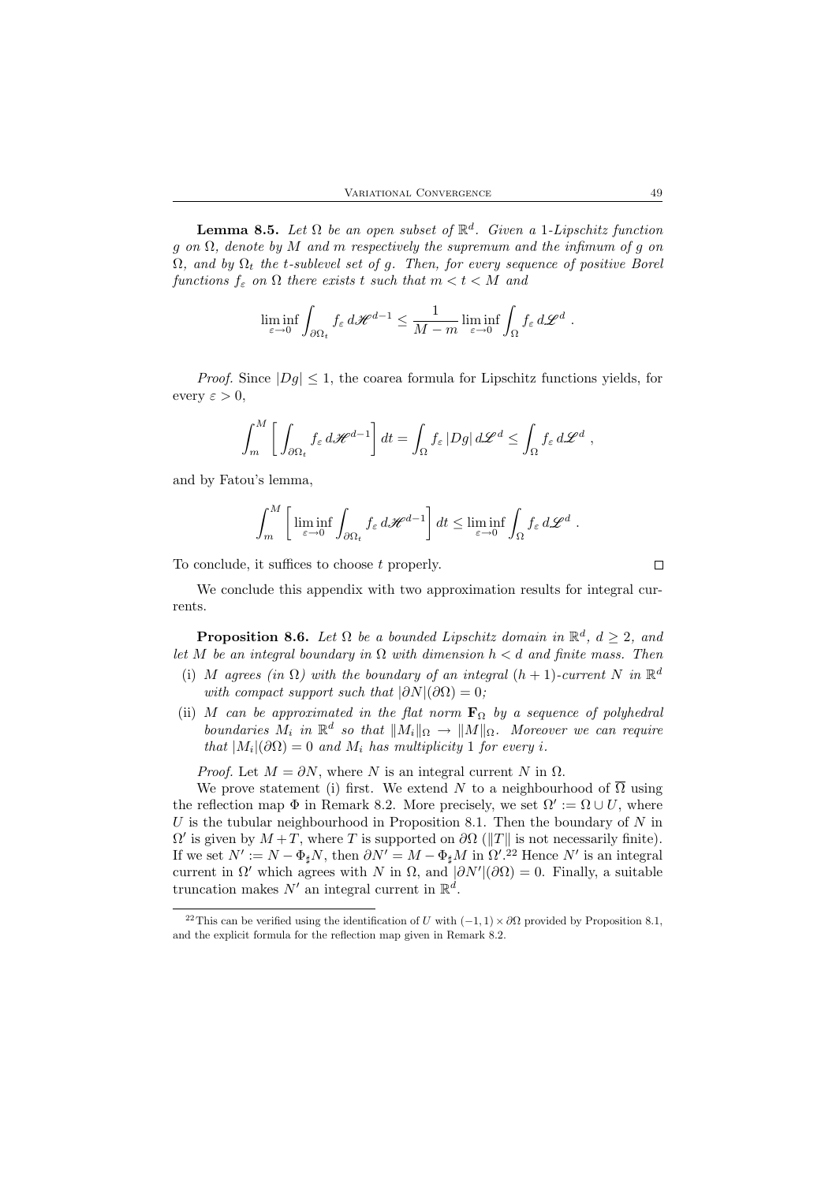**Lemma 8.5.** *Let $\Omega$ be an open subset of $\mathbb{R}^d$. Given a 1-Lipschitz function $g$ on $\Omega$, denote by $M$ and $m$ respectively the supremum and the infimum of $g$ on $\Omega$, and by $\Omega_t$ the $t$-sublevel set of $g$. Then, for every sequence of positive Borel functions $f_\varepsilon$ on $\Omega$ there exists $t$ such that $m < t < M$ and*

$$\liminf_{\varepsilon \to 0} \int_{\partial\Omega_t} f_\varepsilon \, d\mathscr{H}^{d-1} \le \frac{1}{M-m} \liminf_{\varepsilon \to 0} \int_\Omega f_\varepsilon \, d\mathscr{L}^d \; .$$

*Proof.* Since $|Dg| \le 1$, the coarea formula for Lipschitz functions yields, for every $\varepsilon > 0$,

$$\int_m^M \left[ \int_{\partial\Omega_t} f_\varepsilon \, d\mathscr{H}^{d-1} \right] dt = \int_\Omega f_\varepsilon \, |Dg| \, d\mathscr{L}^d \le \int_\Omega f_\varepsilon \, d\mathscr{L}^d \; ,$$

and by Fatou's lemma,

$$\int_m^M \left[ \liminf_{\varepsilon \to 0} \int_{\partial\Omega_t} f_\varepsilon \, d\mathscr{H}^{d-1} \right] dt \le \liminf_{\varepsilon \to 0} \int_\Omega f_\varepsilon \, d\mathscr{L}^d \; .$$

To conclude, it suffices to choose $t$ properly. $\square$

We conclude this appendix with two approximation results for integral currents.

**Proposition 8.6.** *Let $\Omega$ be a bounded Lipschitz domain in $\mathbb{R}^d$, $d \ge 2$, and let $M$ be an integral boundary in $\Omega$ with dimension $h < d$ and finite mass. Then*

- (i) *$M$ agrees (in $\Omega$) with the boundary of an integral $(h+1)$-current $N$ in $\mathbb{R}^d$ with compact support such that $|\partial N|(\partial\Omega) = 0$;*
- (ii) *$M$ can be approximated in the flat norm $\mathbf{F}_\Omega$ by a sequence of polyhedral boundaries $M_i$ in $\mathbb{R}^d$ so that $\|M_i\|_\Omega \to \|M\|_\Omega$. Moreover we can require that $|M_i|(\partial\Omega) = 0$ and $M_i$ has multiplicity 1 for every $i$.*

*Proof.* Let $M = \partial N$, where $N$ is an integral current $N$ in $\Omega$.

We prove statement (i) first. We extend $N$ to a neighbourhood of $\overline{\Omega}$ using the reflection map $\Phi$ in Remark 8.2. More precisely, we set $\Omega' := \Omega \cup U$, where $U$ is the tubular neighbourhood in Proposition 8.1. Then the boundary of $N$ in $\Omega'$ is given by $M + T$, where $T$ is supported on $\partial\Omega$ ($\|T\|$ is not necessarily finite). If we set $N' := N - \Phi_\sharp N$, then $\partial N' = M - \Phi_\sharp M$ in $\Omega'$.[22] Hence $N'$ is an integral current in $\Omega'$ which agrees with $N$ in $\Omega$, and $|\partial N'|(\partial\Omega) = 0$. Finally, a suitable truncation makes $N'$ an integral current in $\mathbb{R}^d$.

[22] This can be verified using the identification of $U$ with $(-1,1) \times \partial\Omega$ provided by Proposition 8.1, and the explicit formula for the reflection map given in Remark 8.2.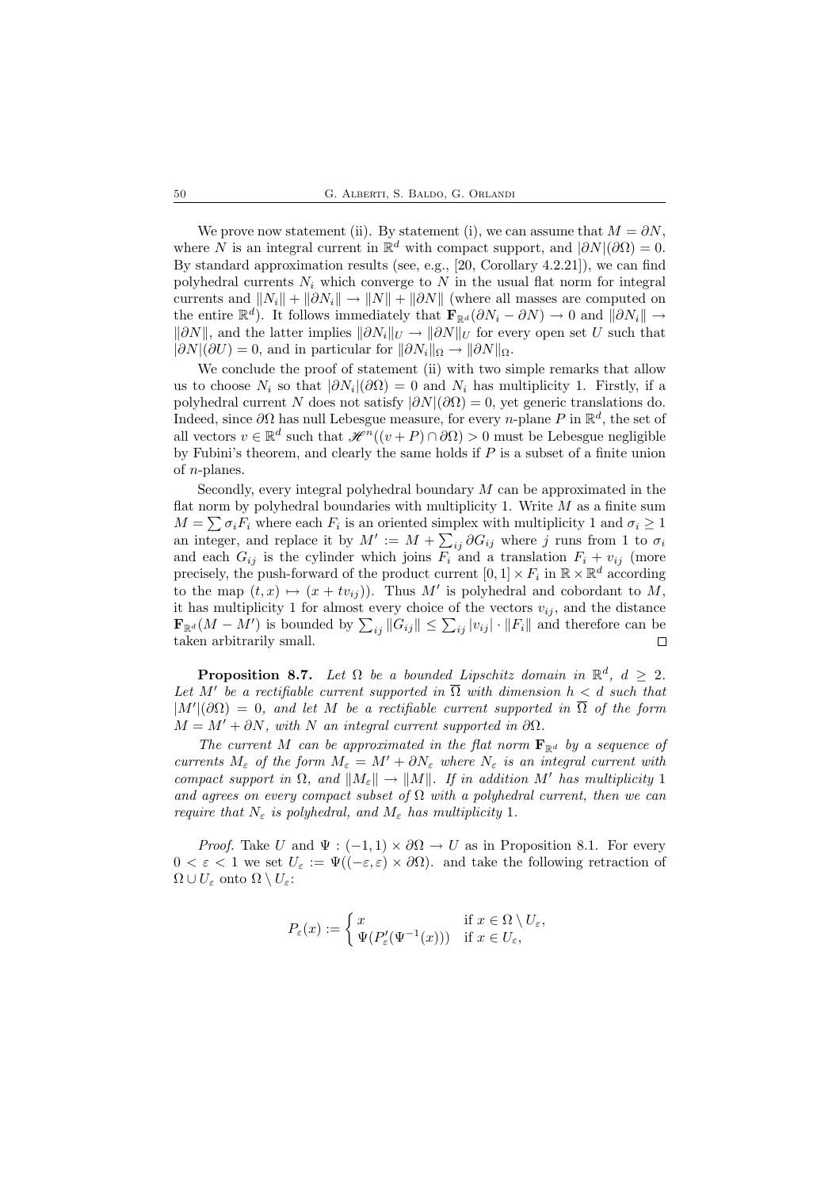We prove now statement (ii). By statement (i), we can assume that $M = \partial N$, where $N$ is an integral current in $\mathbb{R}^d$ with compact support, and $|\partial N|(\partial\Omega) = 0$. By standard approximation results (see, e.g., [20, Corollary 4.2.21]), we can find polyhedral currents $N_i$ which converge to $N$ in the usual flat norm for integral currents and $\|N_i\| + \|\partial N_i\| \to \|N\| + \|\partial N\|$ (where all masses are computed on the entire $\mathbb{R}^d$). It follows immediately that $\mathbf{F}_{\mathbb{R}^d}(\partial N_i - \partial N) \to 0$ and $\|\partial N_i\| \to \|\partial N\|$, and the latter implies $\|\partial N_i\|_U \to \|\partial N\|_U$ for every open set $U$ such that $|\partial N|(\partial U) = 0$, and in particular for $\|\partial N_i\|_\Omega \to \|\partial N\|_\Omega$.

We conclude the proof of statement (ii) with two simple remarks that allow us to choose $N_i$ so that $|\partial N_i|(\partial\Omega) = 0$ and $N_i$ has multiplicity 1. Firstly, if a polyhedral current $N$ does not satisfy $|\partial N|(\partial\Omega) = 0$, yet generic translations do. Indeed, since $\partial\Omega$ has null Lebesgue measure, for every $n$-plane $P$ in $\mathbb{R}^d$, the set of all vectors $v \in \mathbb{R}^d$ such that $\mathscr{H}^n((v + P) \cap \partial\Omega) > 0$ must be Lebesgue negligible by Fubini's theorem, and clearly the same holds if $P$ is a subset of a finite union of $n$-planes.

Secondly, every integral polyhedral boundary $M$ can be approximated in the flat norm by polyhedral boundaries with multiplicity 1. Write $M$ as a finite sum $M = \sum \sigma_i F_i$ where each $F_i$ is an oriented simplex with multiplicity 1 and $\sigma_i \geq 1$ an integer, and replace it by $M' := M + \sum_{ij} \partial G_{ij}$ where $j$ runs from 1 to $\sigma_i$ and each $G_{ij}$ is the cylinder which joins $F_i$ and a translation $F_i + v_{ij}$ (more precisely, the push-forward of the product current $[0,1] \times F_i$ in $\mathbb{R} \times \mathbb{R}^d$ according to the map $(t, x) \mapsto (x + tv_{ij})$). Thus $M'$ is polyhedral and cobordant to $M$, it has multiplicity 1 for almost every choice of the vectors $v_{ij}$, and the distance $\mathbf{F}_{\mathbb{R}^d}(M - M')$ is bounded by $\sum_{ij} \|G_{ij}\| \leq \sum_{ij} |v_{ij}| \cdot \|F_i\|$ and therefore can be taken arbitrarily small. □

**Proposition 8.7.** *Let $\Omega$ be a bounded Lipschitz domain in $\mathbb{R}^d$, $d \geq 2$. Let $M'$ be a rectifiable current supported in $\overline{\Omega}$ with dimension $h < d$ such that $|M'|(\partial\Omega) = 0$, and let $M$ be a rectifiable current supported in $\overline{\Omega}$ of the form $M = M' + \partial N$, with $N$ an integral current supported in $\partial\Omega$.*

*The current $M$ can be approximated in the flat norm $\mathbf{F}_{\mathbb{R}^d}$ by a sequence of currents $M_\varepsilon$ of the form $M_\varepsilon = M' + \partial N_\varepsilon$ where $N_\varepsilon$ is an integral current with compact support in $\Omega$, and $\|M_\varepsilon\| \to \|M\|$. If in addition $M'$ has multiplicity 1 and agrees on every compact subset of $\Omega$ with a polyhedral current, then we can require that $N_\varepsilon$ is polyhedral, and $M_\varepsilon$ has multiplicity 1.*

*Proof.* Take $U$ and $\Psi : (-1,1) \times \partial\Omega \to U$ as in Proposition 8.1. For every $0 < \varepsilon < 1$ we set $U_\varepsilon := \Psi((-\varepsilon, \varepsilon) \times \partial\Omega)$. and take the following retraction of $\Omega \cup U_\varepsilon$ onto $\Omega \setminus U_\varepsilon$:

$$P_\varepsilon(x) := \begin{cases} x & \text{if } x \in \Omega \setminus U_\varepsilon, \\ \Psi(P'_\varepsilon(\Psi^{-1}(x))) & \text{if } x \in U_\varepsilon, \end{cases}$$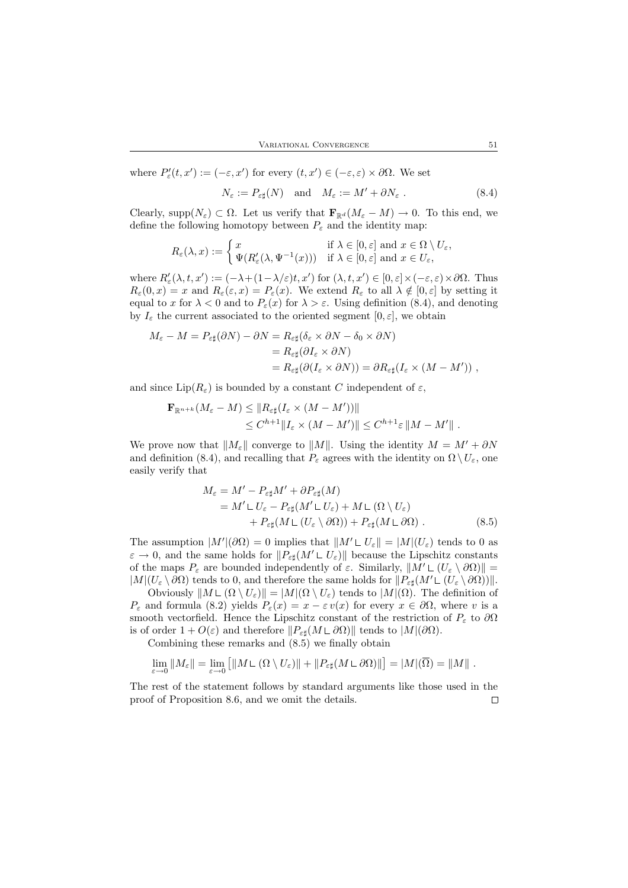where $P'_\varepsilon(t,x') := (-\varepsilon, x')$ for every $(t,x') \in (-\varepsilon,\varepsilon) \times \partial\Omega$. We set

$$N_\varepsilon := P_{\varepsilon\sharp}(N) \quad \text{and} \quad M_\varepsilon := M' + \partial N_\varepsilon \; . \tag{8.4}$$

Clearly, $\operatorname{supp}(N_\varepsilon) \subset \Omega$. Let us verify that $\mathbf{F}_{\mathbb{R}^d}(M_\varepsilon - M) \to 0$. To this end, we define the following homotopy between $P_\varepsilon$ and the identity map:

$$R_\varepsilon(\lambda, x) := \begin{cases} x & \text{if } \lambda \in [0,\varepsilon] \text{ and } x \in \Omega \setminus U_\varepsilon, \\ \Psi(R'_\varepsilon(\lambda, \Psi^{-1}(x))) & \text{if } \lambda \in [0,\varepsilon] \text{ and } x \in U_\varepsilon, \end{cases}$$

where $R'_\varepsilon(\lambda,t,x') := (-\lambda + (1-\lambda/\varepsilon)t, x')$ for $(\lambda,t,x') \in [0,\varepsilon] \times (-\varepsilon,\varepsilon) \times \partial\Omega$. Thus $R_\varepsilon(0,x) = x$ and $R_\varepsilon(\varepsilon,x) = P_\varepsilon(x)$. We extend $R_\varepsilon$ to all $\lambda \notin [0,\varepsilon]$ by setting it equal to $x$ for $\lambda < 0$ and to $P_\varepsilon(x)$ for $\lambda > \varepsilon$. Using definition (8.4), and denoting by $I_\varepsilon$ the current associated to the oriented segment $[0,\varepsilon]$, we obtain

$$\begin{aligned} M_\varepsilon - M = P_{\varepsilon\sharp}(\partial N) - \partial N &= R_{\varepsilon\sharp}(\delta_\varepsilon \times \partial N - \delta_0 \times \partial N) \\ &= R_{\varepsilon\sharp}(\partial I_\varepsilon \times \partial N) \\ &= R_{\varepsilon\sharp}(\partial(I_\varepsilon \times \partial N)) = \partial R_{\varepsilon\sharp}(I_\varepsilon \times (M - M')) \; , \end{aligned}$$

and since $\operatorname{Lip}(R_\varepsilon)$ is bounded by a constant $C$ independent of $\varepsilon$,

$$\begin{aligned} \mathbf{F}_{\mathbb{R}^{n+k}}(M_\varepsilon - M) &\leq \|R_{\varepsilon\sharp}(I_\varepsilon \times (M - M'))\| \\ &\leq C^{h+1} \|I_\varepsilon \times (M - M')\| \leq C^{h+1} \varepsilon \, \|M - M'\| \; . \end{aligned}$$

We prove now that $\|M_\varepsilon\|$ converge to $\|M\|$. Using the identity $M = M' + \partial N$ and definition (8.4), and recalling that $P_\varepsilon$ agrees with the identity on $\Omega \setminus U_\varepsilon$, one easily verify that

$$\begin{aligned} M_\varepsilon &= M' - P_{\varepsilon\sharp} M' + \partial P_{\varepsilon\sharp}(M) \\ &= M' \llcorner U_\varepsilon - P_{\varepsilon\sharp}(M' \llcorner U_\varepsilon) + M \llcorner (\Omega \setminus U_\varepsilon) \\ &\qquad + P_{\varepsilon\sharp}(M \llcorner (U_\varepsilon \setminus \partial\Omega)) + P_{\varepsilon\sharp}(M \llcorner \partial\Omega) \; . \end{aligned} \tag{8.5}$$

The assumption $|M'|(\partial\Omega) = 0$ implies that $\|M' \llcorner U_\varepsilon\| = |M|(U_\varepsilon)$ tends to 0 as $\varepsilon \to 0$, and the same holds for $\|P_{\varepsilon\sharp}(M' \llcorner U_\varepsilon)\|$ because the Lipschitz constants of the maps $P_\varepsilon$ are bounded independently of $\varepsilon$. Similarly, $\|M' \llcorner (U_\varepsilon \setminus \partial\Omega)\| = |M|(U_\varepsilon \setminus \partial\Omega)$ tends to 0, and therefore the same holds for $\|P_{\varepsilon\sharp}(M' \llcorner (U_\varepsilon \setminus \partial\Omega))\|$.

Obviously $\|M \llcorner (\Omega \setminus U_\varepsilon)\| = |M|(\Omega \setminus U_\varepsilon)$ tends to $|M|(\Omega)$. The definition of $P_\varepsilon$ and formula (8.2) yields $P_\varepsilon(x) = x - \varepsilon\, v(x)$ for every $x \in \partial\Omega$, where $v$ is a smooth vectorfield. Hence the Lipschitz constant of the restriction of $P_\varepsilon$ to $\partial\Omega$ is of order $1 + O(\varepsilon)$ and therefore $\|P_{\varepsilon\sharp}(M \llcorner \partial\Omega)\|$ tends to $|M|(\partial\Omega)$.

Combining these remarks and (8.5) we finally obtain

$$\lim_{\varepsilon \to 0} \|M_\varepsilon\| = \lim_{\varepsilon \to 0} \big[ \|M \llcorner (\Omega \setminus U_\varepsilon)\| + \|P_{\varepsilon\sharp}(M \llcorner \partial\Omega)\| \big] = |M|(\overline{\Omega}) = \|M\| \; .$$

The rest of the statement follows by standard arguments like those used in the proof of Proposition 8.6, and we omit the details. □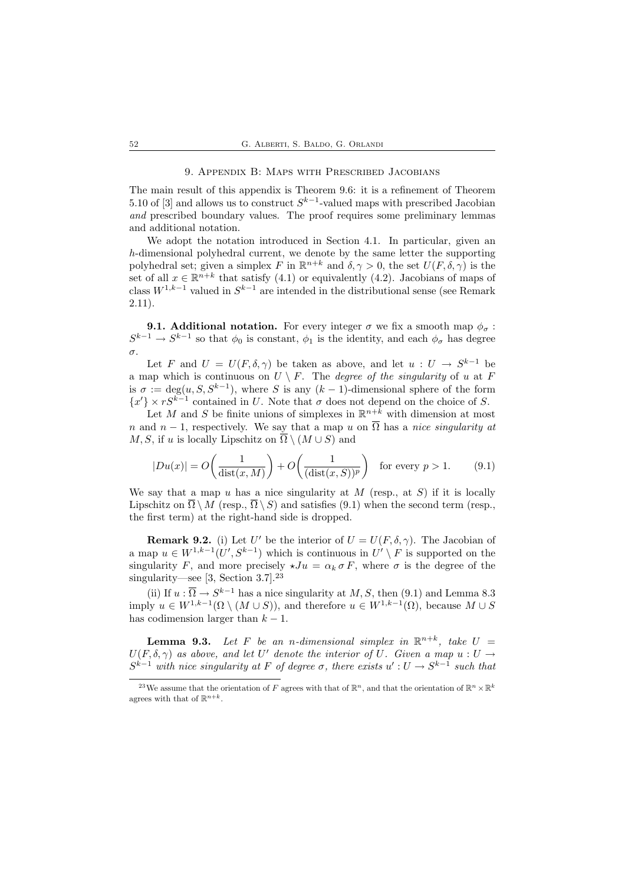## 9. Appendix B: Maps with Prescribed Jacobians

The main result of this appendix is Theorem 9.6: it is a refinement of Theorem 5.10 of [3] and allows us to construct $S^{k-1}$-valued maps with prescribed Jacobian *and* prescribed boundary values. The proof requires some preliminary lemmas and additional notation.

We adopt the notation introduced in Section 4.1. In particular, given an $h$-dimensional polyhedral current, we denote by the same letter the supporting polyhedral set; given a simplex $F$ in $\mathbb{R}^{n+k}$ and $\delta, \gamma > 0$, the set $U(F, \delta, \gamma)$ is the set of all $x \in \mathbb{R}^{n+k}$ that satisfy (4.1) or equivalently (4.2). Jacobians of maps of class $W^{1,k-1}$ valued in $S^{k-1}$ are intended in the distributional sense (see Remark 2.11).

**9.1. Additional notation.** For every integer $\sigma$ we fix a smooth map $\phi_\sigma : S^{k-1} \to S^{k-1}$ so that $\phi_0$ is constant, $\phi_1$ is the identity, and each $\phi_\sigma$ has degree $\sigma$.

Let $F$ and $U = U(F, \delta, \gamma)$ be taken as above, and let $u : U \to S^{k-1}$ be a map which is continuous on $U \setminus F$. The *degree of the singularity* of $u$ at $F$ is $\sigma := \deg(u, S, S^{k-1})$, where $S$ is any $(k-1)$-dimensional sphere of the form $\{x'\} \times rS^{k-1}$ contained in $U$. Note that $\sigma$ does not depend on the choice of $S$.

Let $M$ and $S$ be finite unions of simplexes in $\mathbb{R}^{n+k}$ with dimension at most $n$ and $n-1$, respectively. We say that a map $u$ on $\overline{\Omega}$ has a *nice singularity at* $M, S$, if $u$ is locally Lipschitz on $\overline{\Omega} \setminus (M \cup S)$ and

$$|Du(x)| = O\left(\frac{1}{\operatorname{dist}(x, M)}\right) + O\left(\frac{1}{(\operatorname{dist}(x, S))^p}\right) \quad \text{for every } p > 1. \tag{9.1}$$

We say that a map $u$ has a nice singularity at $M$ (resp., at $S$) if it is locally Lipschitz on $\overline{\Omega} \setminus M$ (resp., $\overline{\Omega} \setminus S$) and satisfies (9.1) when the second term (resp., the first term) at the right-hand side is dropped.

**Remark 9.2.** (i) Let $U'$ be the interior of $U = U(F, \delta, \gamma)$. The Jacobian of a map $u \in W^{1,k-1}(U', S^{k-1})$ which is continuous in $U' \setminus F$ is supported on the singularity $F$, and more precisely $\star Ju = \alpha_k \, \sigma \, F$, where $\sigma$ is the degree of the singularity—see [3, Section 3.7].[23]

(ii) If $u : \overline{\Omega} \to S^{k-1}$ has a nice singularity at $M, S$, then (9.1) and Lemma 8.3 imply $u \in W^{1,k-1}(\Omega \setminus (M \cup S))$, and therefore $u \in W^{1,k-1}(\Omega)$, because $M \cup S$ has codimension larger than $k-1$.

**Lemma 9.3.** *Let $F$ be an $n$-dimensional simplex in $\mathbb{R}^{n+k}$, take $U = U(F, \delta, \gamma)$ as above, and let $U'$ denote the interior of $U$. Given a map $u : U \to S^{k-1}$ with nice singularity at $F$ of degree $\sigma$, there exists $u' : U \to S^{k-1}$ such that*

---

[23] We assume that the orientation of $F$ agrees with that of $\mathbb{R}^n$, and that the orientation of $\mathbb{R}^n \times \mathbb{R}^k$ agrees with that of $\mathbb{R}^{n+k}$.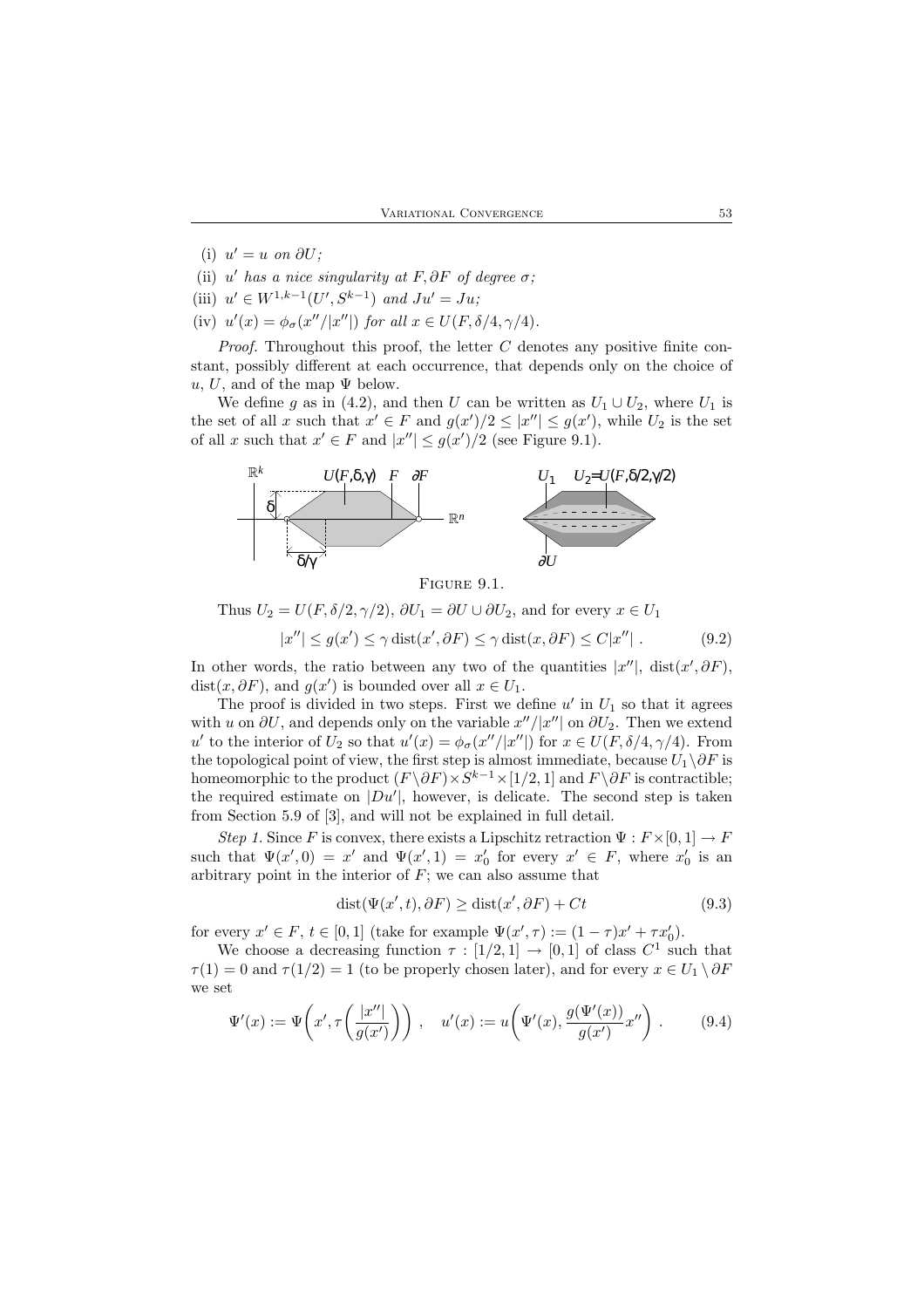(i) $u' = u$ *on* $\partial U$;

(ii) $u'$ *has a nice singularity at* $F, \partial F$ *of degree* $\sigma$;

(iii) $u' \in W^{1,k-1}(U', S^{k-1})$ *and* $Ju' = Ju$;

(iv) $u'(x) = \phi_\sigma(x''/|x''|)$ *for all* $x \in U(F, \delta/4, \gamma/4)$.

*Proof.* Throughout this proof, the letter $C$ denotes any positive finite constant, possibly different at each occurrence, that depends only on the choice of $u$, $U$, and of the map $\Psi$ below.

We define $g$ as in (4.2), and then $U$ can be written as $U_1 \cup U_2$, where $U_1$ is the set of all $x$ such that $x' \in F$ and $g(x')/2 \le |x''| \le g(x')$, while $U_2$ is the set of all $x$ such that $x' \in F$ and $|x''| \le g(x')/2$ (see Figure 9.1).

Figure 9.1.

Thus $U_2 = U(F, \delta/2, \gamma/2)$, $\partial U_1 = \partial U \cup \partial U_2$, and for every $x \in U_1$

$$|x''| \le g(x') \le \gamma \operatorname{dist}(x', \partial F) \le \gamma \operatorname{dist}(x, \partial F) \le C|x''| \,. \tag{9.2}$$

In other words, the ratio between any two of the quantities $|x''|$, $\operatorname{dist}(x', \partial F)$, $\operatorname{dist}(x, \partial F)$, and $g(x')$ is bounded over all $x \in U_1$.

The proof is divided in two steps. First we define $u'$ in $U_1$ so that it agrees with $u$ on $\partial U$, and depends only on the variable $x''/|x''|$ on $\partial U_2$. Then we extend $u'$ to the interior of $U_2$ so that $u'(x) = \phi_\sigma(x''/|x''|)$ for $x \in U(F, \delta/4, \gamma/4)$. From the topological point of view, the first step is almost immediate, because $U_1 \setminus \partial F$ is homeomorphic to the product $(F \setminus \partial F) \times S^{k-1} \times [1/2, 1]$ and $F \setminus \partial F$ is contractible; the required estimate on $|Du'|$, however, is delicate. The second step is taken from Section 5.9 of [3], and will not be explained in full detail.

*Step 1.* Since $F$ is convex, there exists a Lipschitz retraction $\Psi : F \times [0, 1] \to F$ such that $\Psi(x', 0) = x'$ and $\Psi(x', 1) = x'_0$ for every $x' \in F$, where $x'_0$ is an arbitrary point in the interior of $F$; we can also assume that

$$\operatorname{dist}(\Psi(x', t), \partial F) \ge \operatorname{dist}(x', \partial F) + Ct \tag{9.3}$$

for every $x' \in F$, $t \in [0, 1]$ (take for example $\Psi(x', \tau) := (1 - \tau)x' + \tau x'_0$).

We choose a decreasing function $\tau : [1/2, 1] \to [0, 1]$ of class $C^1$ such that $\tau(1) = 0$ and $\tau(1/2) = 1$ (to be properly chosen later), and for every $x \in U_1 \setminus \partial F$ we set

$$\Psi'(x) := \Psi\bigg(x', \tau\bigg(\frac{|x''|}{g(x')}\bigg)\bigg) \,, \quad u'(x) := u\bigg(\Psi'(x), \frac{g(\Psi'(x))}{g(x')} x''\bigg) \,. \tag{9.4}$$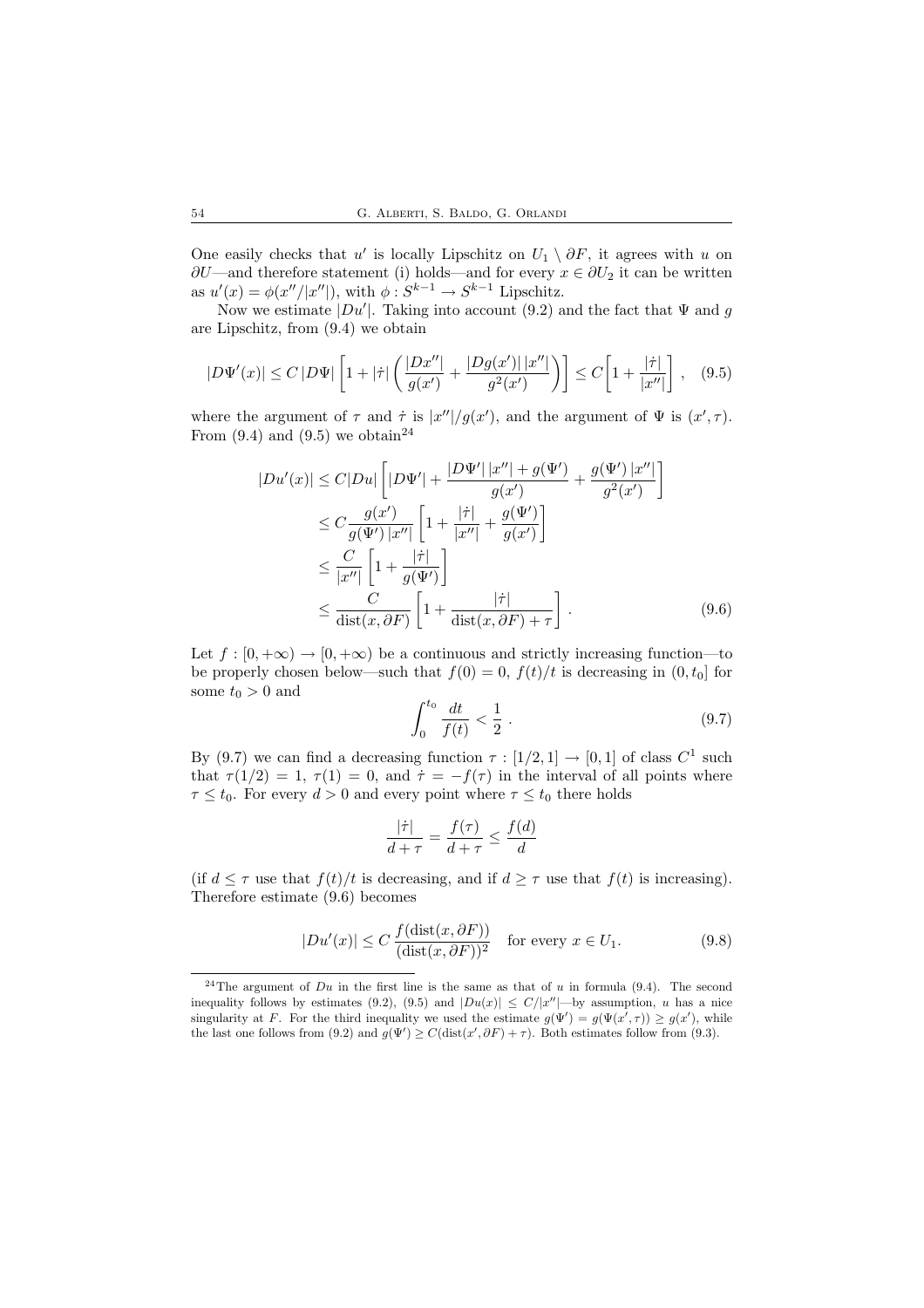One easily checks that $u'$ is locally Lipschitz on $U_1 \setminus \partial F$, it agrees with $u$ on $\partial U$—and therefore statement (i) holds—and for every $x \in \partial U_2$ it can be written as $u'(x) = \phi(x''/|x''|)$, with $\phi : S^{k-1} \to S^{k-1}$ Lipschitz.

Now we estimate $|Du'|$. Taking into account (9.2) and the fact that $\Psi$ and $g$ are Lipschitz, from (9.4) we obtain

$$|D\Psi'(x)| \leq C\,|D\Psi| \left[ 1 + |\dot\tau| \left( \frac{|Dx''|}{g(x')} + \frac{|Dg(x')|\,|x''|}{g^2(x')} \right) \right] \leq C \left[ 1 + \frac{|\dot\tau|}{|x''|} \right] , \quad (9.5)$$

where the argument of $\tau$ and $\dot\tau$ is $|x''|/g(x')$, and the argument of $\Psi$ is $(x', \tau)$. From (9.4) and (9.5) we obtain[24]

$$\begin{aligned}
|Du'(x)| &\leq C|Du| \left[ |D\Psi'| + \frac{|D\Psi'|\,|x''| + g(\Psi')}{g(x')} + \frac{g(\Psi')\,|x''|}{g^2(x')} \right] \\
&\leq C \frac{g(x')}{g(\Psi')\,|x''|} \left[ 1 + \frac{|\dot\tau|}{|x''|} + \frac{g(\Psi')}{g(x')} \right] \\
&\leq \frac{C}{|x''|} \left[ 1 + \frac{|\dot\tau|}{g(\Psi')} \right] \\
&\leq \frac{C}{\operatorname{dist}(x, \partial F)} \left[ 1 + \frac{|\dot\tau|}{\operatorname{dist}(x, \partial F) + \tau} \right] . \qquad (9.6)
\end{aligned}$$

Let $f : [0, +\infty) \to [0, +\infty)$ be a continuous and strictly increasing function—to be properly chosen below—such that $f(0) = 0$, $f(t)/t$ is decreasing in $(0, t_0]$ for some $t_0 > 0$ and

$$\int_0^{t_0} \frac{dt}{f(t)} < \frac{1}{2} . \quad (9.7)$$

By (9.7) we can find a decreasing function $\tau : [1/2, 1] \to [0, 1]$ of class $C^1$ such that $\tau(1/2) = 1$, $\tau(1) = 0$, and $\dot\tau = -f(\tau)$ in the interval of all points where $\tau \leq t_0$. For every $d > 0$ and every point where $\tau \leq t_0$ there holds

$$\frac{|\dot\tau|}{d + \tau} = \frac{f(\tau)}{d + \tau} \leq \frac{f(d)}{d}$$

(if $d \leq \tau$ use that $f(t)/t$ is decreasing, and if $d \geq \tau$ use that $f(t)$ is increasing). Therefore estimate (9.6) becomes

$$|Du'(x)| \leq C \frac{f(\operatorname{dist}(x, \partial F))}{(\operatorname{dist}(x, \partial F))^2} \quad \text{for every } x \in U_1. \quad (9.8)$$

---

[24] The argument of $Du$ in the first line is the same as that of $u$ in formula (9.4). The second inequality follows by estimates (9.2), (9.5) and $|Du(x)| \leq C/|x''|$—by assumption, $u$ has a nice singularity at $F$. For the third inequality we used the estimate $g(\Psi') = g(\Psi(x', \tau)) \geq g(x')$, while the last one follows from (9.2) and $g(\Psi') \geq C(\operatorname{dist}(x', \partial F) + \tau)$. Both estimates follow from (9.3).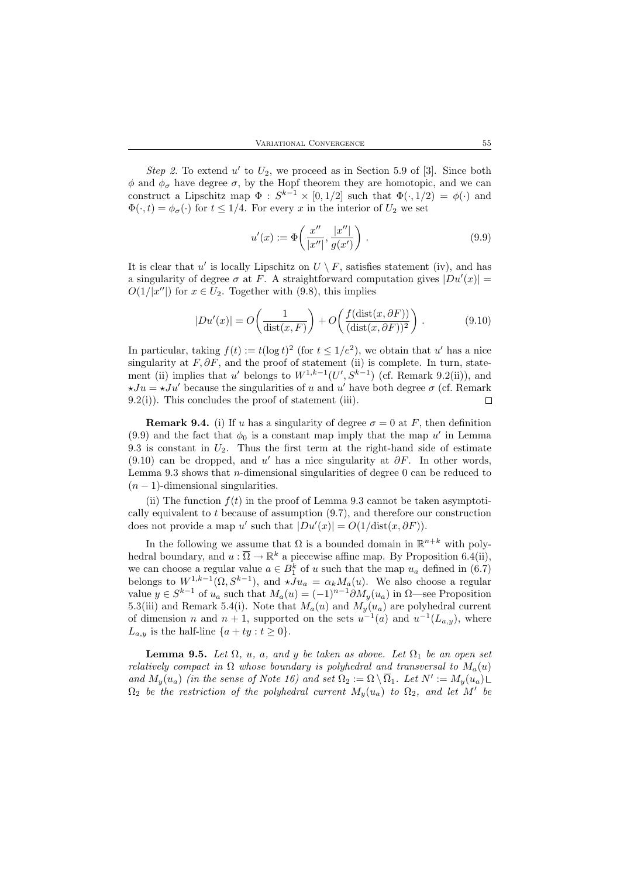*Step 2.* To extend $u'$ to $U_2$, we proceed as in Section 5.9 of [3]. Since both $\phi$ and $\phi_\sigma$ have degree $\sigma$, by the Hopf theorem they are homotopic, and we can construct a Lipschitz map $\Phi : S^{k-1} \times [0, 1/2]$ such that $\Phi(\cdot, 1/2) = \phi(\cdot)$ and $\Phi(\cdot, t) = \phi_\sigma(\cdot)$ for $t \leq 1/4$. For every $x$ in the interior of $U_2$ we set

$$u'(x) := \Phi\bigg(\frac{x''}{|x''|}, \frac{|x''|}{g(x')}\bigg) \,. \tag{9.9}$$

It is clear that $u'$ is locally Lipschitz on $U \setminus F$, satisfies statement (iv), and has a singularity of degree $\sigma$ at $F$. A straightforward computation gives $|Du'(x)| = O(1/|x''|)$ for $x \in U_2$. Together with (9.8), this implies

$$|Du'(x)| = O\bigg(\frac{1}{\operatorname{dist}(x, F)}\bigg) + O\bigg(\frac{f(\operatorname{dist}(x, \partial F))}{(\operatorname{dist}(x, \partial F))^2}\bigg) \,. \tag{9.10}$$

In particular, taking $f(t) := t(\log t)^2$ (for $t \leq 1/e^2$), we obtain that $u'$ has a nice singularity at $F, \partial F$, and the proof of statement (ii) is complete. In turn, statement (ii) implies that $u'$ belongs to $W^{1,k-1}(U', S^{k-1})$ (cf. Remark 9.2(ii)), and $\star Ju = \star Ju'$ because the singularities of $u$ and $u'$ have both degree $\sigma$ (cf. Remark 9.2(i)). This concludes the proof of statement (iii). $\square$

**Remark 9.4.** (i) If $u$ has a singularity of degree $\sigma = 0$ at $F$, then definition (9.9) and the fact that $\phi_0$ is a constant map imply that the map $u'$ in Lemma 9.3 is constant in $U_2$. Thus the first term at the right-hand side of estimate (9.10) can be dropped, and $u'$ has a nice singularity at $\partial F$. In other words, Lemma 9.3 shows that $n$-dimensional singularities of degree 0 can be reduced to $(n-1)$-dimensional singularities.

(ii) The function $f(t)$ in the proof of Lemma 9.3 cannot be taken asymptotically equivalent to $t$ because of assumption (9.7), and therefore our construction does not provide a map $u'$ such that $|Du'(x)| = O(1/\operatorname{dist}(x, \partial F))$.

In the following we assume that $\Omega$ is a bounded domain in $\mathbb{R}^{n+k}$ with polyhedral boundary, and $u : \overline{\Omega} \to \mathbb{R}^k$ a piecewise affine map. By Proposition 6.4(ii), we can choose a regular value $a \in B^k_1$ of $u$ such that the map $u_a$ defined in (6.7) belongs to $W^{1,k-1}(\Omega, S^{k-1})$, and $\star Ju_a = \alpha_k M_a(u)$. We also choose a regular value $y \in S^{k-1}$ of $u_a$ such that $M_a(u) = (-1)^{n-1}\partial M_y(u_a)$ in $\Omega$—see Proposition 5.3(iii) and Remark 5.4(i). Note that $M_a(u)$ and $M_y(u_a)$ are polyhedral current of dimension $n$ and $n+1$, supported on the sets $u^{-1}(a)$ and $u^{-1}(L_{a,y})$, where $L_{a,y}$ is the half-line $\{a + ty : t \geq 0\}$.

**Lemma 9.5.** *Let $\Omega$, $u$, $a$, and $y$ be taken as above. Let $\Omega_1$ be an open set relatively compact in $\Omega$ whose boundary is polyhedral and transversal to $M_a(u)$ and $M_y(u_a)$ (in the sense of Note 16) and set $\Omega_2 := \Omega \setminus \overline{\Omega}_1$. Let $N' := M_y(u_a) \llcorner \Omega_2$ be the restriction of the polyhedral current $M_y(u_a)$ to $\Omega_2$, and let $M'$ be*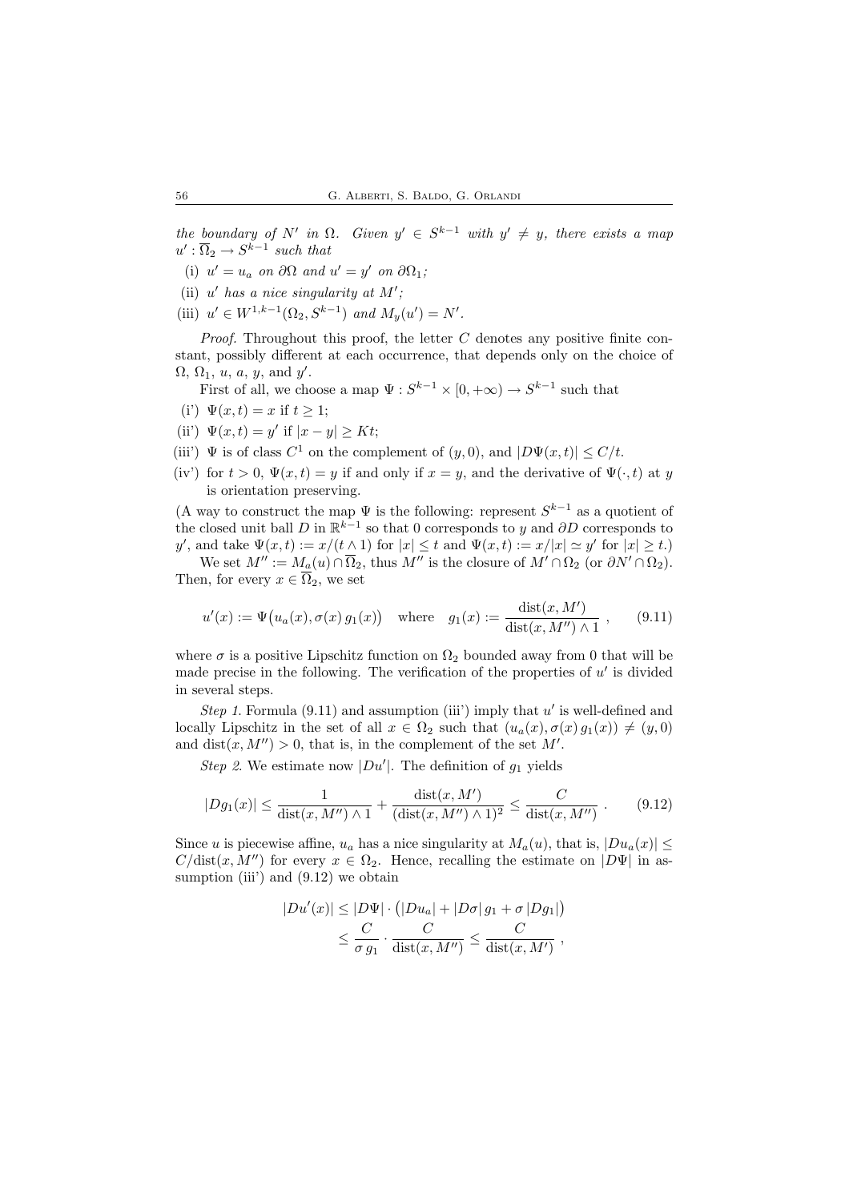*the boundary of $N'$ in $\Omega$. Given $y' \in S^{k-1}$ with $y' \neq y$, there exists a map $u' : \overline{\Omega}_2 \to S^{k-1}$ such that*

(i) *$u' = u_a$ on $\partial\Omega$ and $u' = y'$ on $\partial\Omega_1$;*

(ii) *$u'$ has a nice singularity at $M'$;*

(iii) *$u' \in W^{1,k-1}(\Omega_2, S^{k-1})$ and $M_y(u') = N'$.*

*Proof.* Throughout this proof, the letter $C$ denotes any positive finite constant, possibly different at each occurrence, that depends only on the choice of $\Omega$, $\Omega_1$, $u$, $a$, $y$, and $y'$.

First of all, we choose a map $\Psi : S^{k-1} \times [0, +\infty) \to S^{k-1}$ such that

(i') $\Psi(x, t) = x$ if $t \geq 1$;

(ii') $\Psi(x, t) = y'$ if $|x - y| \geq Kt$;

(iii') $\Psi$ is of class $C^1$ on the complement of $(y, 0)$, and $|D\Psi(x, t)| \leq C/t$.

(iv') for $t > 0$, $\Psi(x, t) = y$ if and only if $x = y$, and the derivative of $\Psi(\cdot, t)$ at $y$ is orientation preserving.

(A way to construct the map $\Psi$ is the following: represent $S^{k-1}$ as a quotient of the closed unit ball $D$ in $\mathbb{R}^{k-1}$ so that $0$ corresponds to $y$ and $\partial D$ corresponds to $y'$, and take $\Psi(x, t) := x/(t \wedge 1)$ for $|x| \leq t$ and $\Psi(x, t) := x/|x| \simeq y'$ for $|x| \geq t$.)

We set $M'' := M_a(u) \cap \overline{\Omega}_2$, thus $M''$ is the closure of $M' \cap \Omega_2$ (or $\partial N' \cap \Omega_2$). Then, for every $x \in \overline{\Omega}_2$, we set

$$u'(x) := \Psi\big(u_a(x), \sigma(x)\, g_1(x)\big) \quad \text{where} \quad g_1(x) := \frac{\operatorname{dist}(x, M')}{\operatorname{dist}(x, M'') \wedge 1} \,, \tag{9.11}$$

where $\sigma$ is a positive Lipschitz function on $\Omega_2$ bounded away from $0$ that will be made precise in the following. The verification of the properties of $u'$ is divided in several steps.

*Step 1.* Formula (9.11) and assumption (iii') imply that $u'$ is well-defined and locally Lipschitz in the set of all $x \in \Omega_2$ such that $(u_a(x), \sigma(x)\, g_1(x)) \neq (y, 0)$ and $\operatorname{dist}(x, M'') > 0$, that is, in the complement of the set $M'$.

*Step 2.* We estimate now $|Du'|$. The definition of $g_1$ yields

$$|Dg_1(x)| \leq \frac{1}{\operatorname{dist}(x, M'') \wedge 1} + \frac{\operatorname{dist}(x, M')}{(\operatorname{dist}(x, M'') \wedge 1)^2} \leq \frac{C}{\operatorname{dist}(x, M'')} \,. \tag{9.12}$$

Since $u$ is piecewise affine, $u_a$ has a nice singularity at $M_a(u)$, that is, $|Du_a(x)| \leq C/\operatorname{dist}(x, M'')$ for every $x \in \Omega_2$. Hence, recalling the estimate on $|D\Psi|$ in assumption (iii') and (9.12) we obtain

$$\begin{aligned} |Du'(x)| &\leq |D\Psi| \cdot \big(|Du_a| + |D\sigma|\, g_1 + \sigma\, |Dg_1|\big) \\ &\leq \frac{C}{\sigma\, g_1} \cdot \frac{C}{\operatorname{dist}(x, M'')} \leq \frac{C}{\operatorname{dist}(x, M')} \,, \end{aligned}$$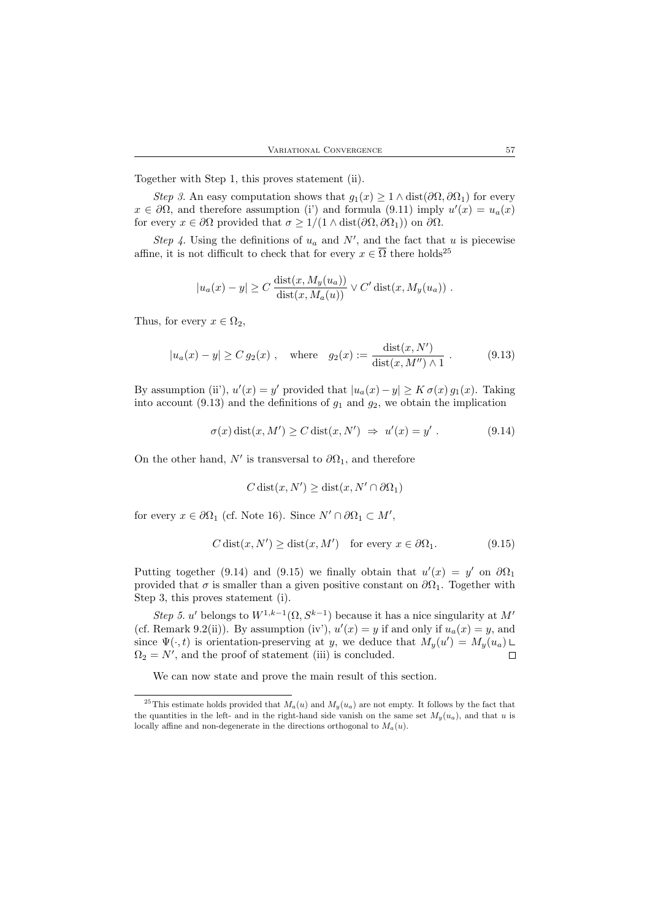Together with Step 1, this proves statement (ii).

*Step 3.* An easy computation shows that $g_1(x) \geq 1 \wedge \operatorname{dist}(\partial\Omega, \partial\Omega_1)$ for every $x \in \partial\Omega$, and therefore assumption (i') and formula (9.11) imply $u'(x) = u_a(x)$ for every $x \in \partial\Omega$ provided that $\sigma \geq 1/(1 \wedge \operatorname{dist}(\partial\Omega, \partial\Omega_1))$ on $\partial\Omega$.

*Step 4.* Using the definitions of $u_a$ and $N'$, and the fact that $u$ is piecewise affine, it is not difficult to check that for every $x \in \overline{\Omega}$ there holds[25]

$$|u_a(x) - y| \geq C \, \frac{\operatorname{dist}(x, M_y(u_a))}{\operatorname{dist}(x, M_a(u))} \vee C' \operatorname{dist}(x, M_y(u_a)) \ .$$

Thus, for every $x \in \Omega_2$,

$$|u_a(x) - y| \geq C \, g_2(x) \ , \quad \text{where} \quad g_2(x) := \frac{\operatorname{dist}(x, N')}{\operatorname{dist}(x, M'') \wedge 1} \ . \tag{9.13}$$

By assumption (ii'), $u'(x) = y'$ provided that $|u_a(x) - y| \geq K \, \sigma(x) \, g_1(x)$. Taking into account (9.13) and the definitions of $g_1$ and $g_2$, we obtain the implication

$$\sigma(x) \operatorname{dist}(x, M') \geq C \operatorname{dist}(x, N') \ \Rightarrow \ u'(x) = y' \ . \tag{9.14}$$

On the other hand, $N'$ is transversal to $\partial\Omega_1$, and therefore

$$C \operatorname{dist}(x, N') \geq \operatorname{dist}(x, N' \cap \partial\Omega_1)$$

for every $x \in \partial\Omega_1$ (cf. Note 16). Since $N' \cap \partial\Omega_1 \subset M'$,

$$C \operatorname{dist}(x, N') \geq \operatorname{dist}(x, M') \quad \text{for every } x \in \partial\Omega_1. \tag{9.15}$$

Putting together (9.14) and (9.15) we finally obtain that $u'(x) = y'$ on $\partial\Omega_1$ provided that $\sigma$ is smaller than a given positive constant on $\partial\Omega_1$. Together with Step 3, this proves statement (i).

*Step 5.* $u'$ belongs to $W^{1,k-1}(\Omega, S^{k-1})$ because it has a nice singularity at $M'$ (cf. Remark 9.2(ii)). By assumption (iv'), $u'(x) = y$ if and only if $u_a(x) = y$, and since $\Psi(\cdot, t)$ is orientation-preserving at $y$, we deduce that $M_y(u') = M_y(u_a) \llcorner \Omega_2 = N'$, and the proof of statement (iii) is concluded. $\square$

We can now state and prove the main result of this section.

---

[25] This estimate holds provided that $M_a(u)$ and $M_y(u_a)$ are not empty. It follows by the fact that the quantities in the left- and in the right-hand side vanish on the same set $M_y(u_a)$, and that $u$ is locally affine and non-degenerate in the directions orthogonal to $M_a(u)$.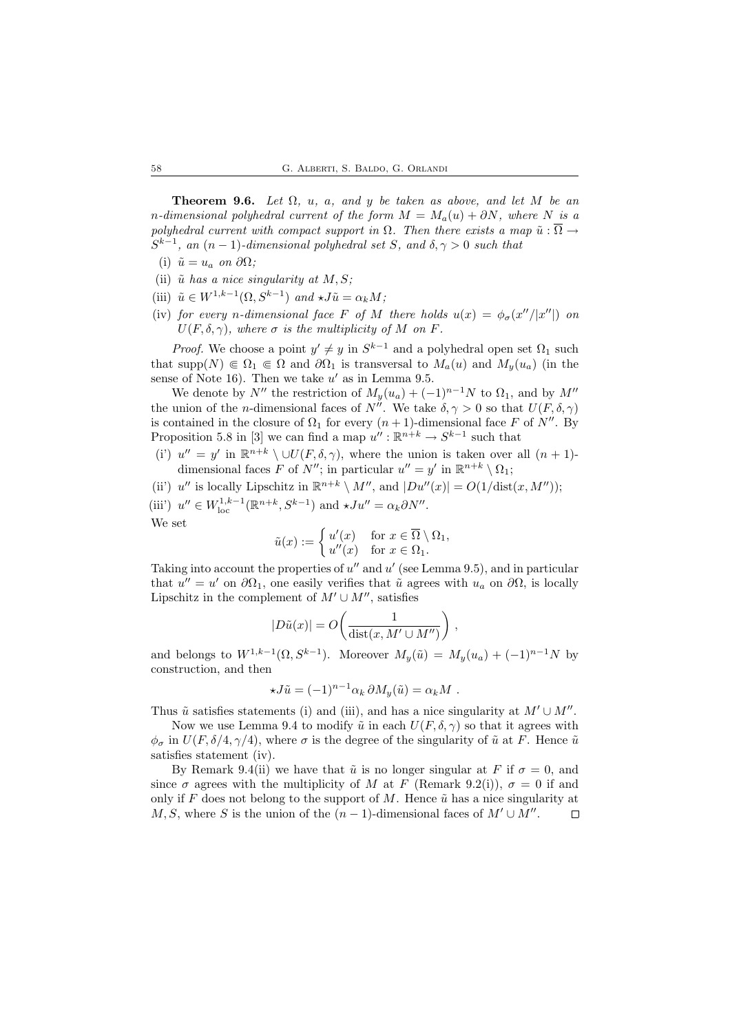**Theorem 9.6.** *Let $\Omega$, $u$, $a$, and $y$ be taken as above, and let $M$ be an $n$-dimensional polyhedral current of the form $M = M_a(u) + \partial N$, where $N$ is a polyhedral current with compact support in $\Omega$. Then there exists a map $\tilde{u} : \overline{\Omega} \to S^{k-1}$, an $(n-1)$-dimensional polyhedral set $S$, and $\delta, \gamma > 0$ such that*

(i) *$\tilde{u} = u_a$ on $\partial\Omega$;*

(ii) *$\tilde{u}$ has a nice singularity at $M, S$;*

(iii) *$\tilde{u} \in W^{1,k-1}(\Omega, S^{k-1})$ and $\star J\tilde{u} = \alpha_k M$;*

(iv) *for every $n$-dimensional face $F$ of $M$ there holds $u(x) = \phi_\sigma(x''/|x''|)$ on $U(F, \delta, \gamma)$, where $\sigma$ is the multiplicity of $M$ on $F$.*

*Proof.* We choose a point $y' \neq y$ in $S^{k-1}$ and a polyhedral open set $\Omega_1$ such that $\mathrm{supp}(N) \Subset \Omega_1 \Subset \Omega$ and $\partial\Omega_1$ is transversal to $M_a(u)$ and $M_y(u_a)$ (in the sense of Note 16). Then we take $u'$ as in Lemma 9.5.

We denote by $N''$ the restriction of $M_y(u_a) + (-1)^{n-1}N$ to $\Omega_1$, and by $M''$ the union of the $n$-dimensional faces of $N''$. We take $\delta, \gamma > 0$ so that $U(F, \delta, \gamma)$ is contained in the closure of $\Omega_1$ for every $(n+1)$-dimensional face $F$ of $N''$. By Proposition 5.8 in [3] we can find a map $u'' : \mathbb{R}^{n+k} \to S^{k-1}$ such that

(i') $u'' = y'$ in $\mathbb{R}^{n+k} \setminus \cup U(F, \delta, \gamma)$, where the union is taken over all $(n+1)$-dimensional faces $F$ of $N''$; in particular $u'' = y'$ in $\mathbb{R}^{n+k} \setminus \Omega_1$;

(ii') $u''$ is locally Lipschitz in $\mathbb{R}^{n+k} \setminus M''$, and $|Du''(x)| = O(1/\mathrm{dist}(x, M''))$;

(iii') $u'' \in W^{1,k-1}_{\mathrm{loc}}(\mathbb{R}^{n+k}, S^{k-1})$ and $\star Ju'' = \alpha_k \partial N''$.

We set

$$\tilde{u}(x) := \begin{cases} u'(x) & \text{for } x \in \overline{\Omega} \setminus \Omega_1, \\ u''(x) & \text{for } x \in \Omega_1. \end{cases}$$

Taking into account the properties of $u''$ and $u'$ (see Lemma 9.5), and in particular that $u'' = u'$ on $\partial\Omega_1$, one easily verifies that $\tilde{u}$ agrees with $u_a$ on $\partial\Omega$, is locally Lipschitz in the complement of $M' \cup M''$, satisfies

$$|D\tilde{u}(x)| = O\left(\frac{1}{\mathrm{dist}(x, M' \cup M'')}\right),$$

and belongs to $W^{1,k-1}(\Omega, S^{k-1})$. Moreover $M_y(\tilde{u}) = M_y(u_a) + (-1)^{n-1}N$ by construction, and then

$$\star J\tilde{u} = (-1)^{n-1}\alpha_k\, \partial M_y(\tilde{u}) = \alpha_k M\ .$$

Thus $\tilde{u}$ satisfies statements (i) and (iii), and has a nice singularity at $M' \cup M''$.

Now we use Lemma 9.4 to modify $\tilde{u}$ in each $U(F, \delta, \gamma)$ so that it agrees with $\phi_\sigma$ in $U(F, \delta/4, \gamma/4)$, where $\sigma$ is the degree of the singularity of $\tilde{u}$ at $F$. Hence $\tilde{u}$ satisfies statement (iv).

By Remark 9.4(ii) we have that $\tilde{u}$ is no longer singular at $F$ if $\sigma = 0$, and since $\sigma$ agrees with the multiplicity of $M$ at $F$ (Remark 9.2(i)), $\sigma = 0$ if and only if $F$ does not belong to the support of $M$. Hence $\tilde{u}$ has a nice singularity at $M, S$, where $S$ is the union of the $(n-1)$-dimensional faces of $M' \cup M''$. $\square$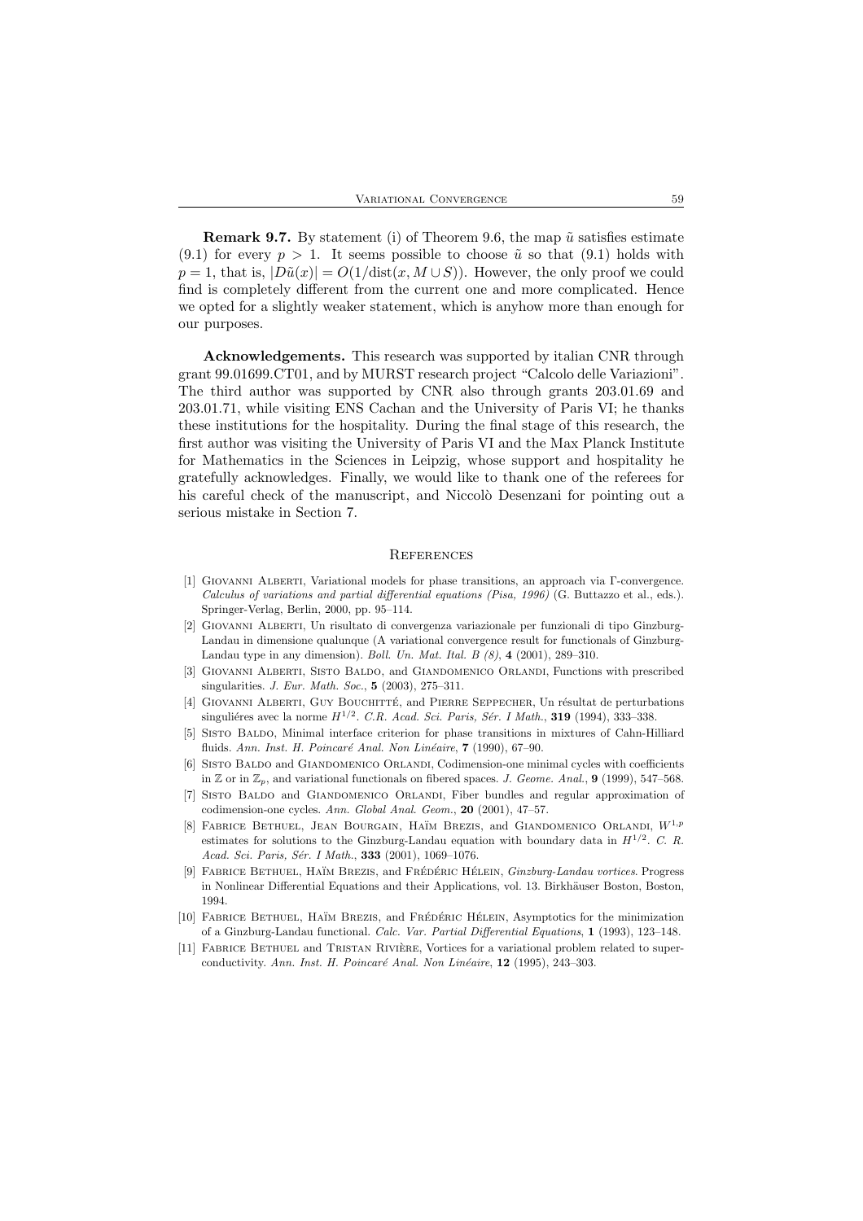**Remark 9.7.** By statement (i) of Theorem 9.6, the map $\tilde{u}$ satisfies estimate (9.1) for every $p > 1$. It seems possible to choose $\tilde{u}$ so that (9.1) holds with $p = 1$, that is, $|D\tilde{u}(x)| = O(1/\text{dist}(x, M \cup S))$. However, the only proof we could find is completely different from the current one and more complicated. Hence we opted for a slightly weaker statement, which is anyhow more than enough for our purposes.

**Acknowledgements.** This research was supported by italian CNR through grant 99.01699.CT01, and by MURST research project "Calcolo delle Variazioni". The third author was supported by CNR also through grants 203.01.69 and 203.01.71, while visiting ENS Cachan and the University of Paris VI; he thanks these institutions for the hospitality. During the final stage of this research, the first author was visiting the University of Paris VI and the Max Planck Institute for Mathematics in the Sciences in Leipzig, whose support and hospitality he gratefully acknowledges. Finally, we would like to thank one of the referees for his careful check of the manuscript, and Niccolò Desenzani for pointing out a serious mistake in Section 7.

## References

[1] Giovanni Alberti, Variational models for phase transitions, an approach via Γ-convergence. *Calculus of variations and partial differential equations (Pisa, 1996)* (G. Buttazzo et al., eds.). Springer-Verlag, Berlin, 2000, pp. 95–114.

[2] Giovanni Alberti, Un risultato di convergenza variazionale per funzionali di tipo Ginzburg-Landau in dimensione qualunque (A variational convergence result for functionals of Ginzburg-Landau type in any dimension). *Boll. Un. Mat. Ital. B (8)*, **4** (2001), 289–310.

[3] Giovanni Alberti, Sisto Baldo, and Giandomenico Orlandi, Functions with prescribed singularities. *J. Eur. Math. Soc.*, **5** (2003), 275–311.

[4] Giovanni Alberti, Guy Bouchitté, and Pierre Seppecher, Un résultat de perturbations singuliéres avec la norme $H^{1/2}$. *C.R. Acad. Sci. Paris, Sér. I Math.*, **319** (1994), 333–338.

[5] Sisto Baldo, Minimal interface criterion for phase transitions in mixtures of Cahn-Hilliard fluids. *Ann. Inst. H. Poincaré Anal. Non Linéaire*, **7** (1990), 67–90.

[6] Sisto Baldo and Giandomenico Orlandi, Codimension-one minimal cycles with coefficients in $\mathbb{Z}$ or in $\mathbb{Z}_p$, and variational functionals on fibered spaces. *J. Geome. Anal.*, **9** (1999), 547–568.

[7] Sisto Baldo and Giandomenico Orlandi, Fiber bundles and regular approximation of codimension-one cycles. *Ann. Global Anal. Geom.*, **20** (2001), 47–57.

[8] Fabrice Bethuel, Jean Bourgain, Haïm Brezis, and Giandomenico Orlandi, $W^{1,p}$ estimates for solutions to the Ginzburg-Landau equation with boundary data in $H^{1/2}$. *C. R. Acad. Sci. Paris, Sér. I Math.*, **333** (2001), 1069–1076.

[9] Fabrice Bethuel, Haïm Brezis, and Frédéric Hélein, *Ginzburg-Landau vortices*. Progress in Nonlinear Differential Equations and their Applications, vol. 13. Birkhäuser Boston, Boston, 1994.

[10] Fabrice Bethuel, Haïm Brezis, and Frédéric Hélein, Asymptotics for the minimization of a Ginzburg-Landau functional. *Calc. Var. Partial Differential Equations*, **1** (1993), 123–148.

[11] Fabrice Bethuel and Tristan Rivière, Vortices for a variational problem related to superconductivity. *Ann. Inst. H. Poincaré Anal. Non Linéaire*, **12** (1995), 243–303.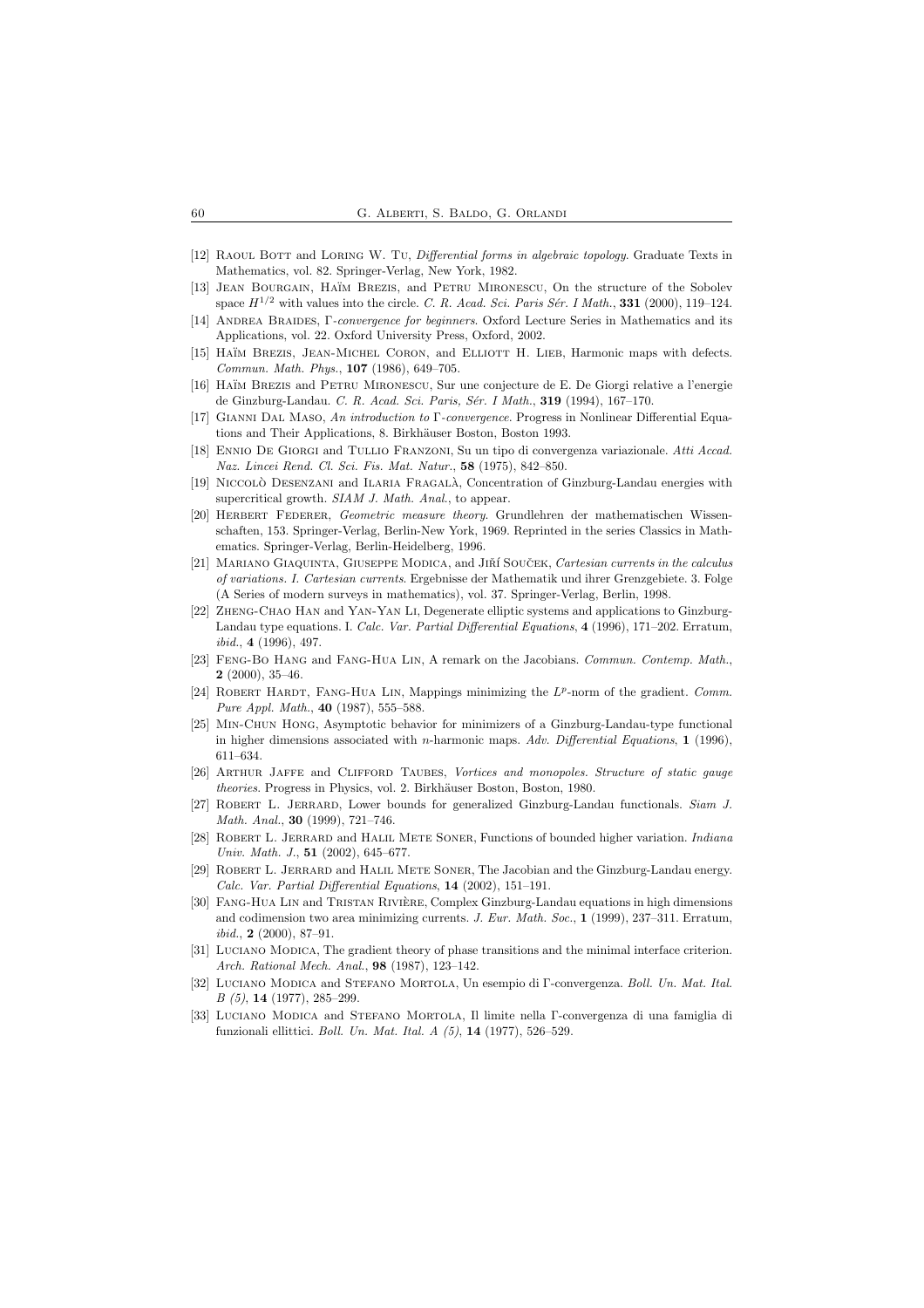[12] Raoul Bott and Loring W. Tu, *Differential forms in algebraic topology*. Graduate Texts in Mathematics, vol. 82. Springer-Verlag, New York, 1982.

[13] Jean Bourgain, Haïm Brezis, and Petru Mironescu, On the structure of the Sobolev space $H^{1/2}$ with values into the circle. *C. R. Acad. Sci. Paris Sér. I Math.*, **331** (2000), 119–124.

[14] Andrea Braides, *Γ-convergence for beginners*. Oxford Lecture Series in Mathematics and its Applications, vol. 22. Oxford University Press, Oxford, 2002.

[15] Haïm Brezis, Jean-Michel Coron, and Elliott H. Lieb, Harmonic maps with defects. *Commun. Math. Phys.*, **107** (1986), 649–705.

[16] Haïm Brezis and Petru Mironescu, Sur une conjecture de E. De Giorgi relative a l'energie de Ginzburg-Landau. *C. R. Acad. Sci. Paris, Sér. I Math.*, **319** (1994), 167–170.

[17] Gianni Dal Maso, *An introduction to Γ-convergence*. Progress in Nonlinear Differential Equations and Their Applications, 8. Birkhäuser Boston, Boston 1993.

[18] Ennio De Giorgi and Tullio Franzoni, Su un tipo di convergenza variazionale. *Atti Accad. Naz. Lincei Rend. Cl. Sci. Fis. Mat. Natur.*, **58** (1975), 842–850.

[19] Niccolò Desenzani and Ilaria Fragalà, Concentration of Ginzburg-Landau energies with supercritical growth. *SIAM J. Math. Anal.*, to appear.

[20] Herbert Federer, *Geometric measure theory*. Grundlehren der mathematischen Wissenschaften, 153. Springer-Verlag, Berlin-New York, 1969. Reprinted in the series Classics in Mathematics. Springer-Verlag, Berlin-Heidelberg, 1996.

[21] Mariano Giaquinta, Giuseppe Modica, and Jiří Souček, *Cartesian currents in the calculus of variations. I. Cartesian currents*. Ergebnisse der Mathematik und ihrer Grenzgebiete. 3. Folge (A Series of modern surveys in mathematics), vol. 37. Springer-Verlag, Berlin, 1998.

[22] Zheng-Chao Han and Yan-Yan Li, Degenerate elliptic systems and applications to Ginzburg-Landau type equations. I. *Calc. Var. Partial Differential Equations*, **4** (1996), 171–202. Erratum, *ibid.*, **4** (1996), 497.

[23] Feng-Bo Hang and Fang-Hua Lin, A remark on the Jacobians. *Commun. Contemp. Math.*, **2** (2000), 35–46.

[24] Robert Hardt, Fang-Hua Lin, Mappings minimizing the $L^p$-norm of the gradient. *Comm. Pure Appl. Math.*, **40** (1987), 555–588.

[25] Min-Chun Hong, Asymptotic behavior for minimizers of a Ginzburg-Landau-type functional in higher dimensions associated with $n$-harmonic maps. *Adv. Differential Equations*, **1** (1996), 611–634.

[26] Arthur Jaffe and Clifford Taubes, *Vortices and monopoles. Structure of static gauge theories*. Progress in Physics, vol. 2. Birkhäuser Boston, Boston, 1980.

[27] Robert L. Jerrard, Lower bounds for generalized Ginzburg-Landau functionals. *Siam J. Math. Anal.*, **30** (1999), 721–746.

[28] Robert L. Jerrard and Halil Mete Soner, Functions of bounded higher variation. *Indiana Univ. Math. J.*, **51** (2002), 645–677.

[29] Robert L. Jerrard and Halil Mete Soner, The Jacobian and the Ginzburg-Landau energy. *Calc. Var. Partial Differential Equations*, **14** (2002), 151–191.

[30] Fang-Hua Lin and Tristan Rivière, Complex Ginzburg-Landau equations in high dimensions and codimension two area minimizing currents. *J. Eur. Math. Soc.*, **1** (1999), 237–311. Erratum, *ibid.*, **2** (2000), 87–91.

[31] Luciano Modica, The gradient theory of phase transitions and the minimal interface criterion. *Arch. Rational Mech. Anal.*, **98** (1987), 123–142.

[32] Luciano Modica and Stefano Mortola, Un esempio di Γ-convergenza. *Boll. Un. Mat. Ital. B (5)*, **14** (1977), 285–299.

[33] Luciano Modica and Stefano Mortola, Il limite nella Γ-convergenza di una famiglia di funzionali ellittici. *Boll. Un. Mat. Ital. A (5)*, **14** (1977), 526–529.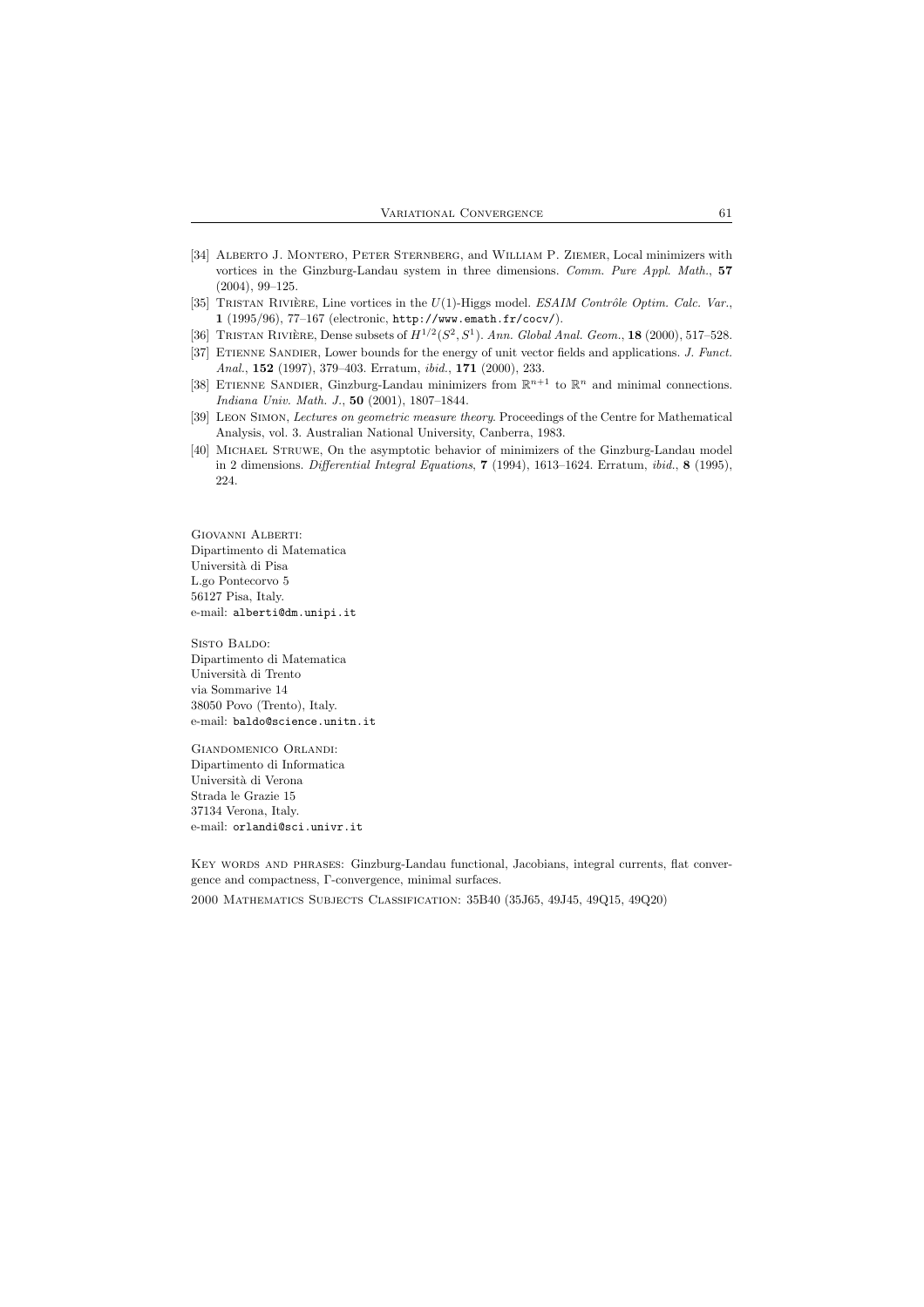[34] Alberto J. Montero, Peter Sternberg, and William P. Ziemer, Local minimizers with vortices in the Ginzburg-Landau system in three dimensions. *Comm. Pure Appl. Math.*, **57** (2004), 99–125.

[35] Tristan Rivière, Line vortices in the $U(1)$-Higgs model. *ESAIM Contrôle Optim. Calc. Var.*, **1** (1995/96), 77–167 (electronic, http://www.emath.fr/cocv/).

[36] Tristan Rivière, Dense subsets of $H^{1/2}(S^2, S^1)$. *Ann. Global Anal. Geom.*, **18** (2000), 517–528.

[37] Etienne Sandier, Lower bounds for the energy of unit vector fields and applications. *J. Funct. Anal.*, **152** (1997), 379–403. Erratum, *ibid.*, **171** (2000), 233.

[38] Etienne Sandier, Ginzburg-Landau minimizers from $\mathbb{R}^{n+1}$ to $\mathbb{R}^n$ and minimal connections. *Indiana Univ. Math. J.*, **50** (2001), 1807–1844.

[39] Leon Simon, *Lectures on geometric measure theory*. Proceedings of the Centre for Mathematical Analysis, vol. 3. Australian National University, Canberra, 1983.

[40] Michael Struwe, On the asymptotic behavior of minimizers of the Ginzburg-Landau model in 2 dimensions. *Differential Integral Equations*, **7** (1994), 1613–1624. Erratum, *ibid.*, **8** (1995), 224.

Giovanni Alberti:
Dipartimento di Matematica
Università di Pisa
L.go Pontecorvo 5
56127 Pisa, Italy.
e-mail: alberti@dm.unipi.it

Sisto Baldo:
Dipartimento di Matematica
Università di Trento
via Sommarive 14
38050 Povo (Trento), Italy.
e-mail: baldo@science.unitn.it

Giandomenico Orlandi:
Dipartimento di Informatica
Università di Verona
Strada le Grazie 15
37134 Verona, Italy.
e-mail: orlandi@sci.univr.it

Key words and phrases: Ginzburg-Landau functional, Jacobians, integral currents, flat convergence and compactness, Γ-convergence, minimal surfaces.

2000 Mathematics Subjects Classification: 35B40 (35J65, 49J45, 49Q15, 49Q20)